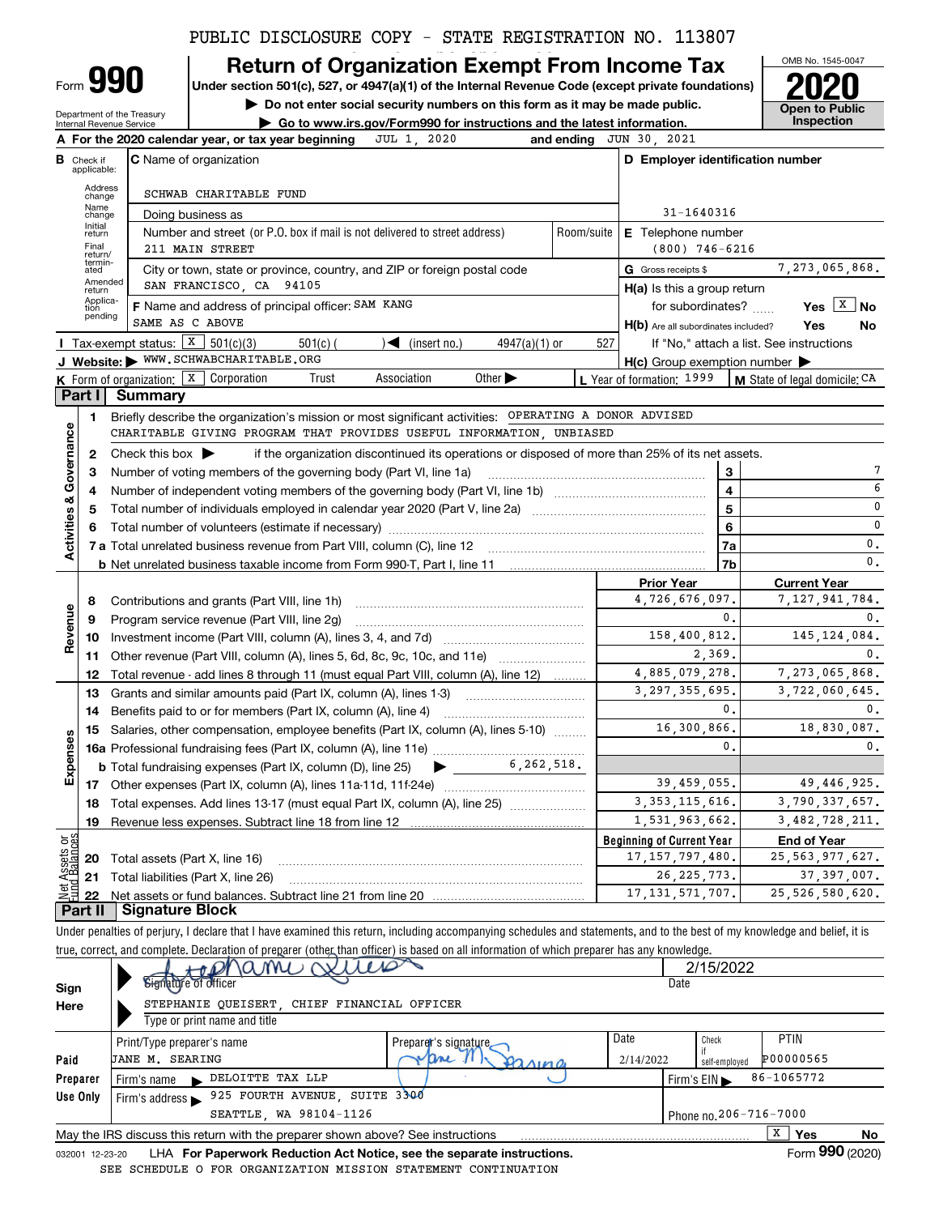PUBLIC DISCLOSURE COPY - STATE REGISTRATION NO. 113807

# Form 990 — Return of Organization Exempt From Income Tax

Under section 501(c), 527, or 4947(a)(1) of the Internal Revenue Code (except private foundations)

▶ Do not enter social security numbers on this form as it may be made public.

▶ Go to www.irs.gov/Form990 for instructions and the latest information.

OMB No. 1545-0047

**2020**

Open to Public Inspection

Department of the Treasury
Internal Revenue Service

**A** For the 2020 calendar year, or tax year beginning JUL 1, 2020 and ending JUN 30, 2021

**B** Check if applicable: Address change, Name change, Initial return, Final return/terminated, Amended return, Application pending

**C** Name of organization: SCHWAB CHARITABLE FUND

Doing business as

Number and street (or P.O. box if mail is not delivered to street address): 211 MAIN STREET | Room/suite

City or town, state or province, country, and ZIP or foreign postal code: SAN FRANCISCO, CA 94105

**F** Name and address of principal officer: SAM KANG, SAME AS C ABOVE

**D** Employer identification number: 31-1640316

**E** Telephone number: (800) 746-6216

**G** Gross receipts $ 7,273,065,868.

**H(a)** Is this a group return for subordinates? Yes [ ] No [X]

**H(b)** Are all subordinates included? Yes No — If "No," attach a list. See instructions

**H(c)** Group exemption number ▶

**I** Tax-exempt status: [X] 501(c)(3) [ ] 501(c) ( ) ◀ (insert no.) [ ] 4947(a)(1) or [ ] 527

**J** Website: ▶ WWW.SCHWABCHARITABLE.ORG

**K** Form of organization: [X] Corporation [ ] Trust [ ] Association [ ] Other ▶

**L** Year of formation: 1999

**M** State of legal domicile: CA

## Part I Summary

**Activities & Governance**

1. Briefly describe the organization's mission or most significant activities: OPERATING A DONOR ADVISED CHARITABLE GIVING PROGRAM THAT PROVIDES USEFUL INFORMATION, UNBIASED
2. Check this box ▶ if the organization discontinued its operations or disposed of more than 25% of its net assets.

| Line | Description | No. | Value |
|---|---|---|---|
| 3 | Number of voting members of the governing body (Part VI, line 1a) | 3 | 7 |
| 4 | Number of independent voting members of the governing body (Part VI, line 1b) | 4 | 6 |
| 5 | Total number of individuals employed in calendar year 2020 (Part V, line 2a) | 5 | 0 |
| 6 | Total number of volunteers (estimate if necessary) | 6 | 0 |
| 7a | Total unrelated business revenue from Part VIII, column (C), line 12 | 7a | 0. |
| b | Net unrelated business taxable income from Form 990-T, Part I, line 11 | 7b | 0. |

| Line | Description | Prior Year | Current Year |
|---|---|---|---|
| **Revenue** | | | |
| 8 | Contributions and grants (Part VIII, line 1h) | 4,726,676,097. | 7,127,941,784. |
| 9 | Program service revenue (Part VIII, line 2g) | 0. | 0. |
| 10 | Investment income (Part VIII, column (A), lines 3, 4, and 7d) | 158,400,812. | 145,124,084. |
| 11 | Other revenue (Part VIII, column (A), lines 5, 6d, 8c, 9c, 10c, and 11e) | 2,369. | 0. |
| 12 | Total revenue - add lines 8 through 11 (must equal Part VIII, column (A), line 12) | 4,885,079,278. | 7,273,065,868. |
| **Expenses** | | | |
| 13 | Grants and similar amounts paid (Part IX, column (A), lines 1-3) | 3,297,355,695. | 3,722,060,645. |
| 14 | Benefits paid to or for members (Part IX, column (A), line 4) | 0. | 0. |
| 15 | Salaries, other compensation, employee benefits (Part IX, column (A), lines 5-10) | 16,300,866. | 18,830,087. |
| 16a | Professional fundraising fees (Part IX, column (A), line 11e) | 0. | 0. |
| b | Total fundraising expenses (Part IX, column (D), line 25) ▶ 6,262,518. | | |
| 17 | Other expenses (Part IX, column (A), lines 11a-11d, 11f-24e) | 39,459,055. | 49,446,925. |
| 18 | Total expenses. Add lines 13-17 (must equal Part IX, column (A), line 25) | 3,353,115,616. | 3,790,337,657. |
| 19 | Revenue less expenses. Subtract line 18 from line 12 | 1,531,963,662. | 3,482,728,211. |
| **Net Assets or Fund Balances** | | **Beginning of Current Year** | **End of Year** |
| 20 | Total assets (Part X, line 16) | 17,157,797,480. | 25,563,977,627. |
| 21 | Total liabilities (Part X, line 26) | 26,225,773. | 37,397,007. |
| 22 | Net assets or fund balances. Subtract line 21 from line 20 | 17,131,571,707. | 25,526,580,620. |

## Part II Signature Block

Under penalties of perjury, I declare that I have examined this return, including accompanying schedules and statements, and to the best of my knowledge and belief, it is true, correct, and complete. Declaration of preparer (other than officer) is based on all information of which preparer has any knowledge.

**Sign Here**

Signature of officer: Stephanie Queisert — Date: 2/15/2022

STEPHANIE QUEISERT, CHIEF FINANCIAL OFFICER
Type or print name and title

**Paid Preparer Use Only**

| Print/Type preparer's name | Preparer's signature | Date | Check if self-employed | PTIN |
|---|---|---|---|---|
| JANE M. SEARING | Jane M. Searing | 2/14/2022 | | P00000565 |

Firm's name ▶ DELOITTE TAX LLP — Firm's EIN ▶ 86-1065772

Firm's address ▶ 925 FOURTH AVENUE, SUITE 3300, SEATTLE, WA 98104-1126 — Phone no. 206-716-7000

May the IRS discuss this return with the preparer shown above? See instructions [X] Yes [ ] No

032001 12-23-20 LHA **For Paperwork Reduction Act Notice, see the separate instructions.** Form **990** (2020)

SEE SCHEDULE O FOR ORGANIZATION MISSION STATEMENT CONTINUATION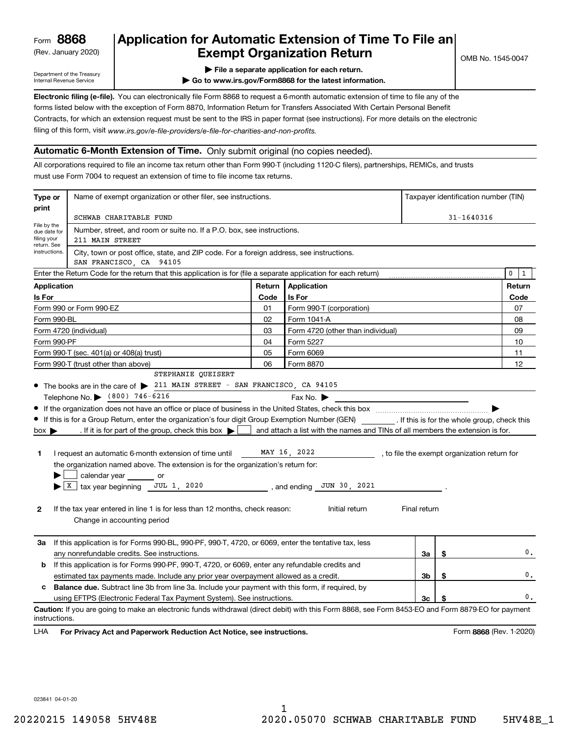Form **8868** (Rev. January 2020)

Department of the Treasury Internal Revenue Service

# Application for Automatic Extension of Time To File an Exempt Organization Return

OMB No. 1545-0047

▶ File a separate application for each return.

▶ Go to www.irs.gov/Form8868 for the latest information.

**Electronic filing (e-file).** You can electronically file Form 8868 to request a 6-month automatic extension of time to file any of the forms listed below with the exception of Form 8870, Information Return for Transfers Associated With Certain Personal Benefit Contracts, for which an extension request must be sent to the IRS in paper format (see instructions). For more details on the electronic filing of this form, visit *www.irs.gov/e-file-providers/e-file-for-charities-and-non-profits.*

## Automatic 6-Month Extension of Time. Only submit original (no copies needed).

All corporations required to file an income tax return other than Form 990-T (including 1120-C filers), partnerships, REMICs, and trusts must use Form 7004 to request an extension of time to file income tax returns.

| Type or print | Name of exempt organization or other filer, see instructions. | Taxpayer identification number (TIN) |
|---|---|---|
| File by the due date for filing your return. See instructions. | SCHWAB CHARITABLE FUND | 31-1640316 |
| | Number, street, and room or suite no. If a P.O. box, see instructions. 211 MAIN STREET | |
| | City, town or post office, state, and ZIP code. For a foreign address, see instructions. SAN FRANCISCO, CA 94105 | |

Enter the Return Code for the return that this application is for (file a separate application for each return) 0 1

| Application Is For | Return Code | Application Is For | Return Code |
|---|---|---|---|
| Form 990 or Form 990-EZ | 01 | Form 990-T (corporation) | 07 |
| Form 990-BL | 02 | Form 1041-A | 08 |
| Form 4720 (individual) | 03 | Form 4720 (other than individual) | 09 |
| Form 990-PF | 04 | Form 5227 | 10 |
| Form 990-T (sec. 401(a) or 408(a) trust) | 05 | Form 6069 | 11 |
| Form 990-T (trust other than above) | 06 | Form 8870 | 12 |

- The books are in the care of ▶ STEPHANIE QUEISERT 211 MAIN STREET - SAN FRANCISCO, CA 94105
  Telephone No. ▶ (800) 746-6216 Fax No. ▶
- If the organization does not have an office or place of business in the United States, check this box ▶
- If this is for a Group Return, enter the organization's four digit Group Exemption Number (GEN) ________ . If this is for the whole group, check this box ▶ . If it is for part of the group, check this box ▶ ☐ and attach a list with the names and TINs of all members the extension is for.

**1** I request an automatic 6-month extension of time until MAY 16, 2022, to file the exempt organization return for the organization named above. The extension is for the organization's return for:

▶ ☐ calendar year ______ or

▶ ☒ tax year beginning JUL 1, 2020, and ending JUN 30, 2021.

**2** If the tax year entered in line 1 is for less than 12 months, check reason: Initial return Final return Change in accounting period

| | | | |
|---|---|---|---|
| **3a** | If this application is for Forms 990-BL, 990-PF, 990-T, 4720, or 6069, enter the tentative tax, less any nonrefundable credits. See instructions. | 3a | $ 0. |
| **b** | If this application is for Forms 990-PF, 990-T, 4720, or 6069, enter any refundable credits and estimated tax payments made. Include any prior year overpayment allowed as a credit. | 3b | $ 0. |
| **c** | **Balance due.** Subtract line 3b from line 3a. Include your payment with this form, if required, by using EFTPS (Electronic Federal Tax Payment System). See instructions. | 3c | $ 0. |

**Caution:** If you are going to make an electronic funds withdrawal (direct debit) with this Form 8868, see Form 8453-EO and Form 8879-EO for payment instructions.

LHA **For Privacy Act and Paperwork Reduction Act Notice, see instructions.** Form **8868** (Rev. 1-2020)

023841 04-01-20

20220215 149058 5HV48E 2020.05070 SCHWAB CHARITABLE FUND 5HV48E_1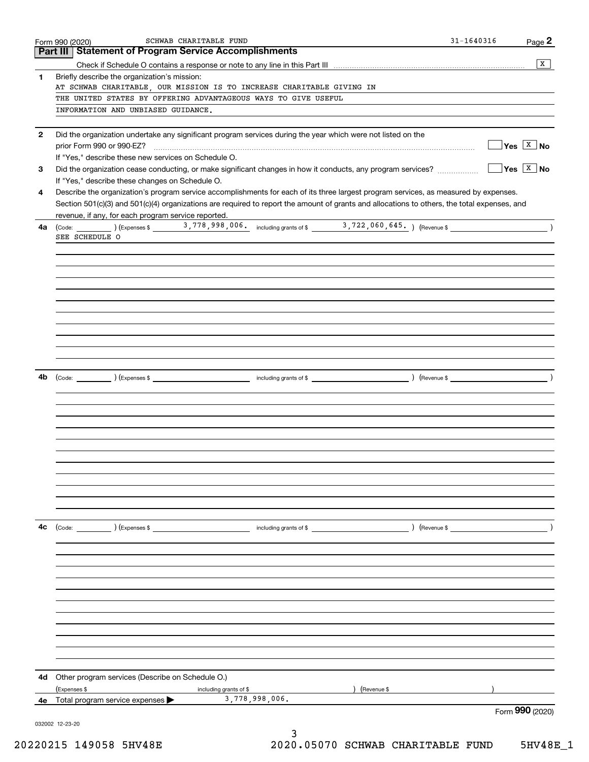Form 990 (2020) SCHWAB CHARITABLE FUND 31-1640316

## Part III Statement of Program Service Accomplishments

Check if Schedule O contains a response or note to any line in this Part III ..... [X]

**1** Briefly describe the organization's mission:

AT SCHWAB CHARITABLE, OUR MISSION IS TO INCREASE CHARITABLE GIVING IN THE UNITED STATES BY OFFERING ADVANTAGEOUS WAYS TO GIVE USEFUL INFORMATION AND UNBIASED GUIDANCE.

**2** Did the organization undertake any significant program services during the year which were not listed on the prior Form 990 or 990-EZ? ..... [ ] Yes [X] No

If "Yes," describe these new services on Schedule O.

**3** Did the organization cease conducting, or make significant changes in how it conducts, any program services? ..... [ ] Yes [X] No

If "Yes," describe these changes on Schedule O.

**4** Describe the organization's program service accomplishments for each of its three largest program services, as measured by expenses. Section 501(c)(3) and 501(c)(4) organizations are required to report the amount of grants and allocations to others, the total expenses, and revenue, if any, for each program service reported.

**4a** (Code: ) (Expenses $ 3,778,998,006. including grants of $ 3,722,060,645. ) (Revenue $ )

SEE SCHEDULE O

**4b** (Code: ) (Expenses $ including grants of $ ) (Revenue $ )

**4c** (Code: ) (Expenses $ including grants of $ ) (Revenue $ )

**4d** Other program services (Describe on Schedule O.)

(Expenses $ including grants of $ ) (Revenue $ )

**4e** Total program service expenses ▶ 3,778,998,006.

Form **990** (2020)

032002 12-23-20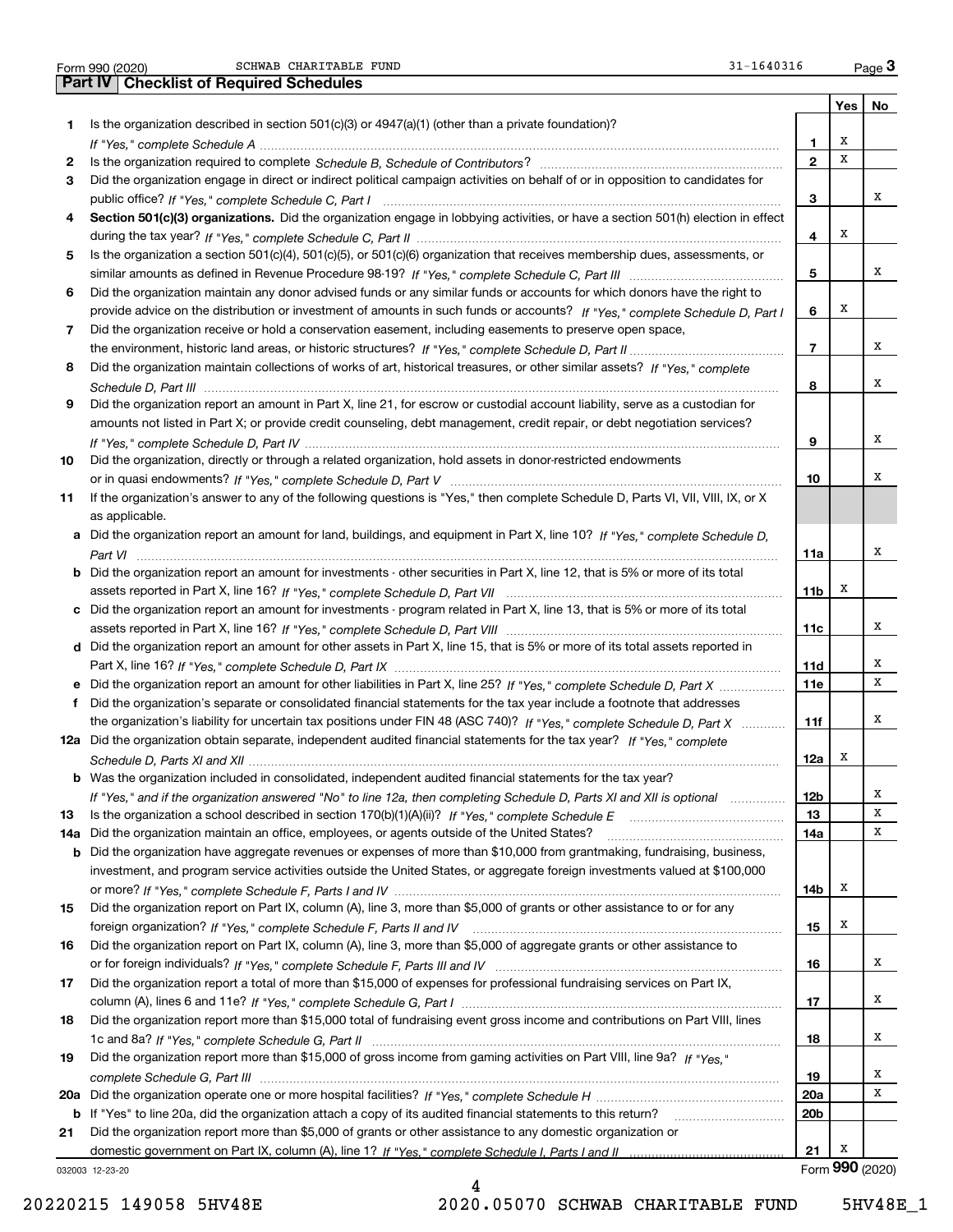Form 990 (2020) SCHWAB CHARITABLE FUND 31-1640316 Page 3

## Part IV Checklist of Required Schedules

| | | | Yes | No |
|---|---|---|---|---|
| 1 | Is the organization described in section 501(c)(3) or 4947(a)(1) (other than a private foundation)? *If "Yes," complete Schedule A* | 1 | X | |
| 2 | Is the organization required to complete *Schedule B, Schedule of Contributors*? | 2 | X | |
| 3 | Did the organization engage in direct or indirect political campaign activities on behalf of or in opposition to candidates for public office? *If "Yes," complete Schedule C, Part I* | 3 | | X |
| 4 | **Section 501(c)(3) organizations.** Did the organization engage in lobbying activities, or have a section 501(h) election in effect during the tax year? *If "Yes," complete Schedule C, Part II* | 4 | X | |
| 5 | Is the organization a section 501(c)(4), 501(c)(5), or 501(c)(6) organization that receives membership dues, assessments, or similar amounts as defined in Revenue Procedure 98-19? *If "Yes," complete Schedule C, Part III* | 5 | | X |
| 6 | Did the organization maintain any donor advised funds or any similar funds or accounts for which donors have the right to provide advice on the distribution or investment of amounts in such funds or accounts? *If "Yes," complete Schedule D, Part I* | 6 | X | |
| 7 | Did the organization receive or hold a conservation easement, including easements to preserve open space, the environment, historic land areas, or historic structures? *If "Yes," complete Schedule D, Part II* | 7 | | X |
| 8 | Did the organization maintain collections of works of art, historical treasures, or other similar assets? *If "Yes," complete Schedule D, Part III* | 8 | | X |
| 9 | Did the organization report an amount in Part X, line 21, for escrow or custodial account liability, serve as a custodian for amounts not listed in Part X; or provide credit counseling, debt management, credit repair, or debt negotiation services? *If "Yes," complete Schedule D, Part IV* | 9 | | X |
| 10 | Did the organization, directly or through a related organization, hold assets in donor-restricted endowments or in quasi endowments? *If "Yes," complete Schedule D, Part V* | 10 | | X |
| 11 | If the organization's answer to any of the following questions is "Yes," then complete Schedule D, Parts VI, VII, VIII, IX, or X as applicable. | | | |
| a | Did the organization report an amount for land, buildings, and equipment in Part X, line 10? *If "Yes," complete Schedule D, Part VI* | 11a | | X |
| b | Did the organization report an amount for investments - other securities in Part X, line 12, that is 5% or more of its total assets reported in Part X, line 16? *If "Yes," complete Schedule D, Part VII* | 11b | X | |
| c | Did the organization report an amount for investments - program related in Part X, line 13, that is 5% or more of its total assets reported in Part X, line 16? *If "Yes," complete Schedule D, Part VIII* | 11c | | X |
| d | Did the organization report an amount for other assets in Part X, line 15, that is 5% or more of its total assets reported in Part X, line 16? *If "Yes," complete Schedule D, Part IX* | 11d | | X |
| e | Did the organization report an amount for other liabilities in Part X, line 25? *If "Yes," complete Schedule D, Part X* | 11e | | X |
| f | Did the organization's separate or consolidated financial statements for the tax year include a footnote that addresses the organization's liability for uncertain tax positions under FIN 48 (ASC 740)? *If "Yes," complete Schedule D, Part X* | 11f | | X |
| 12a | Did the organization obtain separate, independent audited financial statements for the tax year? *If "Yes," complete Schedule D, Parts XI and XII* | 12a | X | |
| b | Was the organization included in consolidated, independent audited financial statements for the tax year? *If "Yes," and if the organization answered "No" to line 12a, then completing Schedule D, Parts XI and XII is optional* | 12b | | X |
| 13 | Is the organization a school described in section 170(b)(1)(A)(ii)? *If "Yes," complete Schedule E* | 13 | | X |
| 14a | Did the organization maintain an office, employees, or agents outside of the United States? | 14a | | X |
| b | Did the organization have aggregate revenues or expenses of more than $10,000 from grantmaking, fundraising, business, investment, and program service activities outside the United States, or aggregate foreign investments valued at $100,000 or more? *If "Yes," complete Schedule F, Parts I and IV* | 14b | X | |
| 15 | Did the organization report on Part IX, column (A), line 3, more than $5,000 of grants or other assistance to or for any foreign organization? *If "Yes," complete Schedule F, Parts II and IV* | 15 | X | |
| 16 | Did the organization report on Part IX, column (A), line 3, more than $5,000 of aggregate grants or other assistance to or for foreign individuals? *If "Yes," complete Schedule F, Parts III and IV* | 16 | | X |
| 17 | Did the organization report a total of more than $15,000 of expenses for professional fundraising services on Part IX, column (A), lines 6 and 11e? *If "Yes," complete Schedule G, Part I* | 17 | | X |
| 18 | Did the organization report more than $15,000 total of fundraising event gross income and contributions on Part VIII, lines 1c and 8a? *If "Yes," complete Schedule G, Part II* | 18 | | X |
| 19 | Did the organization report more than $15,000 of gross income from gaming activities on Part VIII, line 9a? *If "Yes," complete Schedule G, Part III* | 19 | | X |
| 20a | Did the organization operate one or more hospital facilities? *If "Yes," complete Schedule H* | 20a | | X |
| b | If "Yes" to line 20a, did the organization attach a copy of its audited financial statements to this return? | 20b | | |
| 21 | Did the organization report more than $5,000 of grants or other assistance to any domestic organization or domestic government on Part IX, column (A), line 1? *If "Yes," complete Schedule I, Parts I and II* | 21 | X | |

032003 12-23-20 Form **990** (2020)

20220215 149058 5HV48E 2020.05070 SCHWAB CHARITABLE FUND 5HV48E_1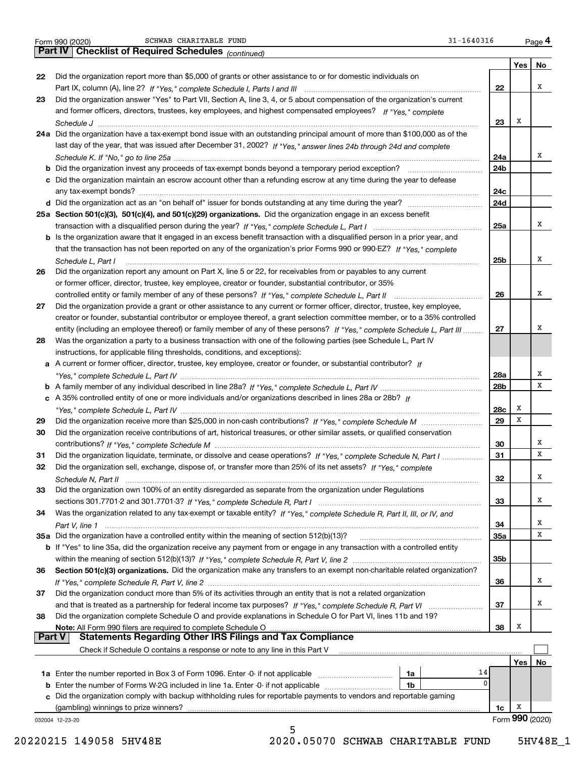Form 990 (2020) SCHWAB CHARITABLE FUND 31-1640316 Page 4

## Part IV Checklist of Required Schedules *(continued)*

| | | | Yes | No |
|---|---|---|---|---|
| 22 | Did the organization report more than $5,000 of grants or other assistance to or for domestic individuals on Part IX, column (A), line 2? *If "Yes," complete Schedule I, Parts I and III* | 22 | | X |
| 23 | Did the organization answer "Yes" to Part VII, Section A, line 3, 4, or 5 about compensation of the organization's current and former officers, directors, trustees, key employees, and highest compensated employees? *If "Yes," complete Schedule J* | 23 | X | |
| 24a | Did the organization have a tax-exempt bond issue with an outstanding principal amount of more than $100,000 as of the last day of the year, that was issued after December 31, 2002? *If "Yes," answer lines 24b through 24d and complete Schedule K. If "No," go to line 25a* | 24a | | X |
| b | Did the organization invest any proceeds of tax-exempt bonds beyond a temporary period exception? | 24b | | |
| c | Did the organization maintain an escrow account other than a refunding escrow at any time during the year to defease any tax-exempt bonds? | 24c | | |
| d | Did the organization act as an "on behalf of" issuer for bonds outstanding at any time during the year? | 24d | | |
| 25a | **Section 501(c)(3), 501(c)(4), and 501(c)(29) organizations.** Did the organization engage in an excess benefit transaction with a disqualified person during the year? *If "Yes," complete Schedule L, Part I* | 25a | | X |
| b | Is the organization aware that it engaged in an excess benefit transaction with a disqualified person in a prior year, and that the transaction has not been reported on any of the organization's prior Forms 990 or 990-EZ? *If "Yes," complete Schedule L, Part I* | 25b | | X |
| 26 | Did the organization report any amount on Part X, line 5 or 22, for receivables from or payables to any current or former officer, director, trustee, key employee, creator or founder, substantial contributor, or 35% controlled entity or family member of any of these persons? *If "Yes," complete Schedule L, Part II* | 26 | | X |
| 27 | Did the organization provide a grant or other assistance to any current or former officer, director, trustee, key employee, creator or founder, substantial contributor or employee thereof, a grant selection committee member, or to a 35% controlled entity (including an employee thereof) or family member of any of these persons? *If "Yes," complete Schedule L, Part III* | 27 | | X |
| 28 | Was the organization a party to a business transaction with one of the following parties (see Schedule L, Part IV instructions, for applicable filing thresholds, conditions, and exceptions): | | | |
| a | A current or former officer, director, trustee, key employee, creator or founder, or substantial contributor? *If "Yes," complete Schedule L, Part IV* | 28a | | X |
| b | A family member of any individual described in line 28a? *If "Yes," complete Schedule L, Part IV* | 28b | | X |
| c | A 35% controlled entity of one or more individuals and/or organizations described in lines 28a or 28b? *If "Yes," complete Schedule L, Part IV* | 28c | X | |
| 29 | Did the organization receive more than $25,000 in non-cash contributions? *If "Yes," complete Schedule M* | 29 | X | |
| 30 | Did the organization receive contributions of art, historical treasures, or other similar assets, or qualified conservation contributions? *If "Yes," complete Schedule M* | 30 | | X |
| 31 | Did the organization liquidate, terminate, or dissolve and cease operations? *If "Yes," complete Schedule N, Part I* | 31 | | X |
| 32 | Did the organization sell, exchange, dispose of, or transfer more than 25% of its net assets? *If "Yes," complete Schedule N, Part II* | 32 | | X |
| 33 | Did the organization own 100% of an entity disregarded as separate from the organization under Regulations sections 301.7701-2 and 301.7701-3? *If "Yes," complete Schedule R, Part I* | 33 | | X |
| 34 | Was the organization related to any tax-exempt or taxable entity? *If "Yes," complete Schedule R, Part II, III, or IV, and Part V, line 1* | 34 | | X |
| 35a | Did the organization have a controlled entity within the meaning of section 512(b)(13)? | 35a | | X |
| b | If "Yes" to line 35a, did the organization receive any payment from or engage in any transaction with a controlled entity within the meaning of section 512(b)(13)? *If "Yes," complete Schedule R, Part V, line 2* | 35b | | |
| 36 | **Section 501(c)(3) organizations.** Did the organization make any transfers to an exempt non-charitable related organization? *If "Yes," complete Schedule R, Part V, line 2* | 36 | | X |
| 37 | Did the organization conduct more than 5% of its activities through an entity that is not a related organization and that is treated as a partnership for federal income tax purposes? *If "Yes," complete Schedule R, Part VI* | 37 | | X |
| 38 | Did the organization complete Schedule O and provide explanations in Schedule O for Part VI, lines 11b and 19? **Note:** All Form 990 filers are required to complete Schedule O | 38 | X | |

## Part V Statements Regarding Other IRS Filings and Tax Compliance

Check if Schedule O contains a response or note to any line in this Part V ☐

| | | | | | Yes | No |
|---|---|---|---|---|---|---|
| 1a | Enter the number reported in Box 3 of Form 1096. Enter -0- if not applicable | 1a | 14 | | | |
| b | Enter the number of Forms W-2G included in line 1a. Enter -0- if not applicable | 1b | 0 | | | |
| c | Did the organization comply with backup withholding rules for reportable payments to vendors and reportable gaming (gambling) winnings to prize winners? | | | 1c | X | |

032004 12-23-20 Form **990** (2020)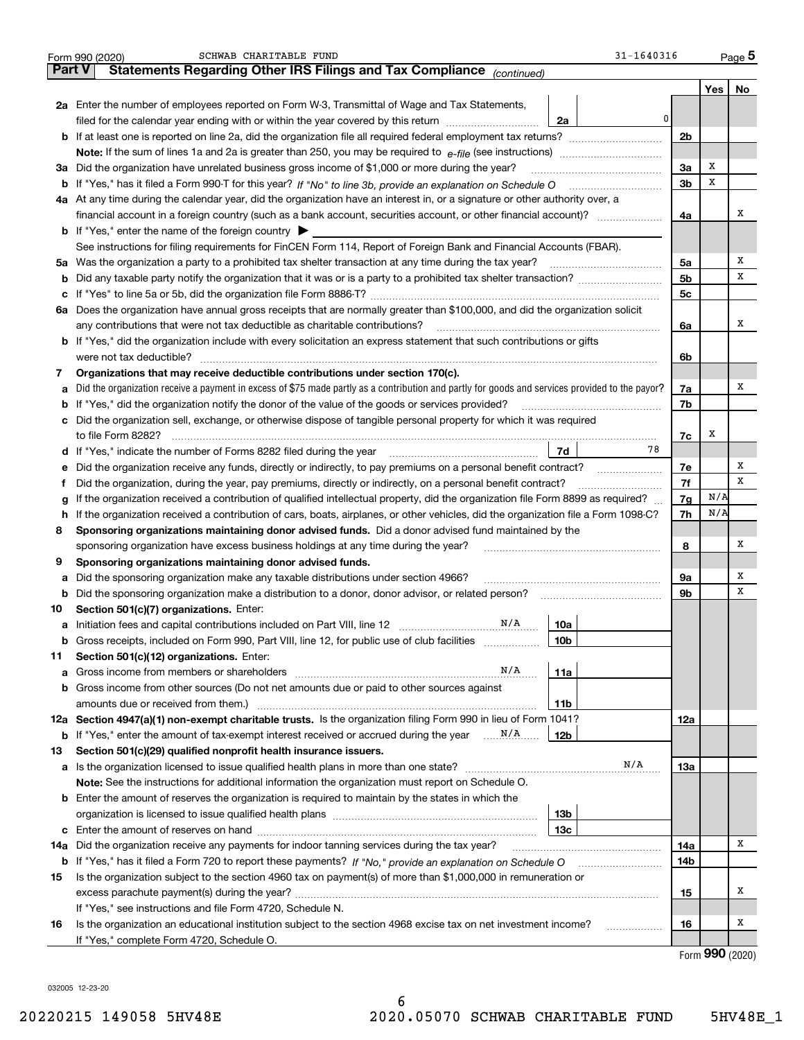Form 990 (2020) SCHWAB CHARITABLE FUND 31-1640316 Page 5

## Part V Statements Regarding Other IRS Filings and Tax Compliance *(continued)*

| | | | | Yes | No |
|---|---|---|---|---|---|
| **2a** | Enter the number of employees reported on Form W-3, Transmittal of Wage and Tax Statements, filed for the calendar year ending with or within the year covered by this return | 2a 0 | | | |
| **b** | If at least one is reported on line 2a, did the organization file all required federal employment tax returns? | | 2b | | |
| | **Note:** If the sum of lines 1a and 2a is greater than 250, you may be required to *e-file* (see instructions) | | | | |
| **3a** | Did the organization have unrelated business gross income of $1,000 or more during the year? | | 3a | X | |
| **b** | If "Yes," has it filed a Form 990-T for this year? *If "No" to line 3b, provide an explanation on Schedule O* | | 3b | X | |
| **4a** | At any time during the calendar year, did the organization have an interest in, or a signature or other authority over, a financial account in a foreign country (such as a bank account, securities account, or other financial account)? | | 4a | | X |
| **b** | If "Yes," enter the name of the foreign country ▶ | | | | |
| | See instructions for filing requirements for FinCEN Form 114, Report of Foreign Bank and Financial Accounts (FBAR). | | | | |
| **5a** | Was the organization a party to a prohibited tax shelter transaction at any time during the tax year? | | 5a | | X |
| **b** | Did any taxable party notify the organization that it was or is a party to a prohibited tax shelter transaction? | | 5b | | X |
| **c** | If "Yes" to line 5a or 5b, did the organization file Form 8886-T? | | 5c | | |
| **6a** | Does the organization have annual gross receipts that are normally greater than $100,000, and did the organization solicit any contributions that were not tax deductible as charitable contributions? | | 6a | | X |
| **b** | If "Yes," did the organization include with every solicitation an express statement that such contributions or gifts were not tax deductible? | | 6b | | |
| **7** | **Organizations that may receive deductible contributions under section 170(c).** | | | | |
| **a** | Did the organization receive a payment in excess of $75 made partly as a contribution and partly for goods and services provided to the payor? | | 7a | | X |
| **b** | If "Yes," did the organization notify the donor of the value of the goods or services provided? | | 7b | | |
| **c** | Did the organization sell, exchange, or otherwise dispose of tangible personal property for which it was required to file Form 8282? | | 7c | X | |
| **d** | If "Yes," indicate the number of Forms 8282 filed during the year | 7d 78 | | | |
| **e** | Did the organization receive any funds, directly or indirectly, to pay premiums on a personal benefit contract? | | 7e | | X |
| **f** | Did the organization, during the year, pay premiums, directly or indirectly, on a personal benefit contract? | | 7f | | X |
| **g** | If the organization received a contribution of qualified intellectual property, did the organization file Form 8899 as required? | | 7g | N/A | |
| **h** | If the organization received a contribution of cars, boats, airplanes, or other vehicles, did the organization file a Form 1098-C? | | 7h | N/A | |
| **8** | **Sponsoring organizations maintaining donor advised funds.** Did a donor advised fund maintained by the sponsoring organization have excess business holdings at any time during the year? | | 8 | | X |
| **9** | **Sponsoring organizations maintaining donor advised funds.** | | | | |
| **a** | Did the sponsoring organization make any taxable distributions under section 4966? | | 9a | | X |
| **b** | Did the sponsoring organization make a distribution to a donor, donor advisor, or related person? | | 9b | | X |
| **10** | **Section 501(c)(7) organizations.** Enter: | | | | |
| **a** | Initiation fees and capital contributions included on Part VIII, line 12 N/A | 10a | | | |
| **b** | Gross receipts, included on Form 990, Part VIII, line 12, for public use of club facilities | 10b | | | |
| **11** | **Section 501(c)(12) organizations.** Enter: | | | | |
| **a** | Gross income from members or shareholders N/A | 11a | | | |
| **b** | Gross income from other sources (Do not net amounts due or paid to other sources against amounts due or received from them.) | 11b | | | |
| **12a** | **Section 4947(a)(1) non-exempt charitable trusts.** Is the organization filing Form 990 in lieu of Form 1041? | | 12a | | |
| **b** | If "Yes," enter the amount of tax-exempt interest received or accrued during the year N/A | 12b | | | |
| **13** | **Section 501(c)(29) qualified nonprofit health insurance issuers.** | | | | |
| **a** | Is the organization licensed to issue qualified health plans in more than one state? N/A | | 13a | | |
| | **Note:** See the instructions for additional information the organization must report on Schedule O. | | | | |
| **b** | Enter the amount of reserves the organization is required to maintain by the states in which the organization is licensed to issue qualified health plans | 13b | | | |
| **c** | Enter the amount of reserves on hand | 13c | | | |
| **14a** | Did the organization receive any payments for indoor tanning services during the tax year? | | 14a | | X |
| **b** | If "Yes," has it filed a Form 720 to report these payments? *If "No," provide an explanation on Schedule O* | | 14b | | |
| **15** | Is the organization subject to the section 4960 tax on payment(s) of more than $1,000,000 in remuneration or excess parachute payment(s) during the year? | | 15 | | X |
| | If "Yes," see instructions and file Form 4720, Schedule N. | | | | |
| **16** | Is the organization an educational institution subject to the section 4968 excise tax on net investment income? | | 16 | | X |
| | If "Yes," complete Form 4720, Schedule O. | | | | |

Form **990** (2020)

032005 12-23-20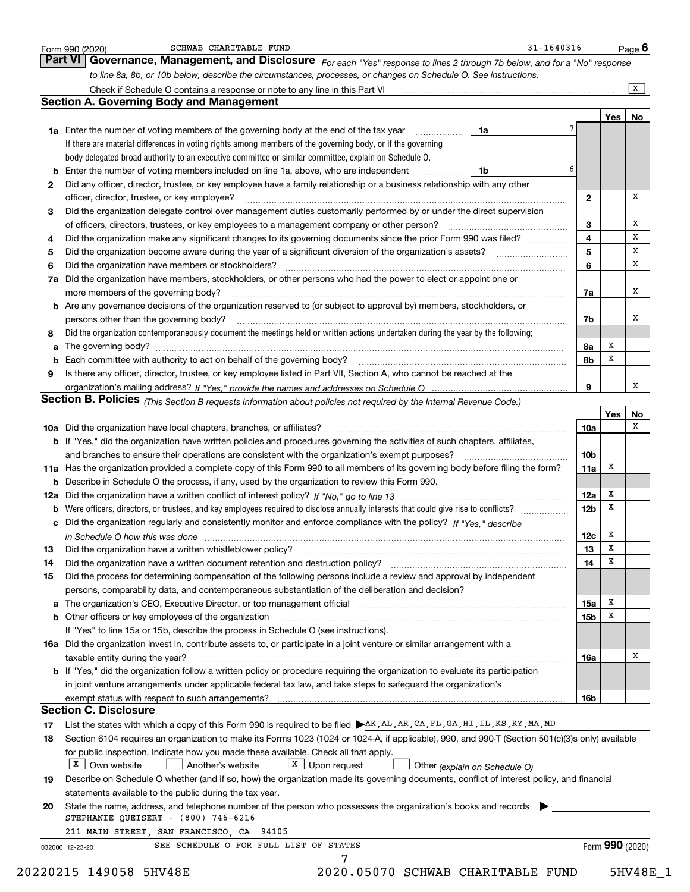Form 990 (2020) SCHWAB CHARITABLE FUND 31-1640316 Page 6

## Part VI Governance, Management, and Disclosure

*For each "Yes" response to lines 2 through 7b below, and for a "No" response to line 8a, 8b, or 10b below, describe the circumstances, processes, or changes on Schedule O. See instructions.*

Check if Schedule O contains a response or note to any line in this Part VI ..... X

### Section A. Governing Body and Management

| | | | | Yes | No |
|---|---|---|---|---|---|
| **1a** | Enter the number of voting members of the governing body at the end of the tax year ..... **1a** 7. If there are material differences in voting rights among members of the governing body, or if the governing body delegated broad authority to an executive committee or similar committee, explain on Schedule O. | | | | |
| **b** | Enter the number of voting members included on line 1a, above, who are independent ..... **1b** 6 | | | | |
| **2** | Did any officer, director, trustee, or key employee have a family relationship or a business relationship with any other officer, director, trustee, or key employee? | **2** | | | X |
| **3** | Did the organization delegate control over management duties customarily performed by or under the direct supervision of officers, directors, trustees, or key employees to a management company or other person? | **3** | | | X |
| **4** | Did the organization make any significant changes to its governing documents since the prior Form 990 was filed? | **4** | | | X |
| **5** | Did the organization become aware during the year of a significant diversion of the organization's assets? | **5** | | | X |
| **6** | Did the organization have members or stockholders? | **6** | | | X |
| **7a** | Did the organization have members, stockholders, or other persons who had the power to elect or appoint one or more members of the governing body? | **7a** | | | X |
| **b** | Are any governance decisions of the organization reserved to (or subject to approval by) members, stockholders, or persons other than the governing body? | **7b** | | | X |
| **8** | Did the organization contemporaneously document the meetings held or written actions undertaken during the year by the following: | | | | |
| **a** | The governing body? | **8a** | | X | |
| **b** | Each committee with authority to act on behalf of the governing body? | **8b** | | X | |
| **9** | Is there any officer, director, trustee, or key employee listed in Part VII, Section A, who cannot be reached at the organization's mailing address? *If "Yes," provide the names and addresses on Schedule O* | **9** | | | X |

### Section B. Policies *(This Section B requests information about policies not required by the Internal Revenue Code.)*

| | | | Yes | No |
|---|---|---|---|---|
| **10a** | Did the organization have local chapters, branches, or affiliates? | **10a** | | X |
| **b** | If "Yes," did the organization have written policies and procedures governing the activities of such chapters, affiliates, and branches to ensure their operations are consistent with the organization's exempt purposes? | **10b** | | |
| **11a** | Has the organization provided a complete copy of this Form 990 to all members of its governing body before filing the form? | **11a** | X | |
| **b** | Describe in Schedule O the process, if any, used by the organization to review this Form 990. | | | |
| **12a** | Did the organization have a written conflict of interest policy? *If "No," go to line 13* | **12a** | X | |
| **b** | Were officers, directors, or trustees, and key employees required to disclose annually interests that could give rise to conflicts? | **12b** | X | |
| **c** | Did the organization regularly and consistently monitor and enforce compliance with the policy? *If "Yes," describe in Schedule O how this was done* | **12c** | X | |
| **13** | Did the organization have a written whistleblower policy? | **13** | X | |
| **14** | Did the organization have a written document retention and destruction policy? | **14** | X | |
| **15** | Did the process for determining compensation of the following persons include a review and approval by independent persons, comparability data, and contemporaneous substantiation of the deliberation and decision? | | | |
| **a** | The organization's CEO, Executive Director, or top management official | **15a** | X | |
| **b** | Other officers or key employees of the organization | **15b** | X | |
| | If "Yes" to line 15a or 15b, describe the process in Schedule O (see instructions). | | | |
| **16a** | Did the organization invest in, contribute assets to, or participate in a joint venture or similar arrangement with a taxable entity during the year? | **16a** | | X |
| **b** | If "Yes," did the organization follow a written policy or procedure requiring the organization to evaluate its participation in joint venture arrangements under applicable federal tax law, and take steps to safeguard the organization's exempt status with respect to such arrangements? | **16b** | | |

### Section C. Disclosure

**17** List the states with which a copy of this Form 990 is required to be filed ▶ AK,AL,AR,CA,FL,GA,HI,IL,KS,KY,MA,MD

**18** Section 6104 requires an organization to make its Forms 1023 (1024 or 1024-A, if applicable), 990, and 990-T (Section 501(c)(3)s only) available for public inspection. Indicate how you made these available. Check all that apply.

[X] Own website [ ] Another's website [X] Upon request [ ] Other *(explain on Schedule O)*

**19** Describe on Schedule O whether (and if so, how) the organization made its governing documents, conflict of interest policy, and financial statements available to the public during the tax year.

**20** State the name, address, and telephone number of the person who possesses the organization's books and records ▶

STEPHANIE QUEISERT - (800) 746-6216
211 MAIN STREET, SAN FRANCISCO, CA 94105

SEE SCHEDULE O FOR FULL LIST OF STATES

032006 12-23-20 Form **990** (2020)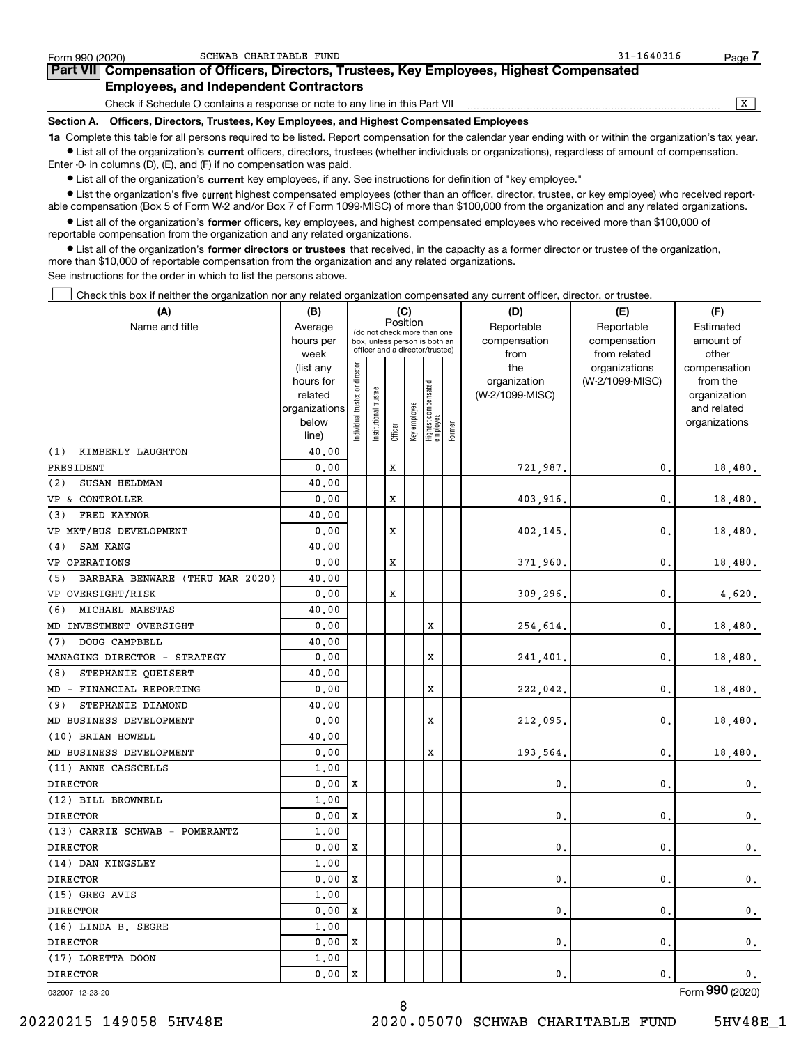Form 990 (2020) SCHWAB CHARITABLE FUND 31-1640316 Page 7

## Part VII Compensation of Officers, Directors, Trustees, Key Employees, Highest Compensated Employees, and Independent Contractors

Check if Schedule O contains a response or note to any line in this Part VII ..... [X]

### Section A. Officers, Directors, Trustees, Key Employees, and Highest Compensated Employees

**1a** Complete this table for all persons required to be listed. Report compensation for the calendar year ending with or within the organization's tax year.

- List all of the organization's **current** officers, directors, trustees (whether individuals or organizations), regardless of amount of compensation. Enter -0- in columns (D), (E), and (F) if no compensation was paid.
- List all of the organization's **current** key employees, if any. See instructions for definition of "key employee."
- List the organization's five **current** highest compensated employees (other than an officer, director, trustee, or key employee) who received reportable compensation (Box 5 of Form W-2 and/or Box 7 of Form 1099-MISC) of more than $100,000 from the organization and any related organizations.
- List all of the organization's **former** officers, key employees, and highest compensated employees who received more than $100,000 of reportable compensation from the organization and any related organizations.
- List all of the organization's **former directors or trustees** that received, in the capacity as a former director or trustee of the organization, more than $10,000 of reportable compensation from the organization and any related organizations.

See instructions for the order in which to list the persons above.

[ ] Check this box if neither the organization nor any related organization compensated any current officer, director, or trustee.

| (A) Name and title | (B) Average hours per week (list any hours for related organizations below line) | (C) Position: Individual trustee or director | Institutional trustee | Officer | Key employee | Highest compensated employee | Former | (D) Reportable compensation from the organization (W-2/1099-MISC) | (E) Reportable compensation from related organizations (W-2/1099-MISC) | (F) Estimated amount of other compensation from the organization and related organizations |
|---|---|---|---|---|---|---|---|---|---|---|
| (1) KIMBERLY LAUGHTON | 40.00 | | | | | | | | | |
| PRESIDENT | 0.00 | | | X | | | | 721,987. | 0. | 18,480. |
| (2) SUSAN HELDMAN | 40.00 | | | | | | | | | |
| VP & CONTROLLER | 0.00 | | | X | | | | 403,916. | 0. | 18,480. |
| (3) FRED KAYNOR | 40.00 | | | | | | | | | |
| VP MKT/BUS DEVELOPMENT | 0.00 | | | X | | | | 402,145. | 0. | 18,480. |
| (4) SAM KANG | 40.00 | | | | | | | | | |
| VP OPERATIONS | 0.00 | | | X | | | | 371,960. | 0. | 18,480. |
| (5) BARBARA BENWARE (THRU MAR 2020) | 40.00 | | | | | | | | | |
| VP OVERSIGHT/RISK | 0.00 | | | X | | | | 309,296. | 0. | 4,620. |
| (6) MICHAEL MAESTAS | 40.00 | | | | | | | | | |
| MD INVESTMENT OVERSIGHT | 0.00 | | | | | X | | 254,614. | 0. | 18,480. |
| (7) DOUG CAMPBELL | 40.00 | | | | | | | | | |
| MANAGING DIRECTOR - STRATEGY | 0.00 | | | | | X | | 241,401. | 0. | 18,480. |
| (8) STEPHANIE QUEISERT | 40.00 | | | | | | | | | |
| MD - FINANCIAL REPORTING | 0.00 | | | | | X | | 222,042. | 0. | 18,480. |
| (9) STEPHANIE DIAMOND | 40.00 | | | | | | | | | |
| MD BUSINESS DEVELOPMENT | 0.00 | | | | | X | | 212,095. | 0. | 18,480. |
| (10) BRIAN HOWELL | 40.00 | | | | | | | | | |
| MD BUSINESS DEVELOPMENT | 0.00 | | | | | X | | 193,564. | 0. | 18,480. |
| (11) ANNE CASSCELLS | 1.00 | | | | | | | | | |
| DIRECTOR | 0.00 | X | | | | | | 0. | 0. | 0. |
| (12) BILL BROWNELL | 1.00 | | | | | | | | | |
| DIRECTOR | 0.00 | X | | | | | | 0. | 0. | 0. |
| (13) CARRIE SCHWAB - POMERANTZ | 1.00 | | | | | | | | | |
| DIRECTOR | 0.00 | X | | | | | | 0. | 0. | 0. |
| (14) DAN KINGSLEY | 1.00 | | | | | | | | | |
| DIRECTOR | 0.00 | X | | | | | | 0. | 0. | 0. |
| (15) GREG AVIS | 1.00 | | | | | | | | | |
| DIRECTOR | 0.00 | X | | | | | | 0. | 0. | 0. |
| (16) LINDA B. SEGRE | 1.00 | | | | | | | | | |
| DIRECTOR | 0.00 | X | | | | | | 0. | 0. | 0. |
| (17) LORETTA DOON | 1.00 | | | | | | | | | |
| DIRECTOR | 0.00 | X | | | | | | 0. | 0. | 0. |

032007 12-23-20 Form 990 (2020)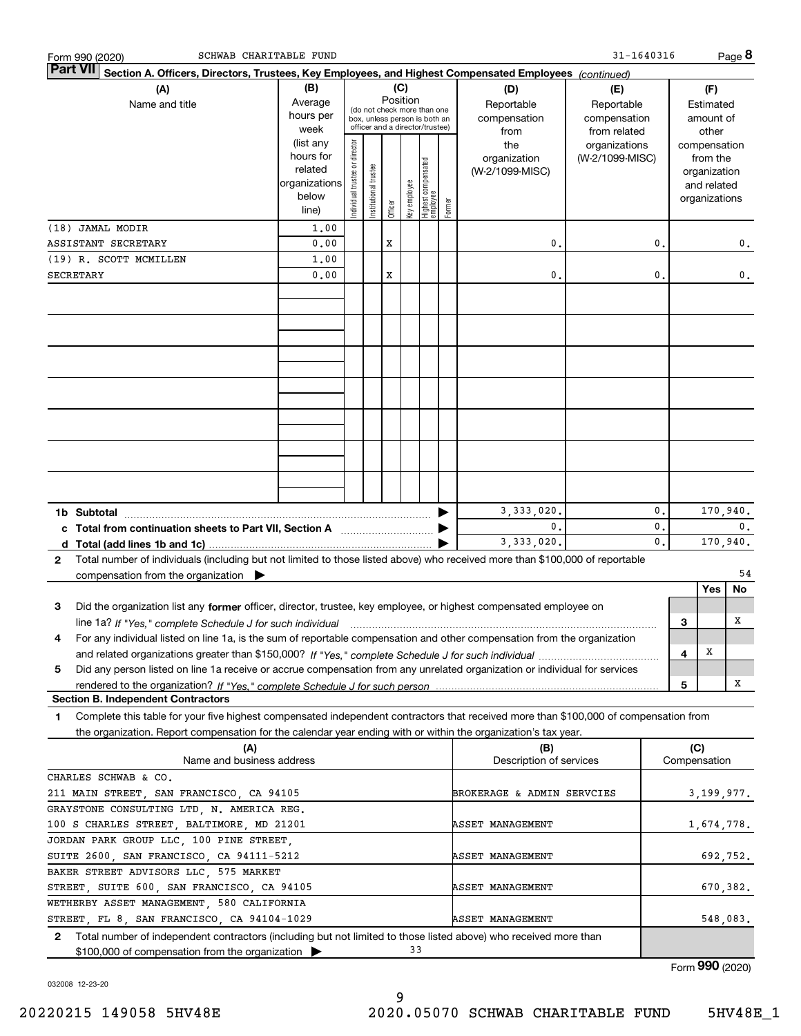Form 990 (2020) SCHWAB CHARITABLE FUND 31-1640316 Page **8**

**Part VII** **Section A. Officers, Directors, Trustees, Key Employees, and Highest Compensated Employees** *(continued)*

| (A) Name and title | (B) Average hours per week (list any hours for related organizations below line) | (C) Position: Individual trustee or director | Institutional trustee | Officer | Key employee | Highest compensated employee | Former | (D) Reportable compensation from the organization (W-2/1099-MISC) | (E) Reportable compensation from related organizations (W-2/1099-MISC) | (F) Estimated amount of other compensation from the organization and related organizations |
|---|---|---|---|---|---|---|---|---|---|---|
| (18) JAMAL MODIR | 1.00 | | | | | | | | | |
| ASSISTANT SECRETARY | 0.00 | | | X | | | | 0. | 0. | 0. |
| (19) R. SCOTT MCMILLEN | 1.00 | | | | | | | | | |
| SECRETARY | 0.00 | | | X | | | | 0. | 0. | 0. |
| **1b Subtotal** | | | | | | | | 3,333,020. | 0. | 170,940. |
| **c Total from continuation sheets to Part VII, Section A** | | | | | | | | 0. | 0. | 0. |
| **d Total (add lines 1b and 1c)** | | | | | | | | 3,333,020. | 0. | 170,940. |

**2** Total number of individuals (including but not limited to those listed above) who received more than $100,000 of reportable compensation from the organization ▶ 54

| | | Yes | No |
|---|---|---|---|
| **3** Did the organization list any **former** officer, director, trustee, key employee, or highest compensated employee on line 1a? *If "Yes," complete Schedule J for such individual* | 3 | | X |
| **4** For any individual listed on line 1a, is the sum of reportable compensation and other compensation from the organization and related organizations greater than $150,000? *If "Yes," complete Schedule J for such individual* | 4 | X | |
| **5** Did any person listed on line 1a receive or accrue compensation from any unrelated organization or individual for services rendered to the organization? *If "Yes," complete Schedule J for such person* | 5 | | X |

**Section B. Independent Contractors**

**1** Complete this table for your five highest compensated independent contractors that received more than $100,000 of compensation from the organization. Report compensation for the calendar year ending with or within the organization's tax year.

| (A) Name and business address | (B) Description of services | (C) Compensation |
|---|---|---|
| CHARLES SCHWAB & CO. 211 MAIN STREET, SAN FRANCISCO, CA 94105 | BROKERAGE & ADMIN SERVCIES | 3,199,977. |
| GRAYSTONE CONSULTING LTD, N. AMERICA REG. 100 S CHARLES STREET, BALTIMORE, MD 21201 | ASSET MANAGEMENT | 1,674,778. |
| JORDAN PARK GROUP LLC, 100 PINE STREET, SUITE 2600, SAN FRANCISCO, CA 94111-5212 | ASSET MANAGEMENT | 692,752. |
| BAKER STREET ADVISORS LLC, 575 MARKET STREET, SUITE 600, SAN FRANCISCO, CA 94105 | ASSET MANAGEMENT | 670,382. |
| WETHERBY ASSET MANAGEMENT, 580 CALIFORNIA STREET, FL 8, SAN FRANCISCO, CA 94104-1029 | ASSET MANAGEMENT | 548,083. |

**2** Total number of independent contractors (including but not limited to those listed above) who received more than $100,000 of compensation from the organization ▶ 33

Form **990** (2020)

032008 12-23-20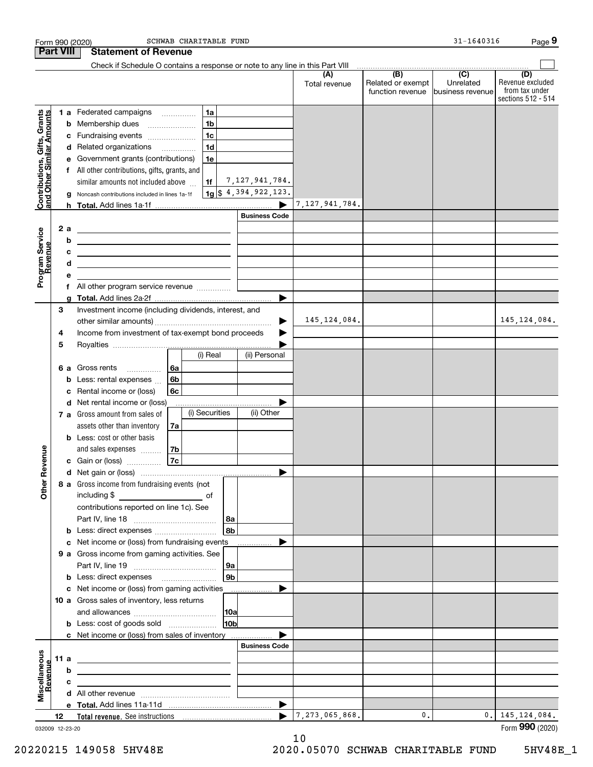Form 990 (2020) SCHWAB CHARITABLE FUND 31-1640316 Page **9**

## Part VIII Statement of Revenue

Check if Schedule O contains a response or note to any line in this Part VIII ☐

| | | | | (A) Total revenue | (B) Related or exempt function revenue | (C) Unrelated business revenue | (D) Revenue excluded from tax under sections 512 - 514 |
|---|---|---|---|---|---|---|---|
| **Contributions, Gifts, Grants and Other Similar Amounts** | 1 a Federated campaigns | 1a | | | | | |
| | b Membership dues | 1b | | | | | |
| | c Fundraising events | 1c | | | | | |
| | d Related organizations | 1d | | | | | |
| | e Government grants (contributions) | 1e | | | | | |
| | f All other contributions, gifts, grants, and similar amounts not included above | 1f | 7,127,941,784. | | | | |
| | g Noncash contributions included in lines 1a-1f | 1g | $ 4,394,922,123. | | | | |
| | h **Total.** Add lines 1a-1f | | | 7,127,941,784. | | | |
| **Program Service Revenue** | | | Business Code | | | | |
| | 2 a | | | | | | |
| | b | | | | | | |
| | c | | | | | | |
| | d | | | | | | |
| | e | | | | | | |
| | f All other program service revenue | | | | | | |
| | g **Total.** Add lines 2a-2f | | | | | | |
| **Other Revenue** | 3 Investment income (including dividends, interest, and other similar amounts) | | | 145,124,084. | | | 145,124,084. |
| | 4 Income from investment of tax-exempt bond proceeds | | | | | | |
| | 5 Royalties | | | | | | |
| | | | (i) Real / (ii) Personal | | | | |
| | 6 a Gross rents | 6a | | | | | |
| | b Less: rental expenses | 6b | | | | | |
| | c Rental income or (loss) | 6c | | | | | |
| | d Net rental income or (loss) | | | | | | |
| | | | (i) Securities / (ii) Other | | | | |
| | 7 a Gross amount from sales of assets other than inventory | 7a | | | | | |
| | b Less: cost or other basis and sales expenses | 7b | | | | | |
| | c Gain or (loss) | 7c | | | | | |
| | d Net gain or (loss) | | | | | | |
| | 8 a Gross income from fundraising events (not including $ ______ of contributions reported on line 1c). See Part IV, line 18 | 8a | | | | | |
| | b Less: direct expenses | 8b | | | | | |
| | c Net income or (loss) from fundraising events | | | | | | |
| | 9 a Gross income from gaming activities. See Part IV, line 19 | 9a | | | | | |
| | b Less: direct expenses | 9b | | | | | |
| | c Net income or (loss) from gaming activities | | | | | | |
| | 10 a Gross sales of inventory, less returns and allowances | 10a | | | | | |
| | b Less: cost of goods sold | 10b | | | | | |
| | c Net income or (loss) from sales of inventory | | | | | | |
| **Miscellaneous Revenue** | | | Business Code | | | | |
| | 11 a | | | | | | |
| | b | | | | | | |
| | c | | | | | | |
| | d All other revenue | | | | | | |
| | e **Total.** Add lines 11a-11d | | | | | | |
| | 12 **Total revenue.** See instructions | | | 7,273,065,868. | 0. | 0. | 145,124,084. |

032009 12-23-20

Form **990** (2020)

20220215 149058 5HV48E 2020.05070 SCHWAB CHARITABLE FUND 5HV48E_1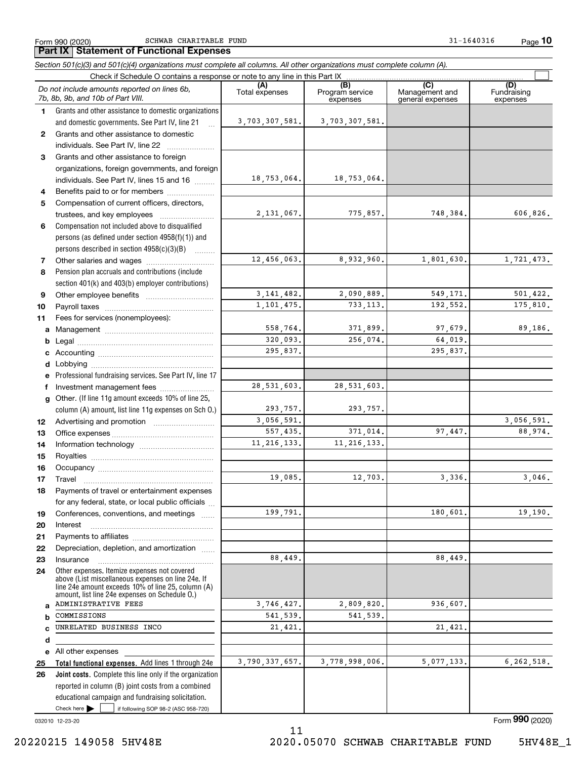Form 990 (2020) SCHWAB CHARITABLE FUND 31-1640316 Page **10**

## Part IX Statement of Functional Expenses

*Section 501(c)(3) and 501(c)(4) organizations must complete all columns. All other organizations must complete column (A).*

Check if Schedule O contains a response or note to any line in this Part IX

| | *Do not include amounts reported on lines 6b, 7b, 8b, 9b, and 10b of Part VIII.* | (A) Total expenses | (B) Program service expenses | (C) Management and general expenses | (D) Fundraising expenses |
|---|---|---|---|---|---|
| 1 | Grants and other assistance to domestic organizations and domestic governments. See Part IV, line 21 | 3,703,307,581. | 3,703,307,581. | | |
| 2 | Grants and other assistance to domestic individuals. See Part IV, line 22 | | | | |
| 3 | Grants and other assistance to foreign organizations, foreign governments, and foreign individuals. See Part IV, lines 15 and 16 | 18,753,064. | 18,753,064. | | |
| 4 | Benefits paid to or for members | | | | |
| 5 | Compensation of current officers, directors, trustees, and key employees | 2,131,067. | 775,857. | 748,384. | 606,826. |
| 6 | Compensation not included above to disqualified persons (as defined under section 4958(f)(1)) and persons described in section 4958(c)(3)(B) | | | | |
| 7 | Other salaries and wages | 12,456,063. | 8,932,960. | 1,801,630. | 1,721,473. |
| 8 | Pension plan accruals and contributions (include section 401(k) and 403(b) employer contributions) | | | | |
| 9 | Other employee benefits | 3,141,482. | 2,090,889. | 549,171. | 501,422. |
| 10 | Payroll taxes | 1,101,475. | 733,113. | 192,552. | 175,810. |
| 11 | Fees for services (nonemployees): | | | | |
| a | Management | 558,764. | 371,899. | 97,679. | 89,186. |
| b | Legal | 320,093. | 256,074. | 64,019. | |
| c | Accounting | 295,837. | | 295,837. | |
| d | Lobbying | | | | |
| e | Professional fundraising services. See Part IV, line 17 | | | | |
| f | Investment management fees | 28,531,603. | 28,531,603. | | |
| g | Other. (If line 11g amount exceeds 10% of line 25, column (A) amount, list line 11g expenses on Sch O.) | 293,757. | 293,757. | | |
| 12 | Advertising and promotion | 3,056,591. | | | 3,056,591. |
| 13 | Office expenses | 557,435. | 371,014. | 97,447. | 88,974. |
| 14 | Information technology | 11,216,133. | 11,216,133. | | |
| 15 | Royalties | | | | |
| 16 | Occupancy | | | | |
| 17 | Travel | 19,085. | 12,703. | 3,336. | 3,046. |
| 18 | Payments of travel or entertainment expenses for any federal, state, or local public officials | | | | |
| 19 | Conferences, conventions, and meetings | 199,791. | | 180,601. | 19,190. |
| 20 | Interest | | | | |
| 21 | Payments to affiliates | | | | |
| 22 | Depreciation, depletion, and amortization | | | | |
| 23 | Insurance | 88,449. | | 88,449. | |
| 24 | Other expenses. Itemize expenses not covered above (List miscellaneous expenses on line 24e. If line 24e amount exceeds 10% of line 25, column (A) amount, list line 24e expenses on Schedule O.) | | | | |
| a | ADMINISTRATIVE FEES | 3,746,427. | 2,809,820. | 936,607. | |
| b | COMMISSIONS | 541,539. | 541,539. | | |
| c | UNRELATED BUSINESS INCO | 21,421. | | 21,421. | |
| d | | | | | |
| e | All other expenses | | | | |
| 25 | **Total functional expenses.** Add lines 1 through 24e | 3,790,337,657. | 3,778,998,006. | 5,077,133. | 6,262,518. |
| 26 | **Joint costs.** Complete this line only if the organization reported in column (B) joint costs from a combined educational campaign and fundraising solicitation. Check here ☐ if following SOP 98-2 (ASC 958-720) | | | | |

032010 12-23-20 Form **990** (2020)

20220215 149058 5HV48E 2020.05070 SCHWAB CHARITABLE FUND 5HV48E_1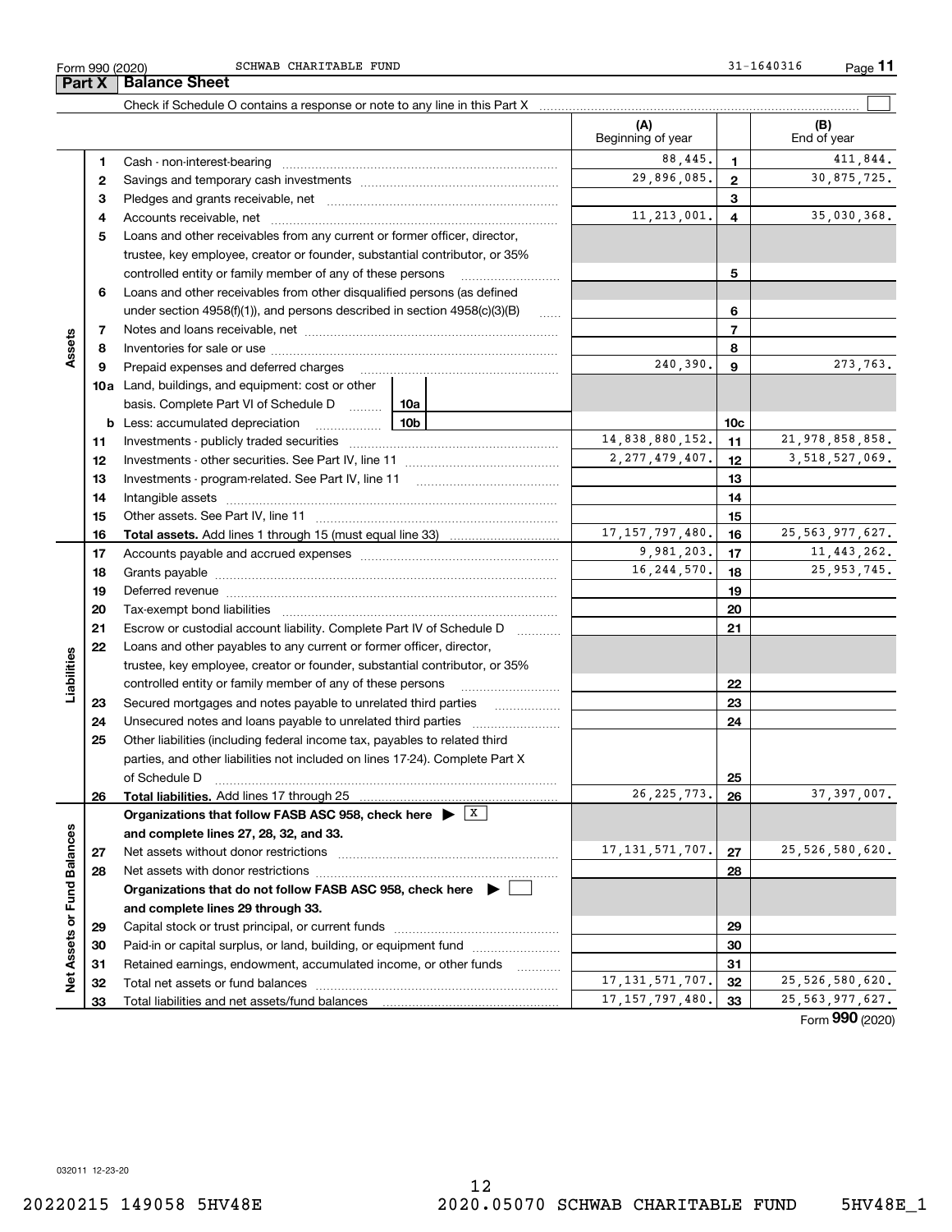Form 990 (2020) SCHWAB CHARITABLE FUND 31-1640316 Page **11**

## Part X Balance Sheet

Check if Schedule O contains a response or note to any line in this Part X ☐

| | | | (A) Beginning of year | | (B) End of year |
|---|---|---|---|---|---|
| **Assets** | 1 | Cash - non-interest-bearing | 88,445. | 1 | 411,844. |
| | 2 | Savings and temporary cash investments | 29,896,085. | 2 | 30,875,725. |
| | 3 | Pledges and grants receivable, net | | 3 | |
| | 4 | Accounts receivable, net | 11,213,001. | 4 | 35,030,368. |
| | 5 | Loans and other receivables from any current or former officer, director, trustee, key employee, creator or founder, substantial contributor, or 35% controlled entity or family member of any of these persons | | 5 | |
| | 6 | Loans and other receivables from other disqualified persons (as defined under section 4958(f)(1)), and persons described in section 4958(c)(3)(B) | | 6 | |
| | 7 | Notes and loans receivable, net | | 7 | |
| | 8 | Inventories for sale or use | | 8 | |
| | 9 | Prepaid expenses and deferred charges | 240,390. | 9 | 273,763. |
| | 10a | Land, buildings, and equipment: cost or other basis. Complete Part VI of Schedule D — 10a | | | |
| | b | Less: accumulated depreciation — 10b | | 10c | |
| | 11 | Investments - publicly traded securities | 14,838,880,152. | 11 | 21,978,858,858. |
| | 12 | Investments - other securities. See Part IV, line 11 | 2,277,479,407. | 12 | 3,518,527,069. |
| | 13 | Investments - program-related. See Part IV, line 11 | | 13 | |
| | 14 | Intangible assets | | 14 | |
| | 15 | Other assets. See Part IV, line 11 | | 15 | |
| | 16 | **Total assets.** Add lines 1 through 15 (must equal line 33) | 17,157,797,480. | 16 | 25,563,977,627. |
| **Liabilities** | 17 | Accounts payable and accrued expenses | 9,981,203. | 17 | 11,443,262. |
| | 18 | Grants payable | 16,244,570. | 18 | 25,953,745. |
| | 19 | Deferred revenue | | 19 | |
| | 20 | Tax-exempt bond liabilities | | 20 | |
| | 21 | Escrow or custodial account liability. Complete Part IV of Schedule D | | 21 | |
| | 22 | Loans and other payables to any current or former officer, director, trustee, key employee, creator or founder, substantial contributor, or 35% controlled entity or family member of any of these persons | | 22 | |
| | 23 | Secured mortgages and notes payable to unrelated third parties | | 23 | |
| | 24 | Unsecured notes and loans payable to unrelated third parties | | 24 | |
| | 25 | Other liabilities (including federal income tax, payables to related third parties, and other liabilities not included on lines 17-24). Complete Part X of Schedule D | | 25 | |
| | 26 | **Total liabilities.** Add lines 17 through 25 | 26,225,773. | 26 | 37,397,007. |
| **Net Assets or Fund Balances** | | **Organizations that follow FASB ASC 958, check here ▶ ☒ and complete lines 27, 28, 32, and 33.** | | | |
| | 27 | Net assets without donor restrictions | 17,131,571,707. | 27 | 25,526,580,620. |
| | 28 | Net assets with donor restrictions | | 28 | |
| | | **Organizations that do not follow FASB ASC 958, check here ▶ ☐ and complete lines 29 through 33.** | | | |
| | 29 | Capital stock or trust principal, or current funds | | 29 | |
| | 30 | Paid-in or capital surplus, or land, building, or equipment fund | | 30 | |
| | 31 | Retained earnings, endowment, accumulated income, or other funds | | 31 | |
| | 32 | Total net assets or fund balances | 17,131,571,707. | 32 | 25,526,580,620. |
| | 33 | Total liabilities and net assets/fund balances | 17,157,797,480. | 33 | 25,563,977,627. |

Form **990** (2020)

032011 12-23-20

20220215 149058 5HV48E 2020.05070 SCHWAB CHARITABLE FUND 5HV48E_1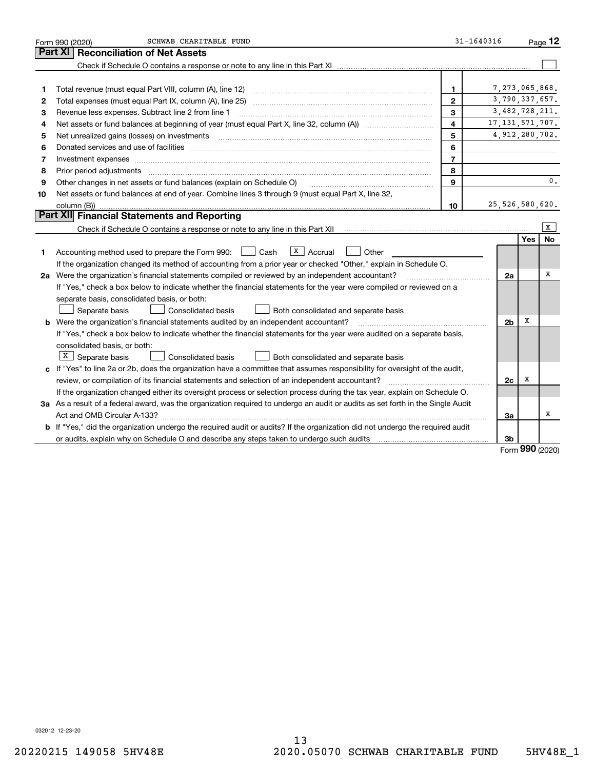Form 990 (2020) SCHWAB CHARITABLE FUND 31-1640316 Page **12**

## Part XI Reconciliation of Net Assets

Check if Schedule O contains a response or note to any line in this Part XI ☐

| | | | |
|---|---|---|---|
| 1 | Total revenue (must equal Part VIII, column (A), line 12) | 1 | 7,273,065,868. |
| 2 | Total expenses (must equal Part IX, column (A), line 25) | 2 | 3,790,337,657. |
| 3 | Revenue less expenses. Subtract line 2 from line 1 | 3 | 3,482,728,211. |
| 4 | Net assets or fund balances at beginning of year (must equal Part X, line 32, column (A)) | 4 | 17,131,571,707. |
| 5 | Net unrealized gains (losses) on investments | 5 | 4,912,280,702. |
| 6 | Donated services and use of facilities | 6 | |
| 7 | Investment expenses | 7 | |
| 8 | Prior period adjustments | 8 | |
| 9 | Other changes in net assets or fund balances (explain on Schedule O) | 9 | 0. |
| 10 | Net assets or fund balances at end of year. Combine lines 3 through 9 (must equal Part X, line 32, column (B)) | 10 | 25,526,580,620. |

## Part XII Financial Statements and Reporting

Check if Schedule O contains a response or note to any line in this Part XII ☒

| | | | Yes | No |
|---|---|---|---|---|
| 1 | Accounting method used to prepare the Form 990: ☐ Cash ☒ Accrual ☐ Other<br>If the organization changed its method of accounting from a prior year or checked "Other," explain in Schedule O. | | | |
| 2a | Were the organization's financial statements compiled or reviewed by an independent accountant?<br>If "Yes," check a box below to indicate whether the financial statements for the year were compiled or reviewed on a separate basis, consolidated basis, or both:<br>☐ Separate basis ☐ Consolidated basis ☐ Both consolidated and separate basis | 2a | | X |
| b | Were the organization's financial statements audited by an independent accountant?<br>If "Yes," check a box below to indicate whether the financial statements for the year were audited on a separate basis, consolidated basis, or both:<br>☒ Separate basis ☐ Consolidated basis ☐ Both consolidated and separate basis | 2b | X | |
| c | If "Yes" to line 2a or 2b, does the organization have a committee that assumes responsibility for oversight of the audit, review, or compilation of its financial statements and selection of an independent accountant?<br>If the organization changed either its oversight process or selection process during the tax year, explain on Schedule O. | 2c | X | |
| 3a | As a result of a federal award, was the organization required to undergo an audit or audits as set forth in the Single Audit Act and OMB Circular A-133? | 3a | | X |
| b | If "Yes," did the organization undergo the required audit or audits? If the organization did not undergo the required audit or audits, explain why on Schedule O and describe any steps taken to undergo such audits | 3b | | |

Form **990** (2020)

032012 12-23-20

20220215 149058 5HV48E 2020.05070 SCHWAB CHARITABLE FUND 5HV48E_1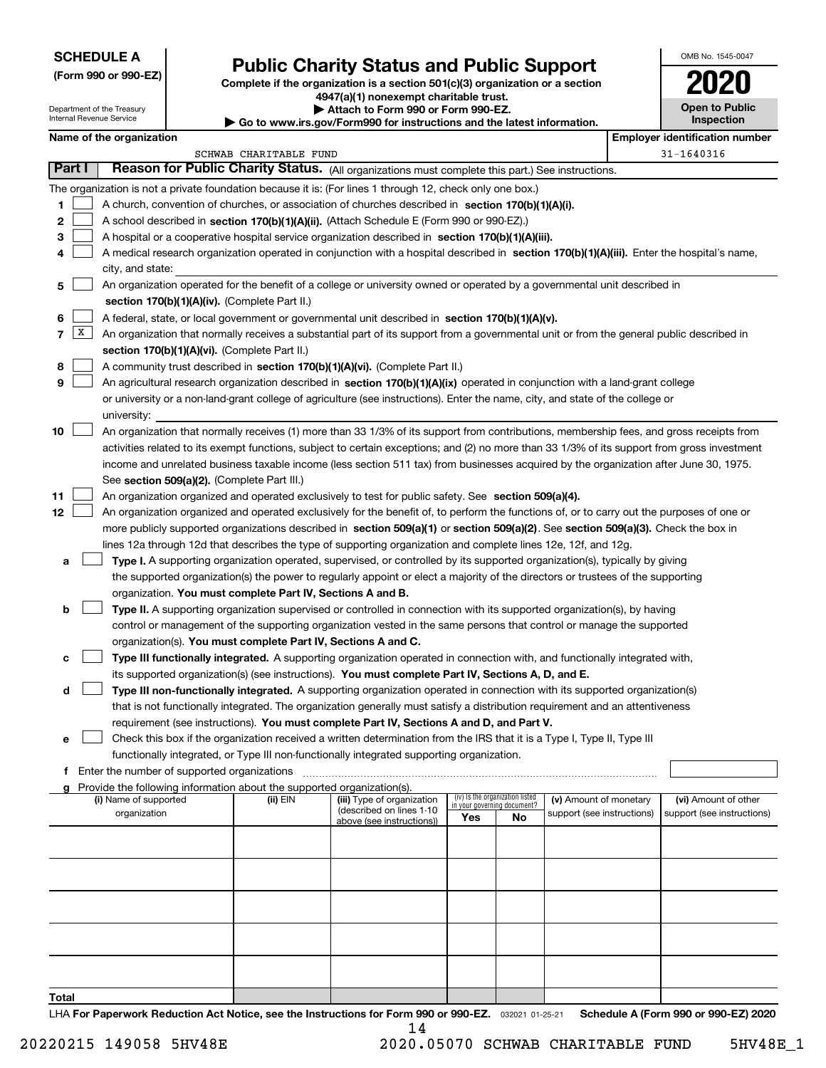**SCHEDULE A**
**(Form 990 or 990-EZ)**

Department of the Treasury
Internal Revenue Service

# Public Charity Status and Public Support

**Complete if the organization is a section 501(c)(3) organization or a section 4947(a)(1) nonexempt charitable trust.**
**▶ Attach to Form 990 or Form 990-EZ.**
**▶ Go to www.irs.gov/Form990 for instructions and the latest information.**

OMB No. 1545-0047
**2020**
**Open to Public Inspection**

**Name of the organization:** SCHWAB CHARITABLE FUND
**Employer identification number:** 31-1640316

## Part I Reason for Public Charity Status. (All organizations must complete this part.) See instructions.

The organization is not a private foundation because it is: (For lines 1 through 12, check only one box.)

1. [ ] A church, convention of churches, or association of churches described in **section 170(b)(1)(A)(i).**
2. [ ] A school described in **section 170(b)(1)(A)(ii).** (Attach Schedule E (Form 990 or 990-EZ).)
3. [ ] A hospital or a cooperative hospital service organization described in **section 170(b)(1)(A)(iii).**
4. [ ] A medical research organization operated in conjunction with a hospital described in **section 170(b)(1)(A)(iii).** Enter the hospital's name, city, and state:
5. [ ] An organization operated for the benefit of a college or university owned or operated by a governmental unit described in **section 170(b)(1)(A)(iv).** (Complete Part II.)
6. [ ] A federal, state, or local government or governmental unit described in **section 170(b)(1)(A)(v).**
7. [X] An organization that normally receives a substantial part of its support from a governmental unit or from the general public described in **section 170(b)(1)(A)(vi).** (Complete Part II.)
8. [ ] A community trust described in **section 170(b)(1)(A)(vi).** (Complete Part II.)
9. [ ] An agricultural research organization described in **section 170(b)(1)(A)(ix)** operated in conjunction with a land-grant college or university or a non-land-grant college of agriculture (see instructions). Enter the name, city, and state of the college or university:
10. [ ] An organization that normally receives (1) more than 33 1/3% of its support from contributions, membership fees, and gross receipts from activities related to its exempt functions, subject to certain exceptions; and (2) no more than 33 1/3% of its support from gross investment income and unrelated business taxable income (less section 511 tax) from businesses acquired by the organization after June 30, 1975. See **section 509(a)(2).** (Complete Part III.)
11. [ ] An organization organized and operated exclusively to test for public safety. See **section 509(a)(4).**
12. [ ] An organization organized and operated exclusively for the benefit of, to perform the functions of, or to carry out the purposes of one or more publicly supported organizations described in **section 509(a)(1)** or **section 509(a)(2)**. See **section 509(a)(3).** Check the box in lines 12a through 12d that describes the type of supporting organization and complete lines 12e, 12f, and 12g.

   a. [ ] **Type I.** A supporting organization operated, supervised, or controlled by its supported organization(s), typically by giving the supported organization(s) the power to regularly appoint or elect a majority of the directors or trustees of the supporting organization. **You must complete Part IV, Sections A and B.**

   b. [ ] **Type II.** A supporting organization supervised or controlled in connection with its supported organization(s), by having control or management of the supporting organization vested in the same persons that control or manage the supported organization(s). **You must complete Part IV, Sections A and C.**

   c. [ ] **Type III functionally integrated.** A supporting organization operated in connection with, and functionally integrated with, its supported organization(s) (see instructions). **You must complete Part IV, Sections A, D, and E.**

   d. [ ] **Type III non-functionally integrated.** A supporting organization operated in connection with its supported organization(s) that is not functionally integrated. The organization generally must satisfy a distribution requirement and an attentiveness requirement (see instructions). **You must complete Part IV, Sections A and D, and Part V.**

   e. [ ] Check this box if the organization received a written determination from the IRS that it is a Type I, Type II, Type III functionally integrated, or Type III non-functionally integrated supporting organization.

   f. Enter the number of supported organizations

   g. Provide the following information about the supported organization(s).

| (i) Name of supported organization | (ii) EIN | (iii) Type of organization (described on lines 1-10 above (see instructions)) | (iv) Is the organization listed in your governing document? Yes | No | (v) Amount of monetary support (see instructions) | (vi) Amount of other support (see instructions) |
|---|---|---|---|---|---|---|
| | | | | | | |
| | | | | | | |
| | | | | | | |
| | | | | | | |
| | | | | | | |
| **Total** | | | | | | |

LHA **For Paperwork Reduction Act Notice, see the Instructions for Form 990 or 990-EZ.** 032021 01-25-21 **Schedule A (Form 990 or 990-EZ) 2020**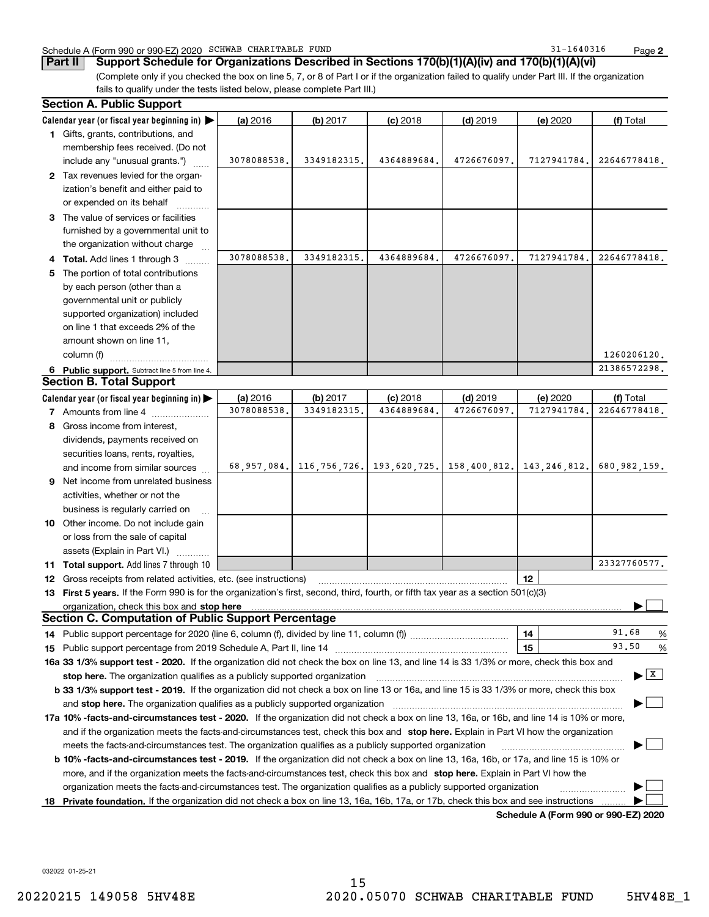Schedule A (Form 990 or 990-EZ) 2020 SCHWAB CHARITABLE FUND 31-1640316 Page **2**

**Part II** **Support Schedule for Organizations Described in Sections 170(b)(1)(A)(iv) and 170(b)(1)(A)(vi)**

(Complete only if you checked the box on line 5, 7, or 8 of Part I or if the organization failed to qualify under Part III. If the organization fails to qualify under the tests listed below, please complete Part III.)

## Section A. Public Support

| Calendar year (or fiscal year beginning in) | (a) 2016 | (b) 2017 | (c) 2018 | (d) 2019 | (e) 2020 | (f) Total |
|---|---|---|---|---|---|---|
| **1** Gifts, grants, contributions, and membership fees received. (Do not include any "unusual grants.") | 3078088538. | 3349182315. | 4364889684. | 4726676097. | 7127941784. | 22646778418. |
| **2** Tax revenues levied for the organization's benefit and either paid to or expended on its behalf | | | | | | |
| **3** The value of services or facilities furnished by a governmental unit to the organization without charge | | | | | | |
| **4 Total.** Add lines 1 through 3 | 3078088538. | 3349182315. | 4364889684. | 4726676097. | 7127941784. | 22646778418. |
| **5** The portion of total contributions by each person (other than a governmental unit or publicly supported organization) included on line 1 that exceeds 2% of the amount shown on line 11, column (f) | | | | | | 1260206120. |
| **6 Public support.** Subtract line 5 from line 4. | | | | | | 21386572298. |

## Section B. Total Support

| Calendar year (or fiscal year beginning in) | (a) 2016 | (b) 2017 | (c) 2018 | (d) 2019 | (e) 2020 | (f) Total |
|---|---|---|---|---|---|---|
| **7** Amounts from line 4 | 3078088538. | 3349182315. | 4364889684. | 4726676097. | 7127941784. | 22646778418. |
| **8** Gross income from interest, dividends, payments received on securities loans, rents, royalties, and income from similar sources | 68,957,084. | 116,756,726. | 193,620,725. | 158,400,812. | 143,246,812. | 680,982,159. |
| **9** Net income from unrelated business activities, whether or not the business is regularly carried on | | | | | | |
| **10** Other income. Do not include gain or loss from the sale of capital assets (Explain in Part VI.) | | | | | | |
| **11 Total support.** Add lines 7 through 10 | | | | | | 23327760577. |

**12** Gross receipts from related activities, etc. (see instructions) | **12** |

**13 First 5 years.** If the Form 990 is for the organization's first, second, third, fourth, or fifth tax year as a section 501(c)(3) organization, check this box and **stop here** ☐

## Section C. Computation of Public Support Percentage

**14** Public support percentage for 2020 (line 6, column (f), divided by line 11, column (f)) | **14** | 91.68 %

**15** Public support percentage from 2019 Schedule A, Part II, line 14 | **15** | 93.50 %

**16a 33 1/3% support test - 2020.** If the organization did not check the box on line 13, and line 14 is 33 1/3% or more, check this box and **stop here.** The organization qualifies as a publicly supported organization ☒

**b 33 1/3% support test - 2019.** If the organization did not check a box on line 13 or 16a, and line 15 is 33 1/3% or more, check this box and **stop here.** The organization qualifies as a publicly supported organization ☐

**17a 10% -facts-and-circumstances test - 2020.** If the organization did not check a box on line 13, 16a, or 16b, and line 14 is 10% or more, and if the organization meets the facts-and-circumstances test, check this box and **stop here.** Explain in Part VI how the organization meets the facts-and-circumstances test. The organization qualifies as a publicly supported organization ☐

**b 10% -facts-and-circumstances test - 2019.** If the organization did not check a box on line 13, 16a, 16b, or 17a, and line 15 is 10% or more, and if the organization meets the facts-and-circumstances test, check this box and **stop here.** Explain in Part VI how the organization meets the facts-and-circumstances test. The organization qualifies as a publicly supported organization ☐

**18 Private foundation.** If the organization did not check a box on line 13, 16a, 16b, 17a, or 17b, check this box and see instructions ☐

**Schedule A (Form 990 or 990-EZ) 2020**

032022 01-25-21

20220215 149058 5HV48E 2020.05070 SCHWAB CHARITABLE FUND 5HV48E_1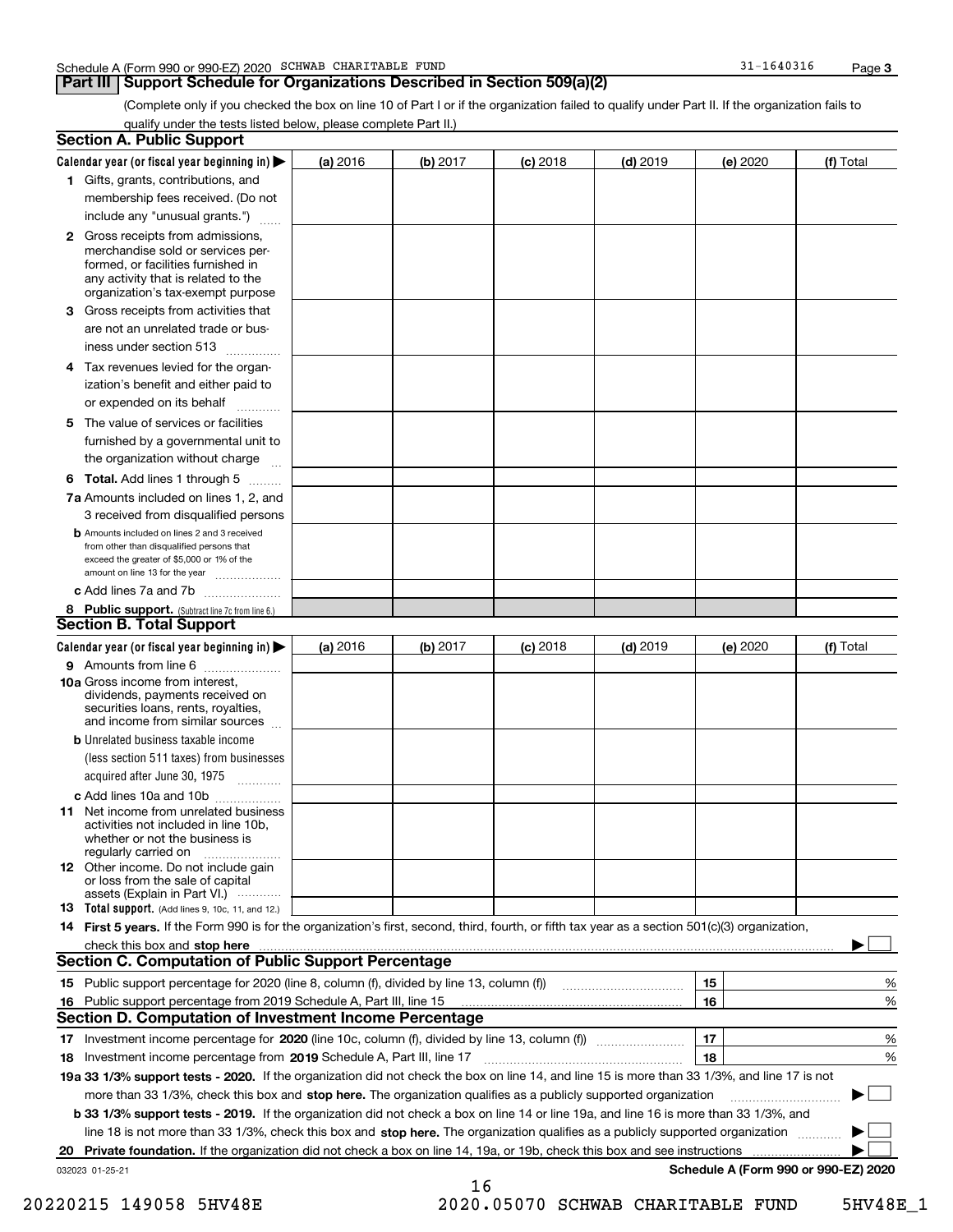Schedule A (Form 990 or 990-EZ) 2020 SCHWAB CHARITABLE FUND 31-1640316 Page **3**

## Part III Support Schedule for Organizations Described in Section 509(a)(2)

(Complete only if you checked the box on line 10 of Part I or if the organization failed to qualify under Part II. If the organization fails to qualify under the tests listed below, please complete Part II.)

### Section A. Public Support

| Calendar year (or fiscal year beginning in) ▶ | (a) 2016 | (b) 2017 | (c) 2018 | (d) 2019 | (e) 2020 | (f) Total |
|---|---|---|---|---|---|---|
| **1** Gifts, grants, contributions, and membership fees received. (Do not include any "unusual grants.") | | | | | | |
| **2** Gross receipts from admissions, merchandise sold or services performed, or facilities furnished in any activity that is related to the organization's tax-exempt purpose | | | | | | |
| **3** Gross receipts from activities that are not an unrelated trade or business under section 513 | | | | | | |
| **4** Tax revenues levied for the organization's benefit and either paid to or expended on its behalf | | | | | | |
| **5** The value of services or facilities furnished by a governmental unit to the organization without charge | | | | | | |
| **6 Total.** Add lines 1 through 5 | | | | | | |
| **7a** Amounts included on lines 1, 2, and 3 received from disqualified persons | | | | | | |
| **b** Amounts included on lines 2 and 3 received from other than disqualified persons that exceed the greater of $5,000 or 1% of the amount on line 13 for the year | | | | | | |
| **c** Add lines 7a and 7b | | | | | | |
| **8 Public support.** (Subtract line 7c from line 6.) | | | | | | |

### Section B. Total Support

| Calendar year (or fiscal year beginning in) ▶ | (a) 2016 | (b) 2017 | (c) 2018 | (d) 2019 | (e) 2020 | (f) Total |
|---|---|---|---|---|---|---|
| **9** Amounts from line 6 | | | | | | |
| **10a** Gross income from interest, dividends, payments received on securities loans, rents, royalties, and income from similar sources | | | | | | |
| **b** Unrelated business taxable income (less section 511 taxes) from businesses acquired after June 30, 1975 | | | | | | |
| **c** Add lines 10a and 10b | | | | | | |
| **11** Net income from unrelated business activities not included in line 10b, whether or not the business is regularly carried on | | | | | | |
| **12** Other income. Do not include gain or loss from the sale of capital assets (Explain in Part VI.) | | | | | | |
| **13 Total support.** (Add lines 9, 10c, 11, and 12.) | | | | | | |

**14 First 5 years.** If the Form 990 is for the organization's first, second, third, fourth, or fifth tax year as a section 501(c)(3) organization, check this box and **stop here** ▶ ☐

### Section C. Computation of Public Support Percentage

| | | | |
|---|---|---|---|
| **15** | Public support percentage for 2020 (line 8, column (f), divided by line 13, column (f)) | 15 | % |
| **16** | Public support percentage from 2019 Schedule A, Part III, line 15 | 16 | % |

### Section D. Computation of Investment Income Percentage

| | | | |
|---|---|---|---|
| **17** | Investment income percentage for **2020** (line 10c, column (f), divided by line 13, column (f)) | 17 | % |
| **18** | Investment income percentage from **2019** Schedule A, Part III, line 17 | 18 | % |

**19a 33 1/3% support tests - 2020.** If the organization did not check the box on line 14, and line 15 is more than 33 1/3%, and line 17 is not more than 33 1/3%, check this box and **stop here.** The organization qualifies as a publicly supported organization ▶ ☐

**b 33 1/3% support tests - 2019.** If the organization did not check a box on line 14 or line 19a, and line 16 is more than 33 1/3%, and line 18 is not more than 33 1/3%, check this box and **stop here.** The organization qualifies as a publicly supported organization ▶ ☐

**20 Private foundation.** If the organization did not check a box on line 14, 19a, or 19b, check this box and see instructions ▶ ☐

032023 01-25-21 **Schedule A (Form 990 or 990-EZ) 2020**

20220215 149058 5HV48E 2020.05070 SCHWAB CHARITABLE FUND 5HV48E_1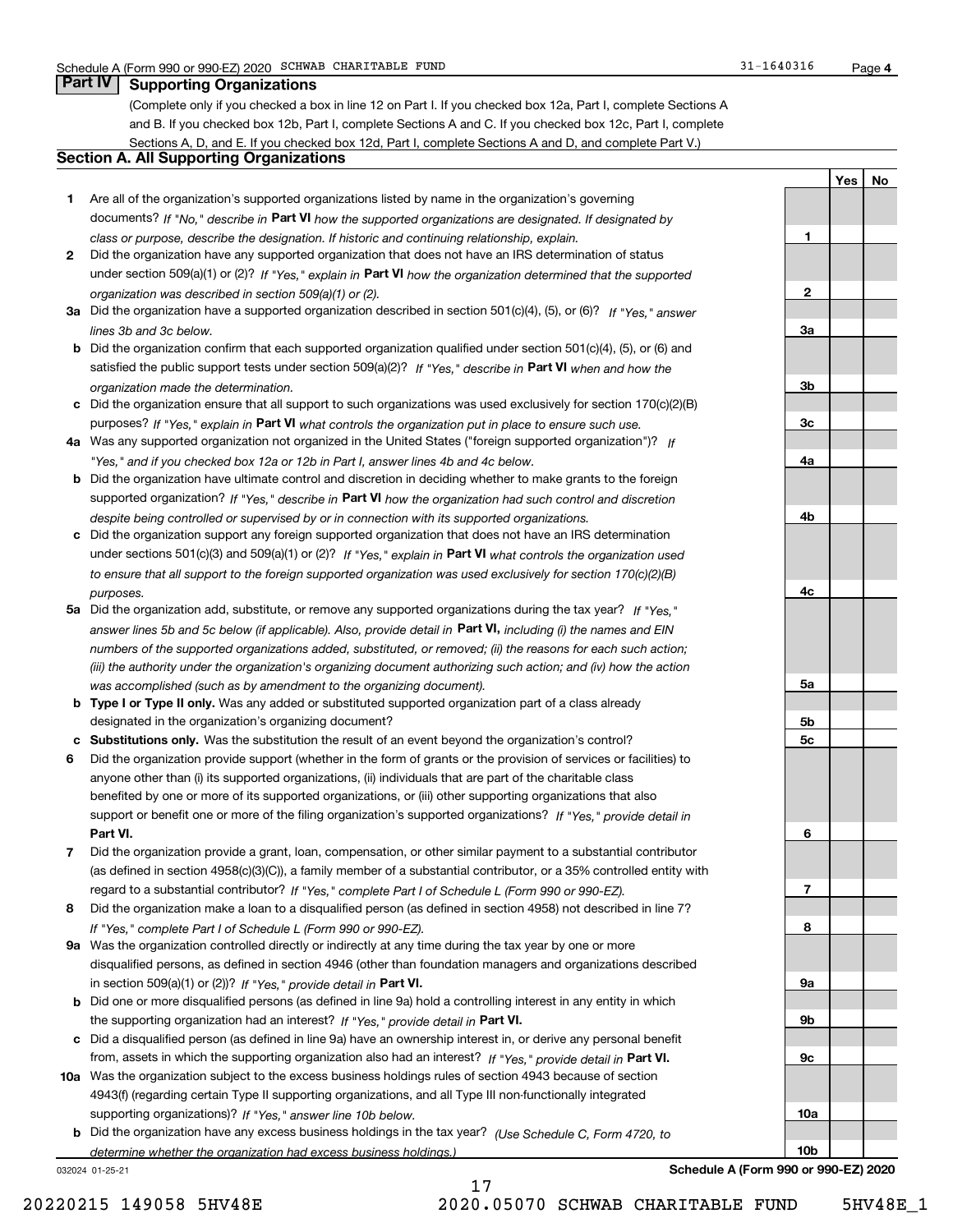Schedule A (Form 990 or 990-EZ) 2020 SCHWAB CHARITABLE FUND 31-1640316

## Part IV Supporting Organizations

(Complete only if you checked a box in line 12 on Part I. If you checked box 12a, Part I, complete Sections A and B. If you checked box 12b, Part I, complete Sections A and C. If you checked box 12c, Part I, complete Sections A, D, and E. If you checked box 12d, Part I, complete Sections A and D, and complete Part V.)

### Section A. All Supporting Organizations

| | | | Yes | No |
|---|---|---|---|---|
| **1** | Are all of the organization's supported organizations listed by name in the organization's governing documents? *If "No," describe in* **Part VI** *how the supported organizations are designated. If designated by class or purpose, describe the designation. If historic and continuing relationship, explain.* | 1 | | |
| **2** | Did the organization have any supported organization that does not have an IRS determination of status under section 509(a)(1) or (2)? *If "Yes," explain in* **Part VI** *how the organization determined that the supported organization was described in section 509(a)(1) or (2).* | 2 | | |
| **3a** | Did the organization have a supported organization described in section 501(c)(4), (5), or (6)? *If "Yes," answer lines 3b and 3c below.* | 3a | | |
| **b** | Did the organization confirm that each supported organization qualified under section 501(c)(4), (5), or (6) and satisfied the public support tests under section 509(a)(2)? *If "Yes," describe in* **Part VI** *when and how the organization made the determination.* | 3b | | |
| **c** | Did the organization ensure that all support to such organizations was used exclusively for section 170(c)(2)(B) purposes? *If "Yes," explain in* **Part VI** *what controls the organization put in place to ensure such use.* | 3c | | |
| **4a** | Was any supported organization not organized in the United States ("foreign supported organization")? *If "Yes," and if you checked box 12a or 12b in Part I, answer lines 4b and 4c below.* | 4a | | |
| **b** | Did the organization have ultimate control and discretion in deciding whether to make grants to the foreign supported organization? *If "Yes," describe in* **Part VI** *how the organization had such control and discretion despite being controlled or supervised by or in connection with its supported organizations.* | 4b | | |
| **c** | Did the organization support any foreign supported organization that does not have an IRS determination under sections 501(c)(3) and 509(a)(1) or (2)? *If "Yes," explain in* **Part VI** *what controls the organization used to ensure that all support to the foreign supported organization was used exclusively for section 170(c)(2)(B) purposes.* | 4c | | |
| **5a** | Did the organization add, substitute, or remove any supported organizations during the tax year? *If "Yes," answer lines 5b and 5c below (if applicable). Also, provide detail in* **Part VI,** *including (i) the names and EIN numbers of the supported organizations added, substituted, or removed; (ii) the reasons for each such action; (iii) the authority under the organization's organizing document authorizing such action; and (iv) how the action was accomplished (such as by amendment to the organizing document).* | 5a | | |
| **b** | **Type I or Type II only.** Was any added or substituted supported organization part of a class already designated in the organization's organizing document? | 5b | | |
| **c** | **Substitutions only.** Was the substitution the result of an event beyond the organization's control? | 5c | | |
| **6** | Did the organization provide support (whether in the form of grants or the provision of services or facilities) to anyone other than (i) its supported organizations, (ii) individuals that are part of the charitable class benefited by one or more of its supported organizations, or (iii) other supporting organizations that also support or benefit one or more of the filing organization's supported organizations? *If "Yes," provide detail in* **Part VI.** | 6 | | |
| **7** | Did the organization provide a grant, loan, compensation, or other similar payment to a substantial contributor (as defined in section 4958(c)(3)(C)), a family member of a substantial contributor, or a 35% controlled entity with regard to a substantial contributor? *If "Yes," complete Part I of Schedule L (Form 990 or 990-EZ).* | 7 | | |
| **8** | Did the organization make a loan to a disqualified person (as defined in section 4958) not described in line 7? *If "Yes," complete Part I of Schedule L (Form 990 or 990-EZ).* | 8 | | |
| **9a** | Was the organization controlled directly or indirectly at any time during the tax year by one or more disqualified persons, as defined in section 4946 (other than foundation managers and organizations described in section 509(a)(1) or (2))? *If "Yes," provide detail in* **Part VI.** | 9a | | |
| **b** | Did one or more disqualified persons (as defined in line 9a) hold a controlling interest in any entity in which the supporting organization had an interest? *If "Yes," provide detail in* **Part VI.** | 9b | | |
| **c** | Did a disqualified person (as defined in line 9a) have an ownership interest in, or derive any personal benefit from, assets in which the supporting organization also had an interest? *If "Yes," provide detail in* **Part VI.** | 9c | | |
| **10a** | Was the organization subject to the excess business holdings rules of section 4943 because of section 4943(f) (regarding certain Type II supporting organizations, and all Type III non-functionally integrated supporting organizations)? *If "Yes," answer line 10b below.* | 10a | | |
| **b** | Did the organization have any excess business holdings in the tax year? *(Use Schedule C, Form 4720, to determine whether the organization had excess business holdings.)* | 10b | | |

032024 01-25-21 **Schedule A (Form 990 or 990-EZ) 2020**

20220215 149058 5HV48E 2020.05070 SCHWAB CHARITABLE FUND 5HV48E_1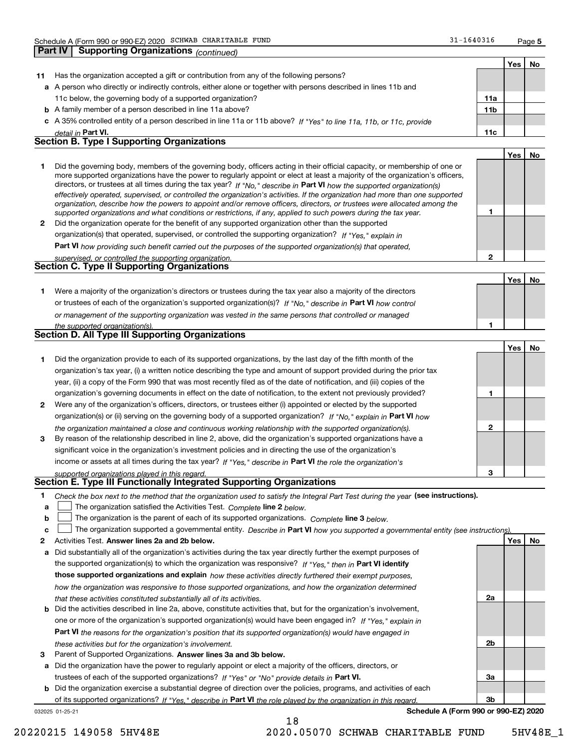Schedule A (Form 990 or 990-EZ) 2020 SCHWAB CHARITABLE FUND 31-1640316 Page **5**

## Part IV Supporting Organizations *(continued)*

| | | | Yes | No |
|---|---|---|---|---|
| **11** | Has the organization accepted a gift or contribution from any of the following persons? | | | |
| **a** | A person who directly or indirectly controls, either alone or together with persons described in lines 11b and 11c below, the governing body of a supported organization? | **11a** | | |
| **b** | A family member of a person described in line 11a above? | **11b** | | |
| **c** | A 35% controlled entity of a person described in line 11a or 11b above? *If "Yes" to line 11a, 11b, or 11c, provide detail in* **Part VI.** | **11c** | | |

### Section B. Type I Supporting Organizations

| | | | Yes | No |
|---|---|---|---|---|
| **1** | Did the governing body, members of the governing body, officers acting in their official capacity, or membership of one or more supported organizations have the power to regularly appoint or elect at least a majority of the organization's officers, directors, or trustees at all times during the tax year? *If "No," describe in* **Part VI** *how the supported organization(s) effectively operated, supervised, or controlled the organization's activities. If the organization had more than one supported organization, describe how the powers to appoint and/or remove officers, directors, or trustees were allocated among the supported organizations and what conditions or restrictions, if any, applied to such powers during the tax year.* | **1** | | |
| **2** | Did the organization operate for the benefit of any supported organization other than the supported organization(s) that operated, supervised, or controlled the supporting organization? *If "Yes," explain in* **Part VI** *how providing such benefit carried out the purposes of the supported organization(s) that operated, supervised, or controlled the supporting organization.* | **2** | | |

### Section C. Type II Supporting Organizations

| | | | Yes | No |
|---|---|---|---|---|
| **1** | Were a majority of the organization's directors or trustees during the tax year also a majority of the directors or trustees of each of the organization's supported organization(s)? *If "No," describe in* **Part VI** *how control or management of the supporting organization was vested in the same persons that controlled or managed the supported organization(s).* | **1** | | |

### Section D. All Type III Supporting Organizations

| | | | Yes | No |
|---|---|---|---|---|
| **1** | Did the organization provide to each of its supported organizations, by the last day of the fifth month of the organization's tax year, (i) a written notice describing the type and amount of support provided during the prior tax year, (ii) a copy of the Form 990 that was most recently filed as of the date of notification, and (iii) copies of the organization's governing documents in effect on the date of notification, to the extent not previously provided? | **1** | | |
| **2** | Were any of the organization's officers, directors, or trustees either (i) appointed or elected by the supported organization(s) or (ii) serving on the governing body of a supported organization? *If "No," explain in* **Part VI** *how the organization maintained a close and continuous working relationship with the supported organization(s).* | **2** | | |
| **3** | By reason of the relationship described in line 2, above, did the organization's supported organizations have a significant voice in the organization's investment policies and in directing the use of the organization's income or assets at all times during the tax year? *If "Yes," describe in* **Part VI** *the role the organization's supported organizations played in this regard.* | **3** | | |

### Section E. Type III Functionally Integrated Supporting Organizations

**1** *Check the box next to the method that the organization used to satisfy the Integral Part Test during the year* **(see instructions).**

**a** ☐ The organization satisfied the Activities Test. *Complete* **line 2** *below.*

**b** ☐ The organization is the parent of each of its supported organizations. *Complete* **line 3** *below.*

**c** ☐ The organization supported a governmental entity. *Describe in* **Part VI** *how you supported a governmental entity (see instructions).*

| | | | Yes | No |
|---|---|---|---|---|
| **2** | Activities Test. **Answer lines 2a and 2b below.** | | | |
| **a** | Did substantially all of the organization's activities during the tax year directly further the exempt purposes of the supported organization(s) to which the organization was responsive? *If "Yes," then in* **Part VI identify those supported organizations and explain** *how these activities directly furthered their exempt purposes, how the organization was responsive to those supported organizations, and how the organization determined that these activities constituted substantially all of its activities.* | **2a** | | |
| **b** | Did the activities described in line 2a, above, constitute activities that, but for the organization's involvement, one or more of the organization's supported organization(s) would have been engaged in? *If "Yes," explain in* **Part VI** *the reasons for the organization's position that its supported organization(s) would have engaged in these activities but for the organization's involvement.* | **2b** | | |
| **3** | Parent of Supported Organizations. **Answer lines 3a and 3b below.** | | | |
| **a** | Did the organization have the power to regularly appoint or elect a majority of the officers, directors, or trustees of each of the supported organizations? *If "Yes" or "No" provide details in* **Part VI.** | **3a** | | |
| **b** | Did the organization exercise a substantial degree of direction over the policies, programs, and activities of each of its supported organizations? *If "Yes," describe in* **Part VI** *the role played by the organization in this regard.* | **3b** | | |

032025 01-25-21 **Schedule A (Form 990 or 990-EZ) 2020**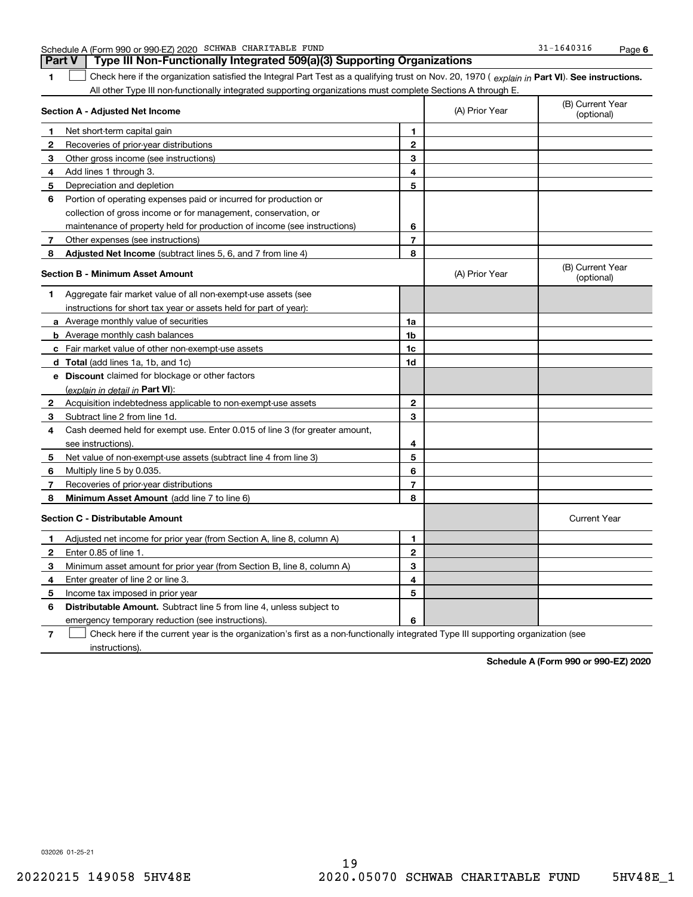Schedule A (Form 990 or 990-EZ) 2020 SCHWAB CHARITABLE FUND 31-1640316 Page **6**

## Part V Type III Non-Functionally Integrated 509(a)(3) Supporting Organizations

**1** ☐ Check here if the organization satisfied the Integral Part Test as a qualifying trust on Nov. 20, 1970 ( *explain in* **Part VI**). **See instructions.** All other Type III non-functionally integrated supporting organizations must complete Sections A through E.

| **Section A - Adjusted Net Income** | | | (A) Prior Year | (B) Current Year (optional) |
|---|---|---|---|---|
| **1** | Net short-term capital gain | **1** | | |
| **2** | Recoveries of prior-year distributions | **2** | | |
| **3** | Other gross income (see instructions) | **3** | | |
| **4** | Add lines 1 through 3. | **4** | | |
| **5** | Depreciation and depletion | **5** | | |
| **6** | Portion of operating expenses paid or incurred for production or collection of gross income or for management, conservation, or maintenance of property held for production of income (see instructions) | **6** | | |
| **7** | Other expenses (see instructions) | **7** | | |
| **8** | **Adjusted Net Income** (subtract lines 5, 6, and 7 from line 4) | **8** | | |

| **Section B - Minimum Asset Amount** | | | (A) Prior Year | (B) Current Year (optional) |
|---|---|---|---|---|
| **1** | Aggregate fair market value of all non-exempt-use assets (see instructions for short tax year or assets held for part of year): | | | |
| **a** | Average monthly value of securities | **1a** | | |
| **b** | Average monthly cash balances | **1b** | | |
| **c** | Fair market value of other non-exempt-use assets | **1c** | | |
| **d** | **Total** (add lines 1a, 1b, and 1c) | **1d** | | |
| **e** | **Discount** claimed for blockage or other factors (*explain in detail in* **Part VI**): | | | |
| **2** | Acquisition indebtedness applicable to non-exempt-use assets | **2** | | |
| **3** | Subtract line 2 from line 1d. | **3** | | |
| **4** | Cash deemed held for exempt use. Enter 0.015 of line 3 (for greater amount, see instructions). | **4** | | |
| **5** | Net value of non-exempt-use assets (subtract line 4 from line 3) | **5** | | |
| **6** | Multiply line 5 by 0.035. | **6** | | |
| **7** | Recoveries of prior-year distributions | **7** | | |
| **8** | **Minimum Asset Amount** (add line 7 to line 6) | **8** | | |

| **Section C - Distributable Amount** | | | | Current Year |
|---|---|---|---|---|
| **1** | Adjusted net income for prior year (from Section A, line 8, column A) | **1** | | |
| **2** | Enter 0.85 of line 1. | **2** | | |
| **3** | Minimum asset amount for prior year (from Section B, line 8, column A) | **3** | | |
| **4** | Enter greater of line 2 or line 3. | **4** | | |
| **5** | Income tax imposed in prior year | **5** | | |
| **6** | **Distributable Amount.** Subtract line 5 from line 4, unless subject to emergency temporary reduction (see instructions). | **6** | | |

**7** ☐ Check here if the current year is the organization's first as a non-functionally integrated Type III supporting organization (see instructions).

**Schedule A (Form 990 or 990-EZ) 2020**

032026 01-25-21

20220215 149058 5HV48E 2020.05070 SCHWAB CHARITABLE FUND 5HV48E_1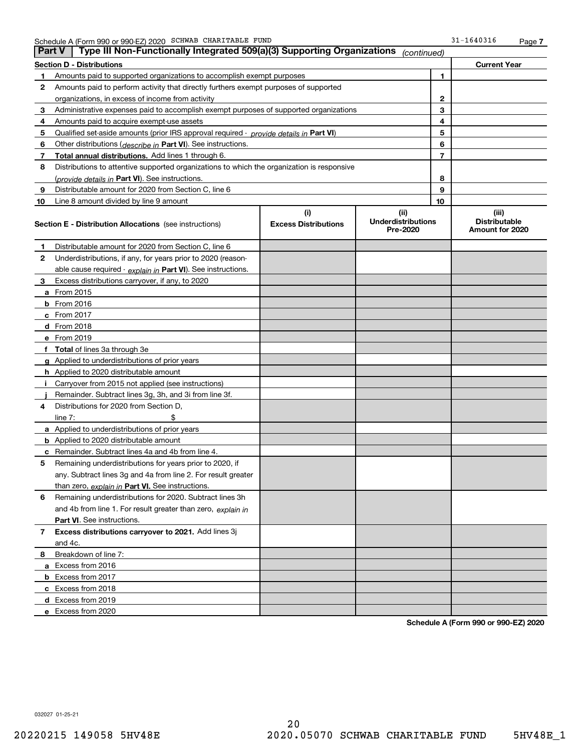Schedule A (Form 990 or 990-EZ) 2020 SCHWAB CHARITABLE FUND 31-1640316

## Part V Type III Non-Functionally Integrated 509(a)(3) Supporting Organizations *(continued)*

| Section D - Distributions | | | Current Year |
|---|---|---|---|
| 1 | Amounts paid to supported organizations to accomplish exempt purposes | 1 | |
| 2 | Amounts paid to perform activity that directly furthers exempt purposes of supported organizations, in excess of income from activity | 2 | |
| 3 | Administrative expenses paid to accomplish exempt purposes of supported organizations | 3 | |
| 4 | Amounts paid to acquire exempt-use assets | 4 | |
| 5 | Qualified set-aside amounts (prior IRS approval required - *provide details in* **Part VI**) | 5 | |
| 6 | Other distributions (*describe in* **Part VI**). See instructions. | 6 | |
| 7 | **Total annual distributions.** Add lines 1 through 6. | 7 | |
| 8 | Distributions to attentive supported organizations to which the organization is responsive (*provide details in* **Part VI**). See instructions. | 8 | |
| 9 | Distributable amount for 2020 from Section C, line 6 | 9 | |
| 10 | Line 8 amount divided by line 9 amount | 10 | |

| Section E - Distribution Allocations (see instructions) | (i) Excess Distributions | (ii) Underdistributions Pre-2020 | (iii) Distributable Amount for 2020 |
|---|---|---|---|
| 1 Distributable amount for 2020 from Section C, line 6 | | | |
| 2 Underdistributions, if any, for years prior to 2020 (reasonable cause required - *explain in* **Part VI**). See instructions. | | | |
| 3 Excess distributions carryover, if any, to 2020 | | | |
| a From 2015 | | | |
| b From 2016 | | | |
| c From 2017 | | | |
| d From 2018 | | | |
| e From 2019 | | | |
| f **Total** of lines 3a through 3e | | | |
| g Applied to underdistributions of prior years | | | |
| h Applied to 2020 distributable amount | | | |
| i Carryover from 2015 not applied (see instructions) | | | |
| j Remainder. Subtract lines 3g, 3h, and 3i from line 3f. | | | |
| 4 Distributions for 2020 from Section D, line 7: $ | | | |
| a Applied to underdistributions of prior years | | | |
| b Applied to 2020 distributable amount | | | |
| c Remainder. Subtract lines 4a and 4b from line 4. | | | |
| 5 Remaining underdistributions for years prior to 2020, if any. Subtract lines 3g and 4a from line 2. For result greater than zero, *explain in* **Part VI.** See instructions. | | | |
| 6 Remaining underdistributions for 2020. Subtract lines 3h and 4b from line 1. For result greater than zero, *explain in* **Part VI**. See instructions. | | | |
| 7 **Excess distributions carryover to 2021.** Add lines 3j and 4c. | | | |
| 8 Breakdown of line 7: | | | |
| a Excess from 2016 | | | |
| b Excess from 2017 | | | |
| c Excess from 2018 | | | |
| d Excess from 2019 | | | |
| e Excess from 2020 | | | |

**Schedule A (Form 990 or 990-EZ) 2020**

032027 01-25-21

20220215 149058 5HV48E 2020.05070 SCHWAB CHARITABLE FUND 5HV48E_1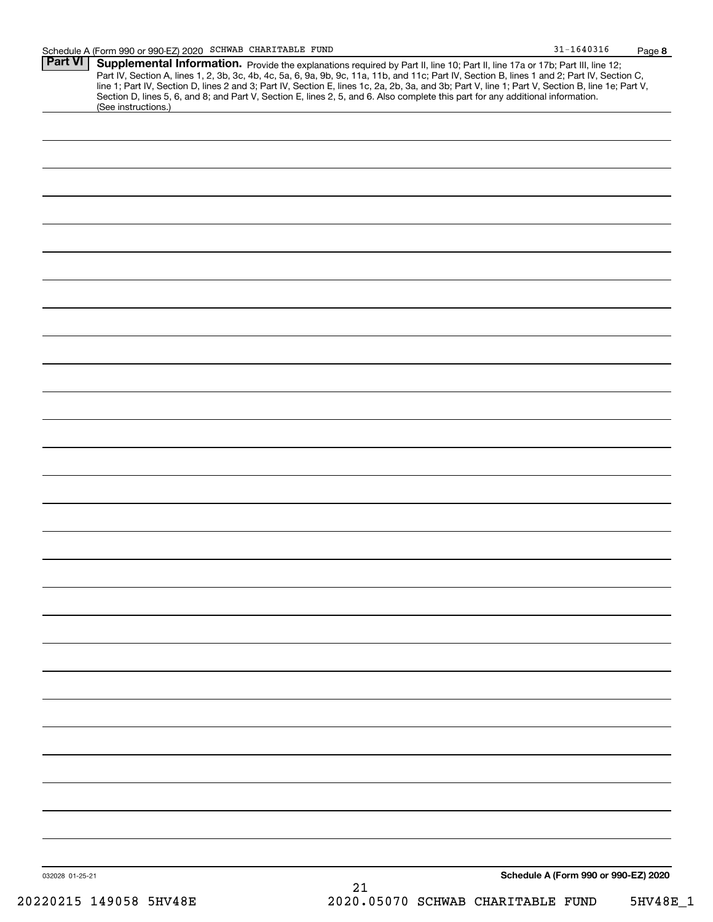Schedule A (Form 990 or 990-EZ) 2020 SCHWAB CHARITABLE FUND 31-1640316

## Part VI Supplemental Information.

Provide the explanations required by Part II, line 10; Part II, line 17a or 17b; Part III, line 12; Part IV, Section A, lines 1, 2, 3b, 3c, 4b, 4c, 5a, 6, 9a, 9b, 9c, 11a, 11b, and 11c; Part IV, Section B, lines 1 and 2; Part IV, Section C, line 1; Part IV, Section D, lines 2 and 3; Part IV, Section E, lines 1c, 2a, 2b, 3a, and 3b; Part V, line 1; Part V, Section B, line 1e; Part V, Section D, lines 5, 6, and 8; and Part V, Section E, lines 2, 5, and 6. Also complete this part for any additional information. (See instructions.)

032028 01-25-21

**Schedule A (Form 990 or 990-EZ) 2020**

20220215 149058 5HV48E 2020.05070 SCHWAB CHARITABLE FUND 5HV48E_1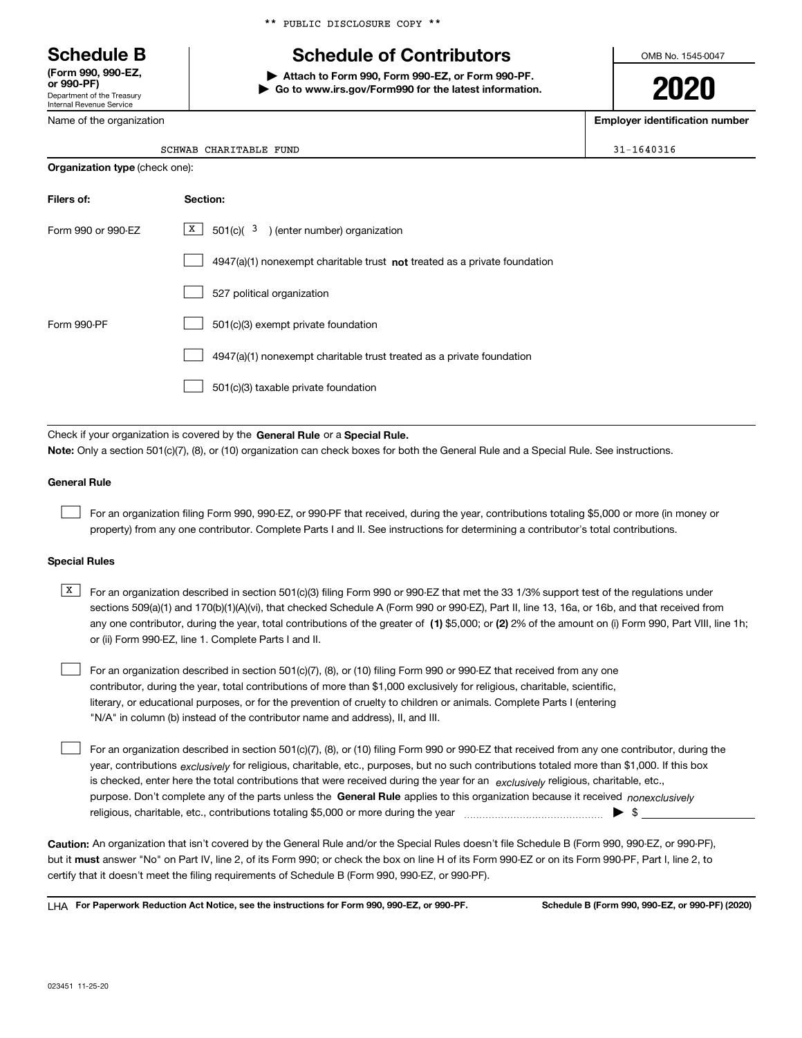** PUBLIC DISCLOSURE COPY **

# Schedule B

**(Form 990, 990-EZ, or 990-PF)**
Department of the Treasury
Internal Revenue Service

## Schedule of Contributors

▶ **Attach to Form 990, Form 990-EZ, or Form 990-PF.**
▶ **Go to www.irs.gov/Form990 for the latest information.**

OMB No. 1545-0047

**2020**

| Name of the organization | Employer identification number |
|---|---|
| SCHWAB CHARITABLE FUND | 31-1640316 |

**Organization type** (check one):

| **Filers of:** | **Section:** |
|---|---|
| Form 990 or 990-EZ | [X] 501(c)( 3 ) (enter number) organization |
| | [ ] 4947(a)(1) nonexempt charitable trust **not** treated as a private foundation |
| | [ ] 527 political organization |
| Form 990-PF | [ ] 501(c)(3) exempt private foundation |
| | [ ] 4947(a)(1) nonexempt charitable trust treated as a private foundation |
| | [ ] 501(c)(3) taxable private foundation |

Check if your organization is covered by the **General Rule** or a **Special Rule.**

**Note:** Only a section 501(c)(7), (8), or (10) organization can check boxes for both the General Rule and a Special Rule. See instructions.

**General Rule**

[ ] For an organization filing Form 990, 990-EZ, or 990-PF that received, during the year, contributions totaling $5,000 or more (in money or property) from any one contributor. Complete Parts I and II. See instructions for determining a contributor's total contributions.

**Special Rules**

[X] For an organization described in section 501(c)(3) filing Form 990 or 990-EZ that met the 33 1/3% support test of the regulations under sections 509(a)(1) and 170(b)(1)(A)(vi), that checked Schedule A (Form 990 or 990-EZ), Part II, line 13, 16a, or 16b, and that received from any one contributor, during the year, total contributions of the greater of **(1)** $5,000; or **(2)** 2% of the amount on (i) Form 990, Part VIII, line 1h; or (ii) Form 990-EZ, line 1. Complete Parts I and II.

[ ] For an organization described in section 501(c)(7), (8), or (10) filing Form 990 or 990-EZ that received from any one contributor, during the year, total contributions of more than $1,000 exclusively for religious, charitable, scientific, literary, or educational purposes, or for the prevention of cruelty to children or animals. Complete Parts I (entering "N/A" in column (b) instead of the contributor name and address), II, and III.

[ ] For an organization described in section 501(c)(7), (8), or (10) filing Form 990 or 990-EZ that received from any one contributor, during the year, contributions *exclusively* for religious, charitable, etc., purposes, but no such contributions totaled more than $1,000. If this box is checked, enter here the total contributions that were received during the year for an *exclusively* religious, charitable, etc., purpose. Don't complete any of the parts unless the **General Rule** applies to this organization because it received *nonexclusively* religious, charitable, etc., contributions totaling $5,000 or more during the year ▶ $

**Caution:** An organization that isn't covered by the General Rule and/or the Special Rules doesn't file Schedule B (Form 990, 990-EZ, or 990-PF), but it **must** answer "No" on Part IV, line 2, of its Form 990; or check the box on line H of its Form 990-EZ or on its Form 990-PF, Part I, line 2, to certify that it doesn't meet the filing requirements of Schedule B (Form 990, 990-EZ, or 990-PF).

LHA **For Paperwork Reduction Act Notice, see the instructions for Form 990, 990-EZ, or 990-PF.** **Schedule B (Form 990, 990-EZ, or 990-PF) (2020)**

023451 11-25-20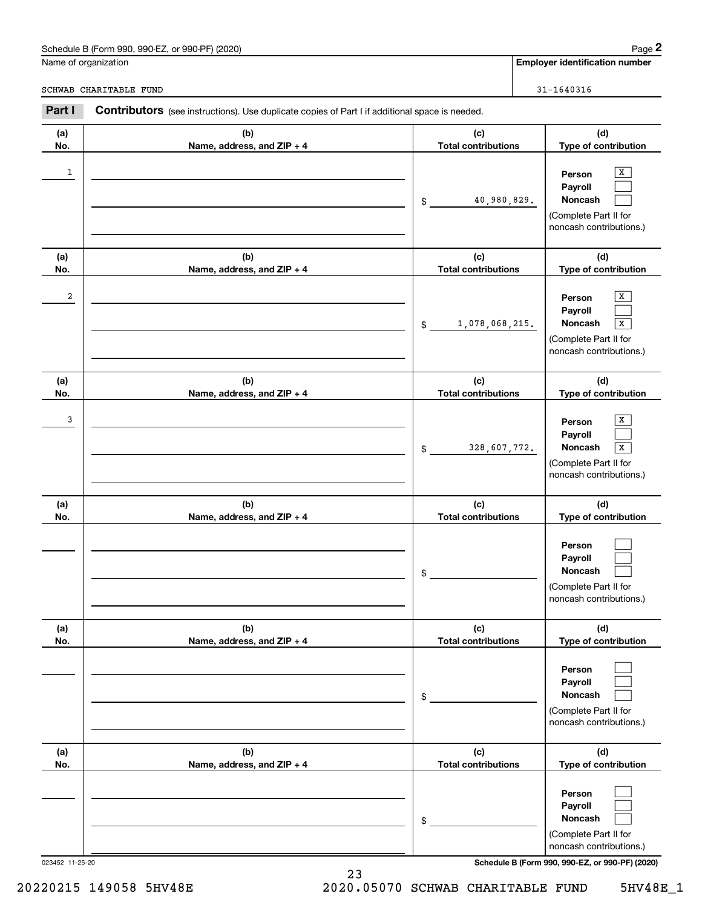Schedule B (Form 990, 990-EZ, or 990-PF) (2020)

Name of organization: SCHWAB CHARITABLE FUND

Employer identification number: 31-1640316

## Part I Contributors (see instructions). Use duplicate copies of Part I if additional space is needed.

| (a) No. | (b) Name, address, and ZIP + 4 | (c) Total contributions | (d) Type of contribution |
|---|---|---|---|
| 1 | | $ 40,980,829. | Person [X] Payroll [ ] Noncash [ ] (Complete Part II for noncash contributions.) |
| 2 | | $ 1,078,068,215. | Person [X] Payroll [ ] Noncash [X] (Complete Part II for noncash contributions.) |
| 3 | | $ 328,607,772. | Person [X] Payroll [ ] Noncash [X] (Complete Part II for noncash contributions.) |
| | | $ | Person [ ] Payroll [ ] Noncash [ ] (Complete Part II for noncash contributions.) |
| | | $ | Person [ ] Payroll [ ] Noncash [ ] (Complete Part II for noncash contributions.) |
| | | $ | Person [ ] Payroll [ ] Noncash [ ] (Complete Part II for noncash contributions.) |

023452 11-25-20

Schedule B (Form 990, 990-EZ, or 990-PF) (2020)

20220215 149058 5HV48E 2020.05070 SCHWAB CHARITABLE FUND 5HV48E_1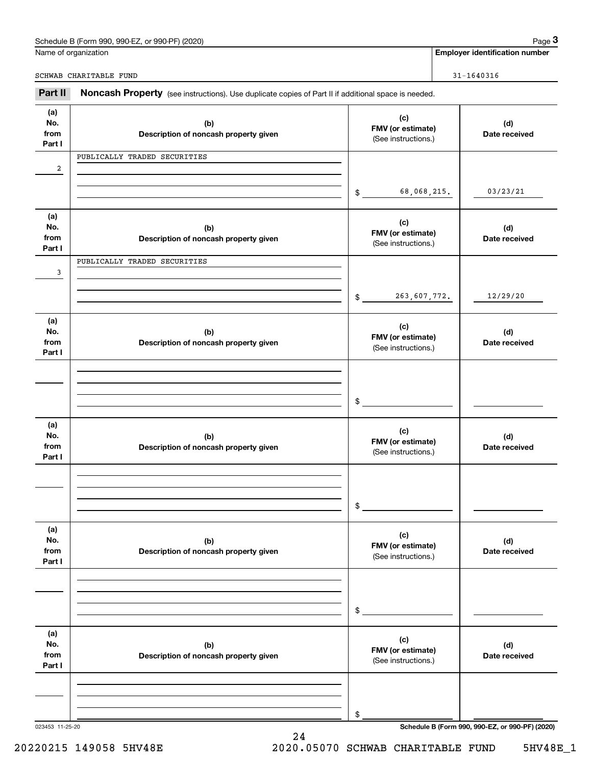Schedule B (Form 990, 990-EZ, or 990-PF) (2020)

Name of organization: SCHWAB CHARITABLE FUND

**Employer identification number:** 31-1640316

## Part II Noncash Property

(see instructions). Use duplicate copies of Part II if additional space is needed.

| (a) No. from Part I | (b) Description of noncash property given | (c) FMV (or estimate) (See instructions.) | (d) Date received |
|---|---|---|---|
| 2 | PUBLICALLY TRADED SECURITIES | $ 68,068,215. | 03/23/21 |
| 3 | PUBLICALLY TRADED SECURITIES | $ 263,607,772. | 12/29/20 |
| | | $ | |
| | | $ | |
| | | $ | |
| | | $ | |

023453 11-25-20

**Schedule B (Form 990, 990-EZ, or 990-PF) (2020)**

20220215 149058 5HV48E 2020.05070 SCHWAB CHARITABLE FUND 5HV48E_1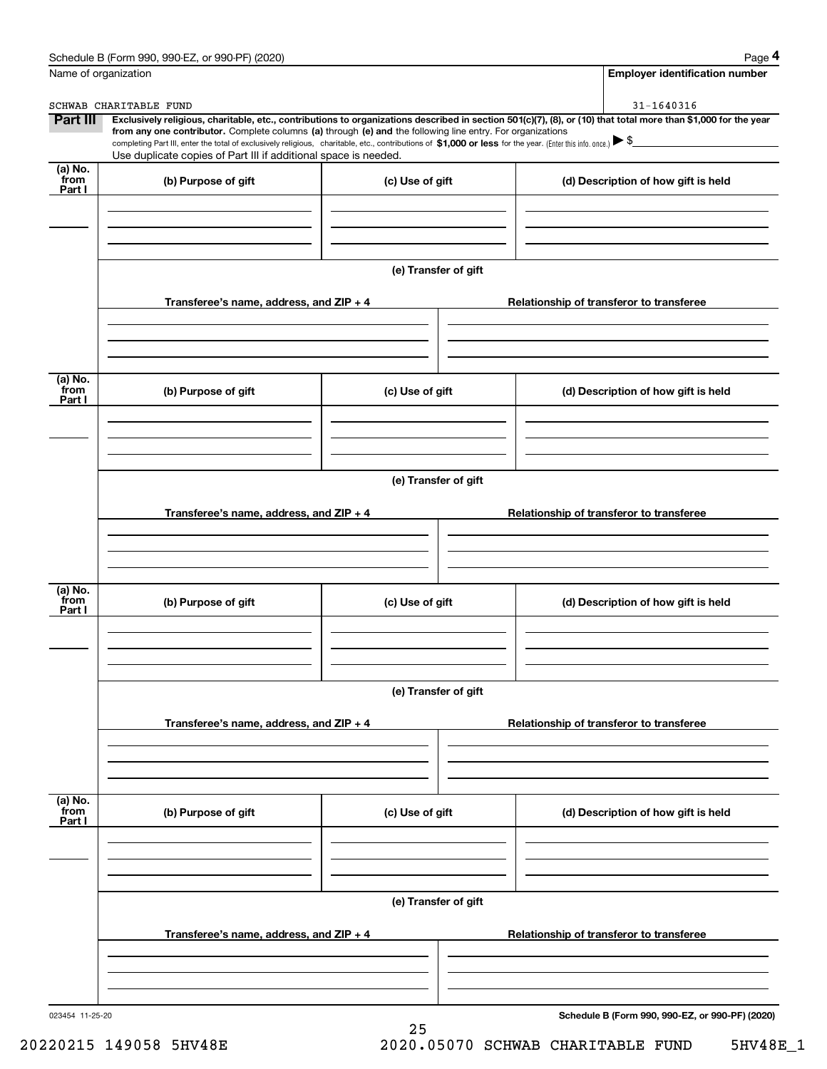Name of organization

SCHWAB CHARITABLE FUND

**Employer identification number**

31-1640316

**Part III** **Exclusively religious, charitable, etc., contributions to organizations described in section 501(c)(7), (8), or (10) that total more than $1,000 for the year from any one contributor.** Complete columns **(a)** through **(e) and** the following line entry. For organizations completing Part III, enter the total of exclusively religious, charitable, etc., contributions of **$1,000 or less** for the year. (Enter this info. once.) ▶ $

Use duplicate copies of Part III if additional space is needed.

| (a) No. from Part I | (b) Purpose of gift | (c) Use of gift | (d) Description of how gift is held |
|---|---|---|---|
| | | | |

**(e) Transfer of gift**

| Transferee's name, address, and ZIP + 4 | Relationship of transferor to transferee |
|---|---|
| | |

| (a) No. from Part I | (b) Purpose of gift | (c) Use of gift | (d) Description of how gift is held |
|---|---|---|---|
| | | | |

**(e) Transfer of gift**

| Transferee's name, address, and ZIP + 4 | Relationship of transferor to transferee |
|---|---|
| | |

| (a) No. from Part I | (b) Purpose of gift | (c) Use of gift | (d) Description of how gift is held |
|---|---|---|---|
| | | | |

**(e) Transfer of gift**

| Transferee's name, address, and ZIP + 4 | Relationship of transferor to transferee |
|---|---|
| | |

| (a) No. from Part I | (b) Purpose of gift | (c) Use of gift | (d) Description of how gift is held |
|---|---|---|---|
| | | | |

**(e) Transfer of gift**

| Transferee's name, address, and ZIP + 4 | Relationship of transferor to transferee |
|---|---|
| | |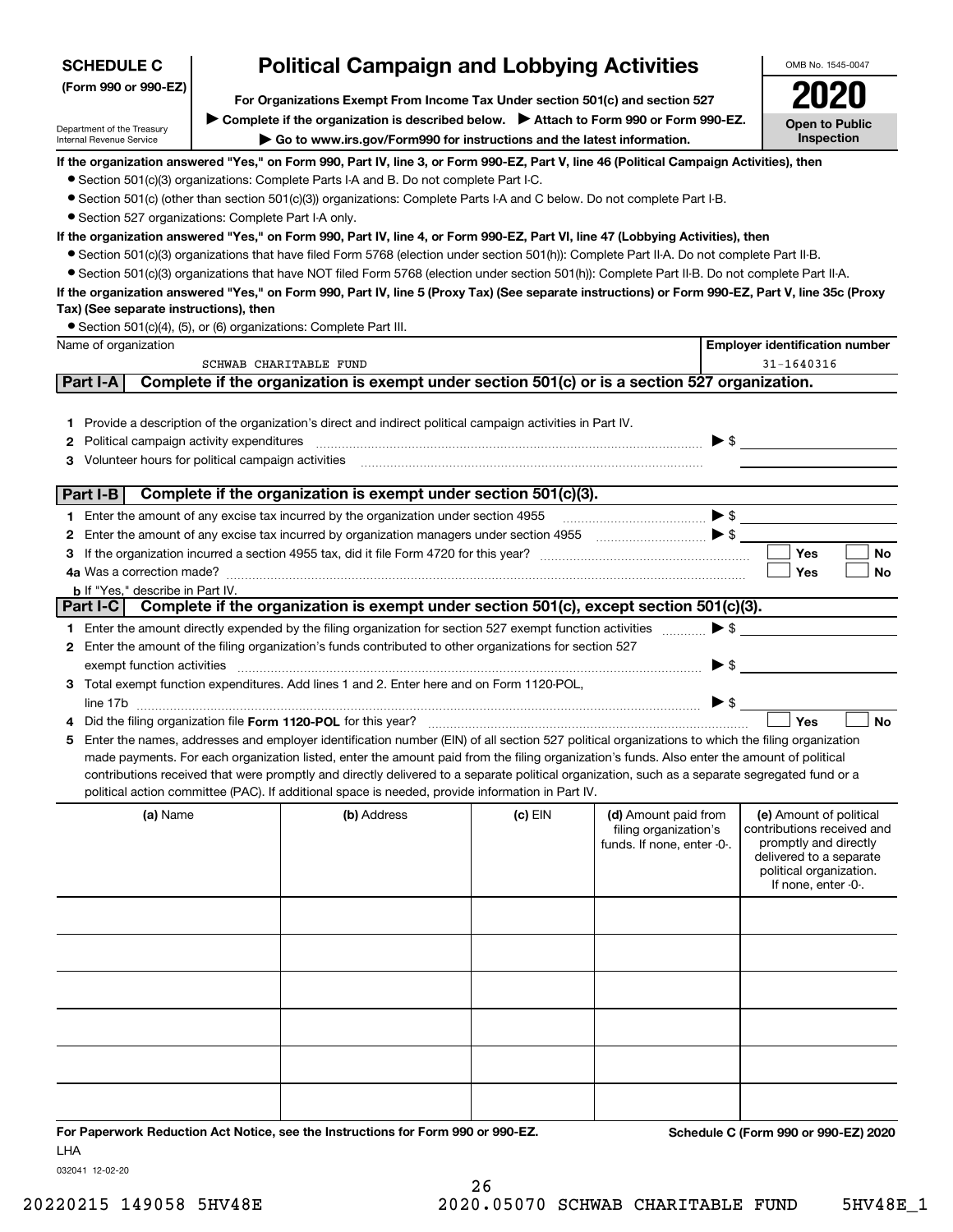**SCHEDULE C (Form 990 or 990-EZ)**

Department of the Treasury
Internal Revenue Service

# Political Campaign and Lobbying Activities

**For Organizations Exempt From Income Tax Under section 501(c) and section 527**

▶ **Complete if the organization is described below.** ▶ **Attach to Form 990 or Form 990-EZ.**

▶ **Go to www.irs.gov/Form990 for instructions and the latest information.**

OMB No. 1545-0047

**2020**

**Open to Public Inspection**

**If the organization answered "Yes," on Form 990, Part IV, line 3, or Form 990-EZ, Part V, line 46 (Political Campaign Activities), then**

- Section 501(c)(3) organizations: Complete Parts I-A and B. Do not complete Part I-C.
- Section 501(c) (other than section 501(c)(3)) organizations: Complete Parts I-A and C below. Do not complete Part I-B.
- Section 527 organizations: Complete Part I-A only.

**If the organization answered "Yes," on Form 990, Part IV, line 4, or Form 990-EZ, Part VI, line 47 (Lobbying Activities), then**

- Section 501(c)(3) organizations that have filed Form 5768 (election under section 501(h)): Complete Part II-A. Do not complete Part II-B.
- Section 501(c)(3) organizations that have NOT filed Form 5768 (election under section 501(h)): Complete Part II-B. Do not complete Part II-A.

**If the organization answered "Yes," on Form 990, Part IV, line 5 (Proxy Tax) (See separate instructions) or Form 990-EZ, Part V, line 35c (Proxy Tax) (See separate instructions), then**

- Section 501(c)(4), (5), or (6) organizations: Complete Part III.

| Name of organization | Employer identification number |
|---|---|
| SCHWAB CHARITABLE FUND | 31-1640316 |

## Part I-A Complete if the organization is exempt under section 501(c) or is a section 527 organization.

1 Provide a description of the organization's direct and indirect political campaign activities in Part IV.

2 Political campaign activity expenditures ▶ $

3 Volunteer hours for political campaign activities

## Part I-B Complete if the organization is exempt under section 501(c)(3).

1 Enter the amount of any excise tax incurred by the organization under section 4955 ▶ $

2 Enter the amount of any excise tax incurred by organization managers under section 4955 ▶ $

3 If the organization incurred a section 4955 tax, did it file Form 4720 for this year? ☐ Yes ☐ No

4a Was a correction made? ☐ Yes ☐ No

b If "Yes," describe in Part IV.

## Part I-C Complete if the organization is exempt under section 501(c), except section 501(c)(3).

1 Enter the amount directly expended by the filing organization for section 527 exempt function activities ▶ $

2 Enter the amount of the filing organization's funds contributed to other organizations for section 527 exempt function activities ▶ $

3 Total exempt function expenditures. Add lines 1 and 2. Enter here and on Form 1120-POL, line 17b ▶ $

4 Did the filing organization file **Form 1120-POL** for this year? ☐ Yes ☐ No

5 Enter the names, addresses and employer identification number (EIN) of all section 527 political organizations to which the filing organization made payments. For each organization listed, enter the amount paid from the filing organization's funds. Also enter the amount of political contributions received that were promptly and directly delivered to a separate political organization, such as a separate segregated fund or a political action committee (PAC). If additional space is needed, provide information in Part IV.

| (a) Name | (b) Address | (c) EIN | (d) Amount paid from filing organization's funds. If none, enter -0-. | (e) Amount of political contributions received and promptly and directly delivered to a separate political organization. If none, enter -0-. |
|---|---|---|---|---|
| | | | | |
| | | | | |
| | | | | |
| | | | | |
| | | | | |
| | | | | |

**For Paperwork Reduction Act Notice, see the Instructions for Form 990 or 990-EZ.** **Schedule C (Form 990 or 990-EZ) 2020**

LHA

032041 12-02-20

20220215 149058 5HV48E 2020.05070 SCHWAB CHARITABLE FUND 5HV48E_1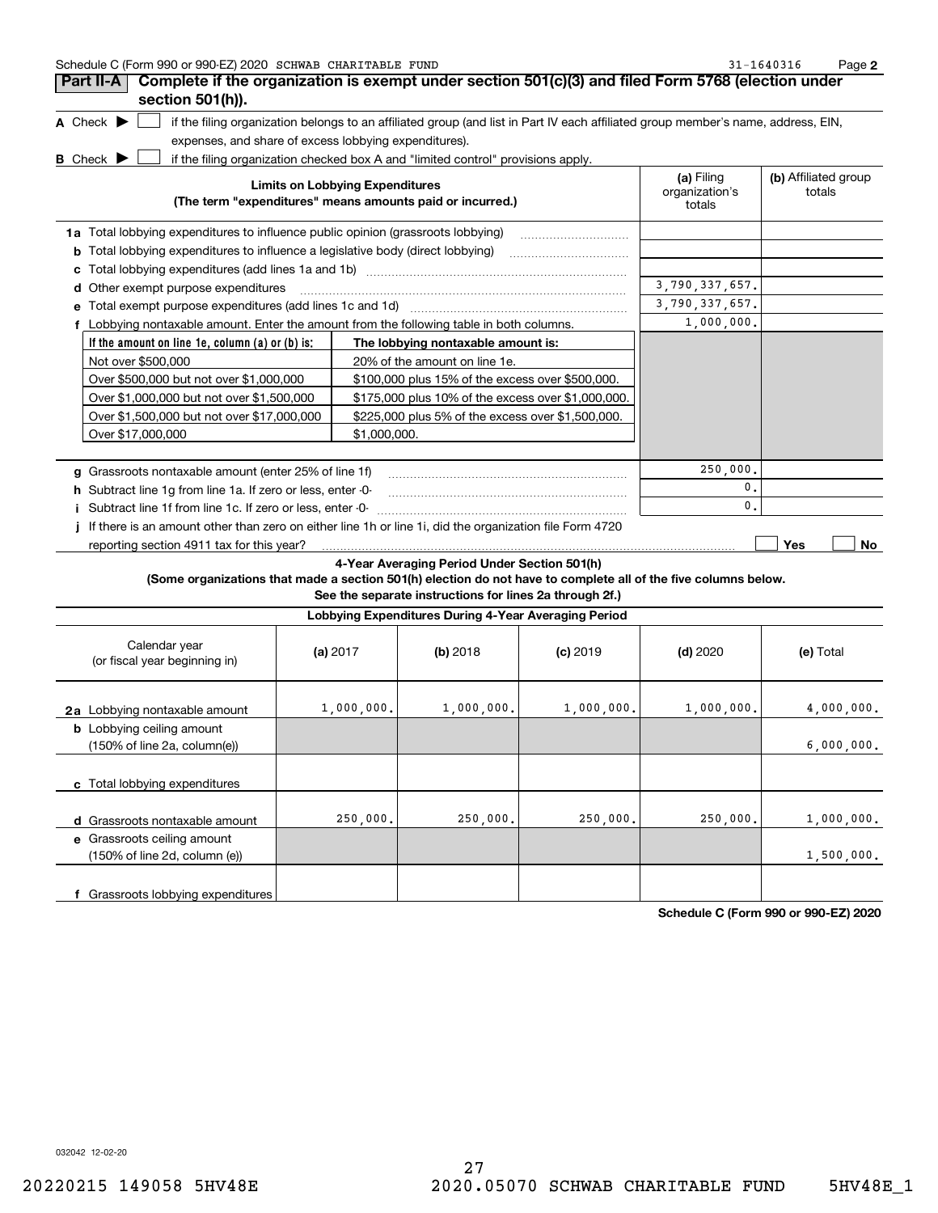Schedule C (Form 990 or 990-EZ) 2020 SCHWAB CHARITABLE FUND 31-1640316 Page 2

## Part II-A Complete if the organization is exempt under section 501(c)(3) and filed Form 5768 (election under section 501(h)).

**A** Check ▶ ☐ if the filing organization belongs to an affiliated group (and list in Part IV each affiliated group member's name, address, EIN, expenses, and share of excess lobbying expenditures).

**B** Check ▶ ☐ if the filing organization checked box A and "limited control" provisions apply.

| Limits on Lobbying Expenditures (The term "expenditures" means amounts paid or incurred.) | (a) Filing organization's totals | (b) Affiliated group totals |
|---|---|---|
| **1a** Total lobbying expenditures to influence public opinion (grassroots lobbying) | | |
| **b** Total lobbying expenditures to influence a legislative body (direct lobbying) | | |
| **c** Total lobbying expenditures (add lines 1a and 1b) | | |
| **d** Other exempt purpose expenditures | 3,790,337,657. | |
| **e** Total exempt purpose expenditures (add lines 1c and 1d) | 3,790,337,657. | |
| **f** Lobbying nontaxable amount. Enter the amount from the following table in both columns. | 1,000,000. | |

| If the amount on line 1e, column (a) or (b) is: | The lobbying nontaxable amount is: |
|---|---|
| Not over $500,000 | 20% of the amount on line 1e. |
| Over $500,000 but not over $1,000,000 | $100,000 plus 15% of the excess over $500,000. |
| Over $1,000,000 but not over $1,500,000 | $175,000 plus 10% of the excess over $1,000,000. |
| Over $1,500,000 but not over $17,000,000 | $225,000 plus 5% of the excess over $1,500,000. |
| Over $17,000,000 | $1,000,000. |

| | (a) Filing organization's totals | (b) Affiliated group totals |
|---|---|---|
| **g** Grassroots nontaxable amount (enter 25% of line 1f) | 250,000. | |
| **h** Subtract line 1g from line 1a. If zero or less, enter -0- | 0. | |
| **i** Subtract line 1f from line 1c. If zero or less, enter -0- | 0. | |
| **j** If there is an amount other than zero on either line 1h or line 1i, did the organization file Form 4720 reporting section 4911 tax for this year? | ☐ Yes | ☐ No |

### 4-Year Averaging Period Under Section 501(h)

**(Some organizations that made a section 501(h) election do not have to complete all of the five columns below. See the separate instructions for lines 2a through 2f.)**

**Lobbying Expenditures During 4-Year Averaging Period**

| Calendar year (or fiscal year beginning in) | (a) 2017 | (b) 2018 | (c) 2019 | (d) 2020 | (e) Total |
|---|---|---|---|---|---|
| **2a** Lobbying nontaxable amount | 1,000,000. | 1,000,000. | 1,000,000. | 1,000,000. | 4,000,000. |
| **b** Lobbying ceiling amount (150% of line 2a, column(e)) | | | | | 6,000,000. |
| **c** Total lobbying expenditures | | | | | |
| **d** Grassroots nontaxable amount | 250,000. | 250,000. | 250,000. | 250,000. | 1,000,000. |
| **e** Grassroots ceiling amount (150% of line 2d, column (e)) | | | | | 1,500,000. |
| **f** Grassroots lobbying expenditures | | | | | |

**Schedule C (Form 990 or 990-EZ) 2020**

032042 12-02-20

20220215 149058 5HV48E 2020.05070 SCHWAB CHARITABLE FUND 5HV48E_1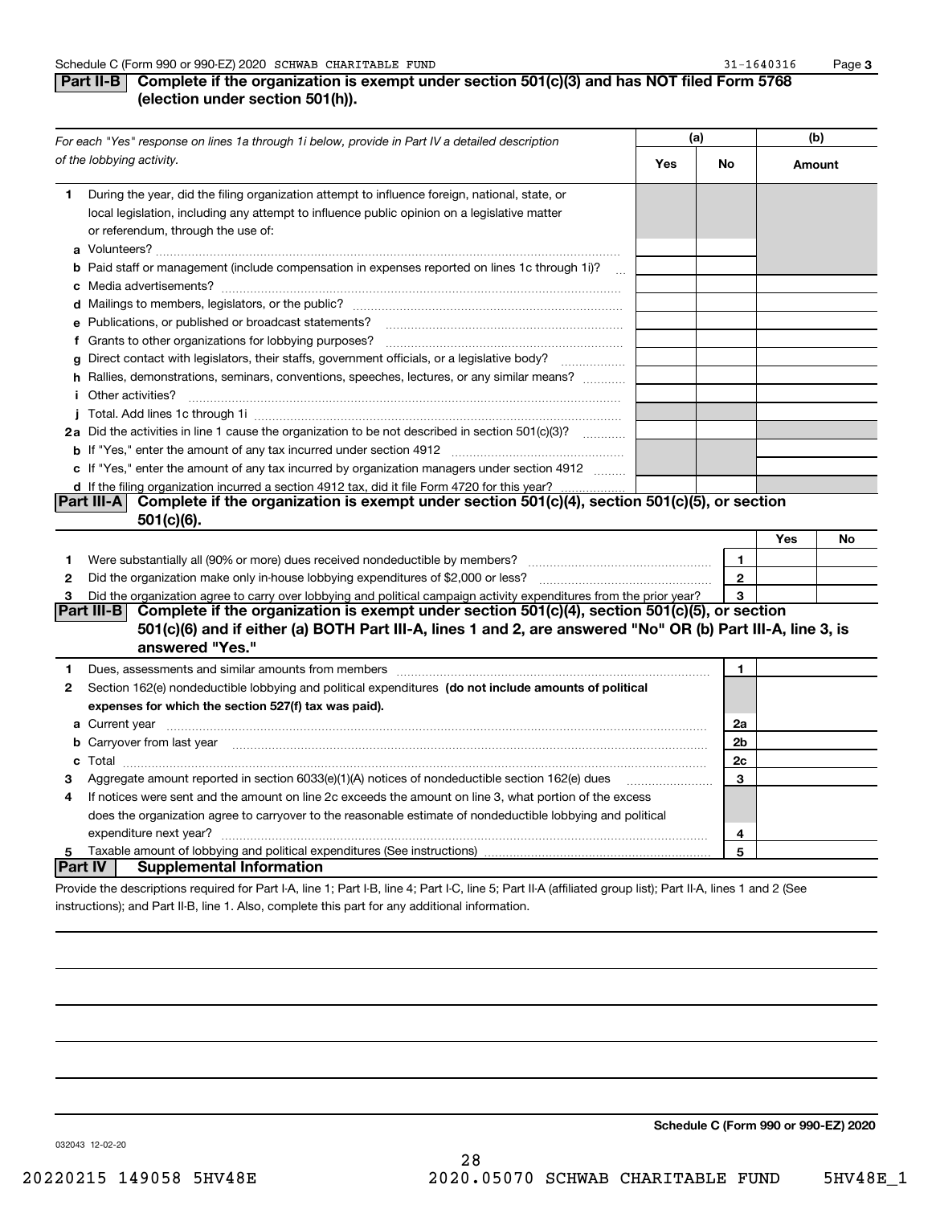Schedule C (Form 990 or 990-EZ) 2020 SCHWAB CHARITABLE FUND 31-1640316 Page 3

## Part II-B Complete if the organization is exempt under section 501(c)(3) and has NOT filed Form 5768 (election under section 501(h)).

| *For each "Yes" response on lines 1a through 1i below, provide in Part IV a detailed description of the lobbying activity.* | (a) Yes | (a) No | (b) Amount |
|---|---|---|---|
| **1** During the year, did the filing organization attempt to influence foreign, national, state, or local legislation, including any attempt to influence public opinion on a legislative matter or referendum, through the use of: | | | |
| **a** Volunteers? | | | |
| **b** Paid staff or management (include compensation in expenses reported on lines 1c through 1i)? | | | |
| **c** Media advertisements? | | | |
| **d** Mailings to members, legislators, or the public? | | | |
| **e** Publications, or published or broadcast statements? | | | |
| **f** Grants to other organizations for lobbying purposes? | | | |
| **g** Direct contact with legislators, their staffs, government officials, or a legislative body? | | | |
| **h** Rallies, demonstrations, seminars, conventions, speeches, lectures, or any similar means? | | | |
| **i** Other activities? | | | |
| **j** Total. Add lines 1c through 1i | | | |
| **2a** Did the activities in line 1 cause the organization to be not described in section 501(c)(3)? | | | |
| **b** If "Yes," enter the amount of any tax incurred under section 4912 | | | |
| **c** If "Yes," enter the amount of any tax incurred by organization managers under section 4912 | | | |
| **d** If the filing organization incurred a section 4912 tax, did it file Form 4720 for this year? | | | |

## Part III-A Complete if the organization is exempt under section 501(c)(4), section 501(c)(5), or section 501(c)(6).

| | | | Yes | No |
|---|---|---|---|---|
| **1** | Were substantially all (90% or more) dues received nondeductible by members? | 1 | | |
| **2** | Did the organization make only in-house lobbying expenditures of $2,000 or less? | 2 | | |
| **3** | Did the organization agree to carry over lobbying and political campaign activity expenditures from the prior year? | 3 | | |

## Part III-B Complete if the organization is exempt under section 501(c)(4), section 501(c)(5), or section 501(c)(6) and if either (a) BOTH Part III-A, lines 1 and 2, are answered "No" OR (b) Part III-A, line 3, is answered "Yes."

| | | | |
|---|---|---|---|
| **1** | Dues, assessments and similar amounts from members | 1 | |
| **2** | Section 162(e) nondeductible lobbying and political expenditures **(do not include amounts of political expenses for which the section 527(f) tax was paid).** | | |
| **a** | Current year | 2a | |
| **b** | Carryover from last year | 2b | |
| **c** | Total | 2c | |
| **3** | Aggregate amount reported in section 6033(e)(1)(A) notices of nondeductible section 162(e) dues | 3 | |
| **4** | If notices were sent and the amount on line 2c exceeds the amount on line 3, what portion of the excess does the organization agree to carryover to the reasonable estimate of nondeductible lobbying and political expenditure next year? | 4 | |
| **5** | Taxable amount of lobbying and political expenditures (See instructions) | 5 | |

## Part IV Supplemental Information

Provide the descriptions required for Part I-A, line 1; Part I-B, line 4; Part I-C, line 5; Part II-A (affiliated group list); Part II-A, lines 1 and 2 (See instructions); and Part II-B, line 1. Also, complete this part for any additional information.

032043 12-02-20

**Schedule C (Form 990 or 990-EZ) 2020**

20220215 149058 5HV48E 2020.05070 SCHWAB CHARITABLE FUND 5HV48E_1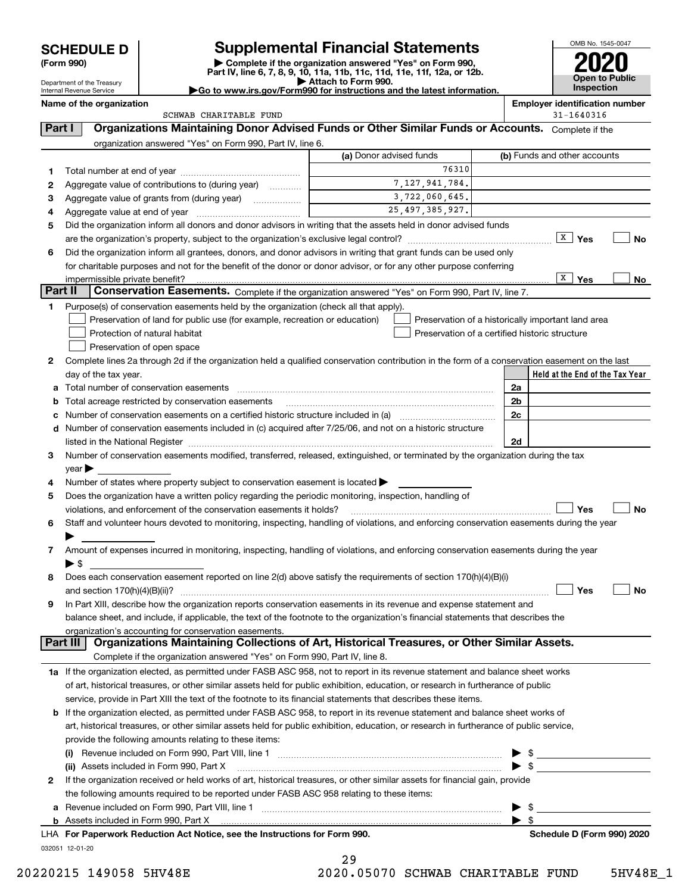# SCHEDULE D (Form 990)

Department of the Treasury
Internal Revenue Service

# Supplemental Financial Statements

▶ Complete if the organization answered "Yes" on Form 990, Part IV, line 6, 7, 8, 9, 10, 11a, 11b, 11c, 11d, 11e, 11f, 12a, or 12b.
▶ Attach to Form 990.
▶Go to www.irs.gov/Form990 for instructions and the latest information.

OMB No. 1545-0047

**2020**

**Open to Public Inspection**

**Name of the organization**
SCHWAB CHARITABLE FUND

**Employer identification number**
31-1640316

## Part I Organizations Maintaining Donor Advised Funds or Other Similar Funds or Accounts. Complete if the organization answered "Yes" on Form 990, Part IV, line 6.

| | | (a) Donor advised funds | (b) Funds and other accounts |
|---|---|---|---|
| 1 | Total number at end of year | 76310 | |
| 2 | Aggregate value of contributions to (during year) | 7,127,941,784. | |
| 3 | Aggregate value of grants from (during year) | 3,722,060,645. | |
| 4 | Aggregate value at end of year | 25,497,385,927. | |

5 Did the organization inform all donors and donor advisors in writing that the assets held in donor advised funds are the organization's property, subject to the organization's exclusive legal control? [X] Yes [ ] No

6 Did the organization inform all grantees, donors, and donor advisors in writing that grant funds can be used only for charitable purposes and not for the benefit of the donor or donor advisor, or for any other purpose conferring impermissible private benefit? [X] Yes [ ] No

## Part II Conservation Easements. Complete if the organization answered "Yes" on Form 990, Part IV, line 7.

1 Purpose(s) of conservation easements held by the organization (check all that apply).

- [ ] Preservation of land for public use (for example, recreation or education)
- [ ] Protection of natural habitat
- [ ] Preservation of open space
- [ ] Preservation of a historically important land area
- [ ] Preservation of a certified historic structure

2 Complete lines 2a through 2d if the organization held a qualified conservation contribution in the form of a conservation easement on the last day of the tax year.

| | | | Held at the End of the Tax Year |
|---|---|---|---|
| a | Total number of conservation easements | 2a | |
| b | Total acreage restricted by conservation easements | 2b | |
| c | Number of conservation easements on a certified historic structure included in (a) | 2c | |
| d | Number of conservation easements included in (c) acquired after 7/25/06, and not on a historic structure listed in the National Register | 2d | |

3 Number of conservation easements modified, transferred, released, extinguished, or terminated by the organization during the tax year ▶

4 Number of states where property subject to conservation easement is located ▶

5 Does the organization have a written policy regarding the periodic monitoring, inspection, handling of violations, and enforcement of the conservation easements it holds? [ ] Yes [ ] No

6 Staff and volunteer hours devoted to monitoring, inspecting, handling of violations, and enforcing conservation easements during the year ▶

7 Amount of expenses incurred in monitoring, inspecting, handling of violations, and enforcing conservation easements during the year ▶ $

8 Does each conservation easement reported on line 2(d) above satisfy the requirements of section 170(h)(4)(B)(i) and section 170(h)(4)(B)(ii)? [ ] Yes [ ] No

9 In Part XIII, describe how the organization reports conservation easements in its revenue and expense statement and balance sheet, and include, if applicable, the text of the footnote to the organization's financial statements that describes the organization's accounting for conservation easements.

## Part III Organizations Maintaining Collections of Art, Historical Treasures, or Other Similar Assets.
Complete if the organization answered "Yes" on Form 990, Part IV, line 8.

1a If the organization elected, as permitted under FASB ASC 958, not to report in its revenue statement and balance sheet works of art, historical treasures, or other similar assets held for public exhibition, education, or research in furtherance of public service, provide in Part XIII the text of the footnote to its financial statements that describes these items.

b If the organization elected, as permitted under FASB ASC 958, to report in its revenue statement and balance sheet works of art, historical treasures, or other similar assets held for public exhibition, education, or research in furtherance of public service, provide the following amounts relating to these items:

(i) Revenue included on Form 990, Part VIII, line 1 ▶ $

(ii) Assets included in Form 990, Part X ▶ $

2 If the organization received or held works of art, historical treasures, or other similar assets for financial gain, provide the following amounts required to be reported under FASB ASC 958 relating to these items:

a Revenue included on Form 990, Part VIII, line 1 ▶ $

b Assets included in Form 990, Part X ▶ $

**LHA For Paperwork Reduction Act Notice, see the Instructions for Form 990.** **Schedule D (Form 990) 2020**

032051 12-01-20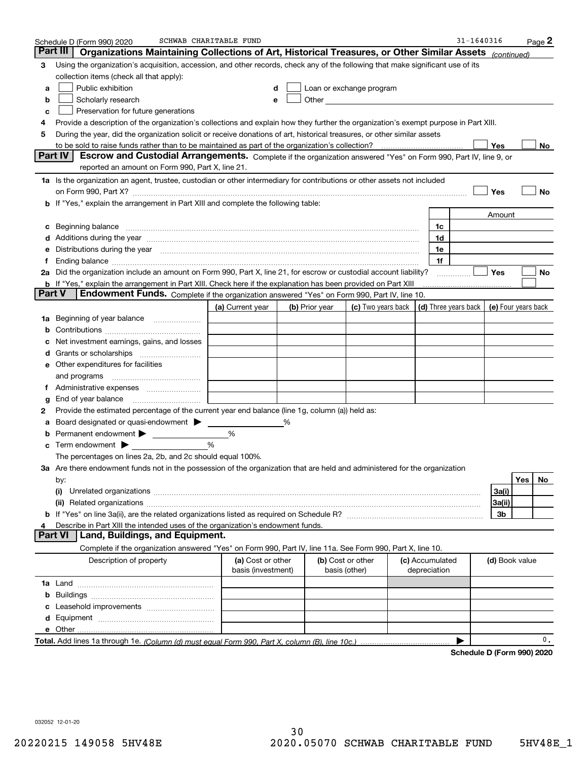Schedule D (Form 990) 2020 SCHWAB CHARITABLE FUND 31-1640316 Page 2

## Part III Organizations Maintaining Collections of Art, Historical Treasures, or Other Similar Assets *(continued)*

**3** Using the organization's acquisition, accession, and other records, check any of the following that make significant use of its collection items (check all that apply):

- **a** ☐ Public exhibition
- **b** ☐ Scholarly research
- **c** ☐ Preservation for future generations
- **d** ☐ Loan or exchange program
- **e** ☐ Other

**4** Provide a description of the organization's collections and explain how they further the organization's exempt purpose in Part XIII.

**5** During the year, did the organization solicit or receive donations of art, historical treasures, or other similar assets to be sold to raise funds rather than to be maintained as part of the organization's collection? ☐ Yes ☐ No

## Part IV Escrow and Custodial Arrangements.

Complete if the organization answered "Yes" on Form 990, Part IV, line 9, or reported an amount on Form 990, Part X, line 21.

**1a** Is the organization an agent, trustee, custodian or other intermediary for contributions or other assets not included on Form 990, Part X? ☐ Yes ☐ No

**b** If "Yes," explain the arrangement in Part XIII and complete the following table:

| | | Amount |
|---|---|---|
| **c** Beginning balance | 1c | |
| **d** Additions during the year | 1d | |
| **e** Distributions during the year | 1e | |
| **f** Ending balance | 1f | |

**2a** Did the organization include an amount on Form 990, Part X, line 21, for escrow or custodial account liability? ☐ Yes ☐ No

**b** If "Yes," explain the arrangement in Part XIII. Check here if the explanation has been provided on Part XIII ☐

## Part V Endowment Funds.

Complete if the organization answered "Yes" on Form 990, Part IV, line 10.

| | (a) Current year | (b) Prior year | (c) Two years back | (d) Three years back | (e) Four years back |
|---|---|---|---|---|---|
| **1a** Beginning of year balance | | | | | |
| **b** Contributions | | | | | |
| **c** Net investment earnings, gains, and losses | | | | | |
| **d** Grants or scholarships | | | | | |
| **e** Other expenditures for facilities and programs | | | | | |
| **f** Administrative expenses | | | | | |
| **g** End of year balance | | | | | |

**2** Provide the estimated percentage of the current year end balance (line 1g, column (a)) held as:

**a** Board designated or quasi-endowment ▶ ______ %

**b** Permanent endowment ▶ ______ %

**c** Term endowment ▶ ______ %

The percentages on lines 2a, 2b, and 2c should equal 100%.

**3a** Are there endowment funds not in the possession of the organization that are held and administered for the organization by:

| | | Yes | No |
|---|---|---|---|
| **(i)** Unrelated organizations | 3a(i) | | |
| **(ii)** Related organizations | 3a(ii) | | |
| **b** If "Yes" on line 3a(ii), are the related organizations listed as required on Schedule R? | 3b | | |

**4** Describe in Part XIII the intended uses of the organization's endowment funds.

## Part VI Land, Buildings, and Equipment.

Complete if the organization answered "Yes" on Form 990, Part IV, line 11a. See Form 990, Part X, line 10.

| Description of property | (a) Cost or other basis (investment) | (b) Cost or other basis (other) | (c) Accumulated depreciation | (d) Book value |
|---|---|---|---|---|
| **1a** Land | | | | |
| **b** Buildings | | | | |
| **c** Leasehold improvements | | | | |
| **d** Equipment | | | | |
| **e** Other | | | | |
| **Total.** Add lines 1a through 1e. *(Column (d) must equal Form 990, Part X, column (B), line 10c.)* ▶ | | | | 0. |

**Schedule D (Form 990) 2020**

032052 12-01-20

20220215 149058 5HV48E 2020.05070 SCHWAB CHARITABLE FUND 5HV48E_1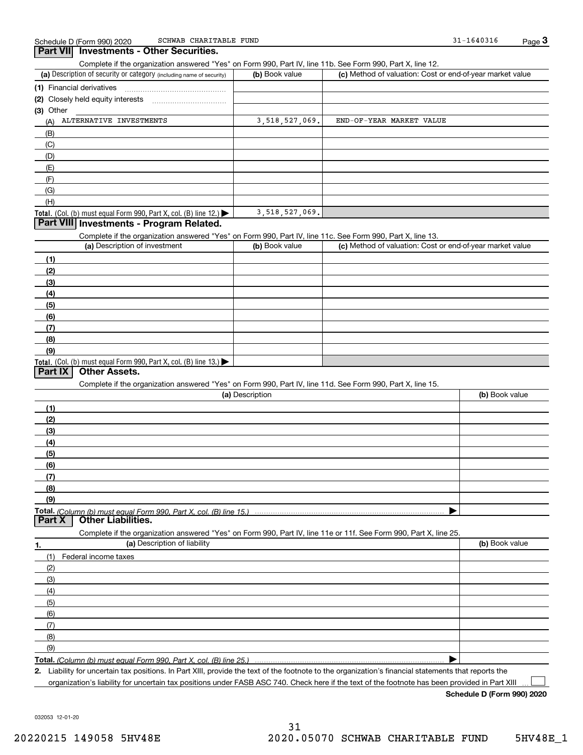Schedule D (Form 990) 2020 SCHWAB CHARITABLE FUND 31-1640316

## Part VII Investments - Other Securities.

Complete if the organization answered "Yes" on Form 990, Part IV, line 11b. See Form 990, Part X, line 12.

| (a) Description of security or category (including name of security) | (b) Book value | (c) Method of valuation: Cost or end-of-year market value |
|---|---|---|
| (1) Financial derivatives | | |
| (2) Closely held equity interests | | |
| (3) Other | | |
| (A) ALTERNATIVE INVESTMENTS | 3,518,527,069. | END-OF-YEAR MARKET VALUE |
| (B) | | |
| (C) | | |
| (D) | | |
| (E) | | |
| (F) | | |
| (G) | | |
| (H) | | |
| **Total.** (Col. (b) must equal Form 990, Part X, col. (B) line 12.) ▶ | 3,518,527,069. | |

## Part VIII Investments - Program Related.

Complete if the organization answered "Yes" on Form 990, Part IV, line 11c. See Form 990, Part X, line 13.

| (a) Description of investment | (b) Book value | (c) Method of valuation: Cost or end-of-year market value |
|---|---|---|
| (1) | | |
| (2) | | |
| (3) | | |
| (4) | | |
| (5) | | |
| (6) | | |
| (7) | | |
| (8) | | |
| (9) | | |
| **Total.** (Col. (b) must equal Form 990, Part X, col. (B) line 13.) ▶ | | |

## Part IX Other Assets.

Complete if the organization answered "Yes" on Form 990, Part IV, line 11d. See Form 990, Part X, line 15.

| (a) Description | (b) Book value |
|---|---|
| (1) | |
| (2) | |
| (3) | |
| (4) | |
| (5) | |
| (6) | |
| (7) | |
| (8) | |
| (9) | |
| **Total.** *(Column (b) must equal Form 990, Part X, col. (B) line 15.)* ▶ | |

## Part X Other Liabilities.

Complete if the organization answered "Yes" on Form 990, Part IV, line 11e or 11f. See Form 990, Part X, line 25.

| 1. (a) Description of liability | (b) Book value |
|---|---|
| (1) Federal income taxes | |
| (2) | |
| (3) | |
| (4) | |
| (5) | |
| (6) | |
| (7) | |
| (8) | |
| (9) | |
| **Total.** *(Column (b) must equal Form 990, Part X, col. (B) line 25.)* ▶ | |

**2.** Liability for uncertain tax positions. In Part XIII, provide the text of the footnote to the organization's financial statements that reports the organization's liability for uncertain tax positions under FASB ASC 740. Check here if the text of the footnote has been provided in Part XIII ☐

**Schedule D (Form 990) 2020**

032053 12-01-20

20220215 149058 5HV48E 2020.05070 SCHWAB CHARITABLE FUND 5HV48E_1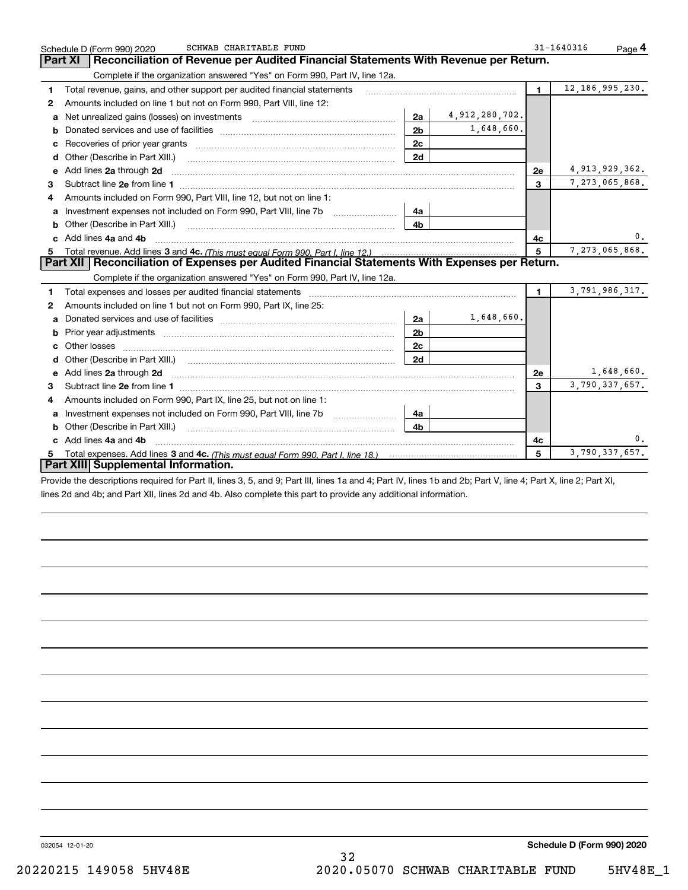Schedule D (Form 990) 2020 SCHWAB CHARITABLE FUND 31-1640316 Page **4**

## Part XI Reconciliation of Revenue per Audited Financial Statements With Revenue per Return.

Complete if the organization answered "Yes" on Form 990, Part IV, line 12a.

| | | | | | |
|---|---|---|---|---|---|
| **1** | Total revenue, gains, and other support per audited financial statements | | | 1 | 12,186,995,230. |
| **2** | Amounts included on line 1 but not on Form 990, Part VIII, line 12: | | | | |
| **a** | Net unrealized gains (losses) on investments | 2a | 4,912,280,702. | | |
| **b** | Donated services and use of facilities | 2b | 1,648,660. | | |
| **c** | Recoveries of prior year grants | 2c | | | |
| **d** | Other (Describe in Part XIII.) | 2d | | | |
| **e** | Add lines **2a** through **2d** | | | 2e | 4,913,929,362. |
| **3** | Subtract line **2e** from line **1** | | | 3 | 7,273,065,868. |
| **4** | Amounts included on Form 990, Part VIII, line 12, but not on line 1: | | | | |
| **a** | Investment expenses not included on Form 990, Part VIII, line 7b | 4a | | | |
| **b** | Other (Describe in Part XIII.) | 4b | | | |
| **c** | Add lines **4a** and **4b** | | | 4c | 0. |
| **5** | Total revenue. Add lines **3** and **4c.** *(This must equal Form 990, Part I, line 12.)* | | | 5 | 7,273,065,868. |

## Part XII Reconciliation of Expenses per Audited Financial Statements With Expenses per Return.

Complete if the organization answered "Yes" on Form 990, Part IV, line 12a.

| | | | | | |
|---|---|---|---|---|---|
| **1** | Total expenses and losses per audited financial statements | | | 1 | 3,791,986,317. |
| **2** | Amounts included on line 1 but not on Form 990, Part IX, line 25: | | | | |
| **a** | Donated services and use of facilities | 2a | 1,648,660. | | |
| **b** | Prior year adjustments | 2b | | | |
| **c** | Other losses | 2c | | | |
| **d** | Other (Describe in Part XIII.) | 2d | | | |
| **e** | Add lines **2a** through **2d** | | | 2e | 1,648,660. |
| **3** | Subtract line **2e** from line **1** | | | 3 | 3,790,337,657. |
| **4** | Amounts included on Form 990, Part IX, line 25, but not on line 1: | | | | |
| **a** | Investment expenses not included on Form 990, Part VIII, line 7b | 4a | | | |
| **b** | Other (Describe in Part XIII.) | 4b | | | |
| **c** | Add lines **4a** and **4b** | | | 4c | 0. |
| **5** | Total expenses. Add lines **3** and **4c.** *(This must equal Form 990, Part I, line 18.)* | | | 5 | 3,790,337,657. |

## Part XIII Supplemental Information.

Provide the descriptions required for Part II, lines 3, 5, and 9; Part III, lines 1a and 4; Part IV, lines 1b and 2b; Part V, line 4; Part X, line 2; Part XI, lines 2d and 4b; and Part XII, lines 2d and 4b. Also complete this part to provide any additional information.

032054 12-01-20 **Schedule D (Form 990) 2020**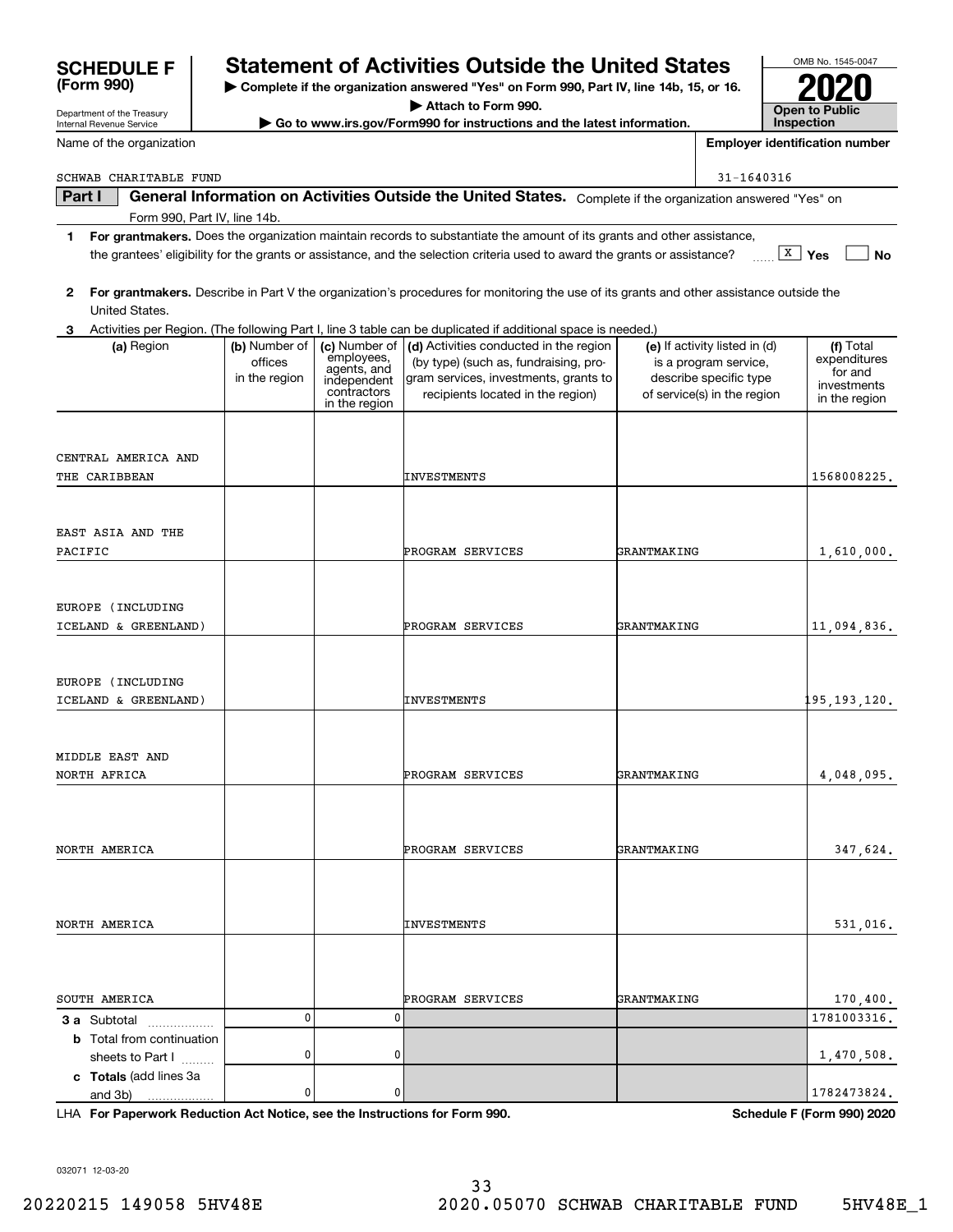**SCHEDULE F (Form 990)**

Department of the Treasury
Internal Revenue Service

# Statement of Activities Outside the United States

▶ Complete if the organization answered "Yes" on Form 990, Part IV, line 14b, 15, or 16.
▶ Attach to Form 990.
▶ Go to www.irs.gov/Form990 for instructions and the latest information.

OMB No. 1545-0047

**2020**

**Open to Public Inspection**

Name of the organization: SCHWAB CHARITABLE FUND

Employer identification number: 31-1640316

## Part I General Information on Activities Outside the United States. Complete if the organization answered "Yes" on Form 990, Part IV, line 14b.

**1** **For grantmakers.** Does the organization maintain records to substantiate the amount of its grants and other assistance, the grantees' eligibility for the grants or assistance, and the selection criteria used to award the grants or assistance? [X] Yes [ ] No

**2** **For grantmakers.** Describe in Part V the organization's procedures for monitoring the use of its grants and other assistance outside the United States.

**3** Activities per Region. (The following Part I, line 3 table can be duplicated if additional space is needed.)

| (a) Region | (b) Number of offices in the region | (c) Number of employees, agents, and independent contractors in the region | (d) Activities conducted in the region (by type) (such as, fundraising, program services, investments, grants to recipients located in the region) | (e) If activity listed in (d) is a program service, describe specific type of service(s) in the region | (f) Total expenditures for and investments in the region |
|---|---|---|---|---|---|
| CENTRAL AMERICA AND THE CARIBBEAN | | | INVESTMENTS | | 1568008225. |
| EAST ASIA AND THE PACIFIC | | | PROGRAM SERVICES | GRANTMAKING | 1,610,000. |
| EUROPE (INCLUDING ICELAND & GREENLAND) | | | PROGRAM SERVICES | GRANTMAKING | 11,094,836. |
| EUROPE (INCLUDING ICELAND & GREENLAND) | | | INVESTMENTS | | 195,193,120. |
| MIDDLE EAST AND NORTH AFRICA | | | PROGRAM SERVICES | GRANTMAKING | 4,048,095. |
| NORTH AMERICA | | | PROGRAM SERVICES | GRANTMAKING | 347,624. |
| NORTH AMERICA | | | INVESTMENTS | | 531,016. |
| SOUTH AMERICA | | | PROGRAM SERVICES | GRANTMAKING | 170,400. |
| **3 a** Subtotal | 0 | 0 | | | 1781003316. |
| **b** Total from continuation sheets to Part I | 0 | 0 | | | 1,470,508. |
| **c Totals** (add lines 3a and 3b) | 0 | 0 | | | 1782473824. |

LHA **For Paperwork Reduction Act Notice, see the Instructions for Form 990.** **Schedule F (Form 990) 2020**

032071 12-03-20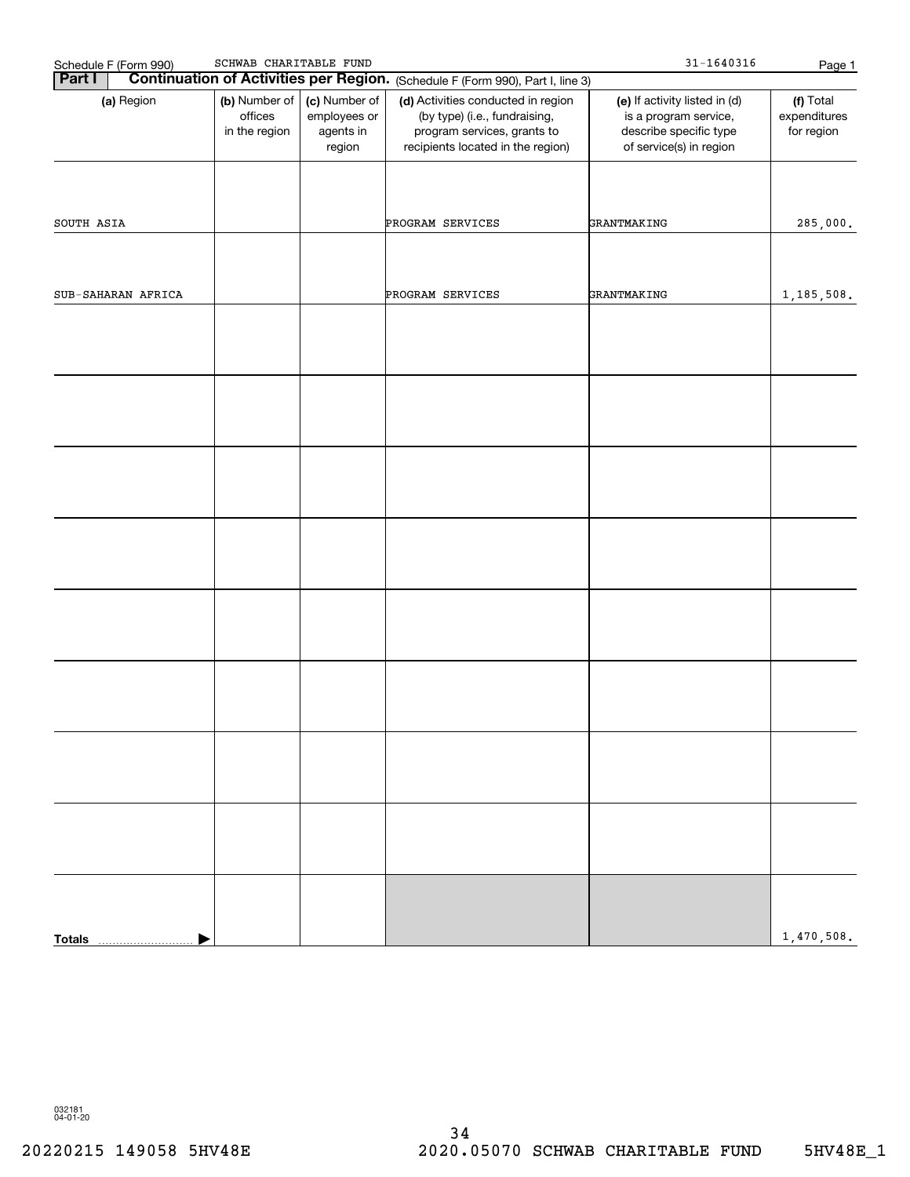Schedule F (Form 990) SCHWAB CHARITABLE FUND 31-1640316

## Part I Continuation of Activities per Region. (Schedule F (Form 990), Part I, line 3)

| (a) Region | (b) Number of offices in the region | (c) Number of employees or agents in region | (d) Activities conducted in region (by type) (i.e., fundraising, program services, grants to recipients located in the region) | (e) If activity listed in (d) is a program service, describe specific type of service(s) in region | (f) Total expenditures for region |
|---|---|---|---|---|---|
| SOUTH ASIA | | | PROGRAM SERVICES | GRANTMAKING | 285,000. |
| SUB-SAHARAN AFRICA | | | PROGRAM SERVICES | GRANTMAKING | 1,185,508. |
| | | | | | |
| | | | | | |
| | | | | | |
| | | | | | |
| | | | | | |
| | | | | | |
| | | | | | |
| | | | | | |
| **Totals** | | | | | 1,470,508. |

032181 04-01-20

20220215 149058 5HV48E 2020.05070 SCHWAB CHARITABLE FUND 5HV48E_1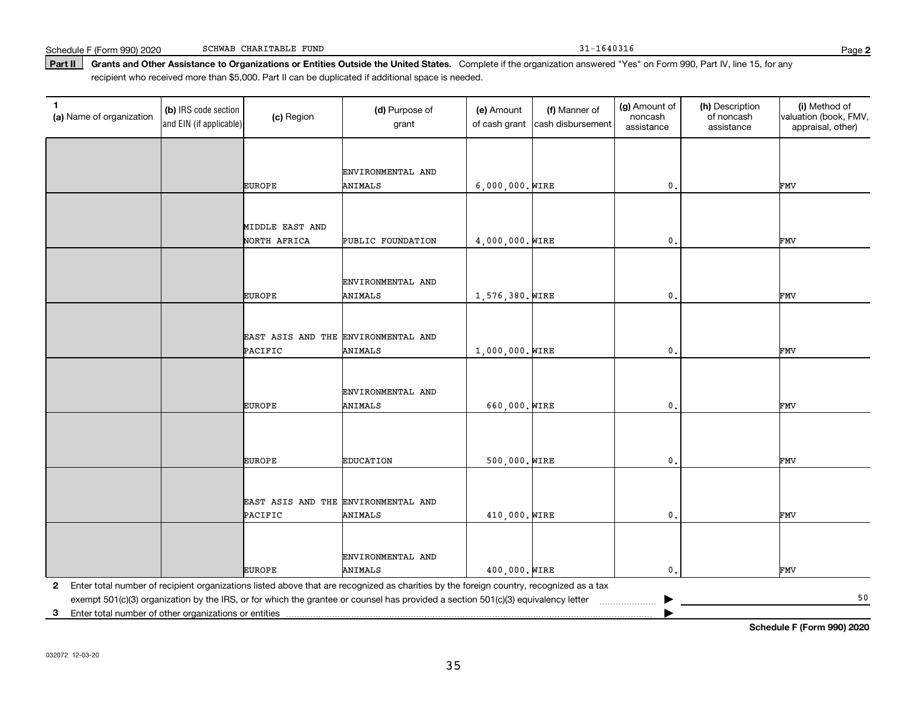Schedule F (Form 990) 2020 SCHWAB CHARITABLE FUND 31-1640316 Page **2**

**Part II** **Grants and Other Assistance to Organizations or Entities Outside the United States.** Complete if the organization answered "Yes" on Form 990, Part IV, line 15, for any recipient who received more than $5,000. Part II can be duplicated if additional space is needed.

| 1 (a) Name of organization | (b) IRS code section and EIN (if applicable) | (c) Region | (d) Purpose of grant | (e) Amount of cash grant | (f) Manner of cash disbursement | (g) Amount of noncash assistance | (h) Description of noncash assistance | (i) Method of valuation (book, FMV, appraisal, other) |
|---|---|---|---|---|---|---|---|---|
| | | EUROPE | ENVIRONMENTAL AND ANIMALS | 6,000,000. | WIRE | 0. | | FMV |
| | | MIDDLE EAST AND NORTH AFRICA | PUBLIC FOUNDATION | 4,000,000. | WIRE | 0. | | FMV |
| | | EUROPE | ENVIRONMENTAL AND ANIMALS | 1,576,380. | WIRE | 0. | | FMV |
| | | EAST ASIS AND THE PACIFIC | ENVIRONMENTAL AND ANIMALS | 1,000,000. | WIRE | 0. | | FMV |
| | | EUROPE | ENVIRONMENTAL AND ANIMALS | 660,000. | WIRE | 0. | | FMV |
| | | EUROPE | EDUCATION | 500,000. | WIRE | 0. | | FMV |
| | | EAST ASIS AND THE PACIFIC | ENVIRONMENTAL AND ANIMALS | 410,000. | WIRE | 0. | | FMV |
| | | EUROPE | ENVIRONMENTAL AND ANIMALS | 400,000. | WIRE | 0. | | FMV |

**2** Enter total number of recipient organizations listed above that are recognized as charities by the foreign country, recognized as a tax exempt 501(c)(3) organization by the IRS, or for which the grantee or counsel has provided a section 501(c)(3) equivalency letter ▶ 50

**3** Enter total number of other organizations or entities ▶

**Schedule F (Form 990) 2020**

032072 12-03-20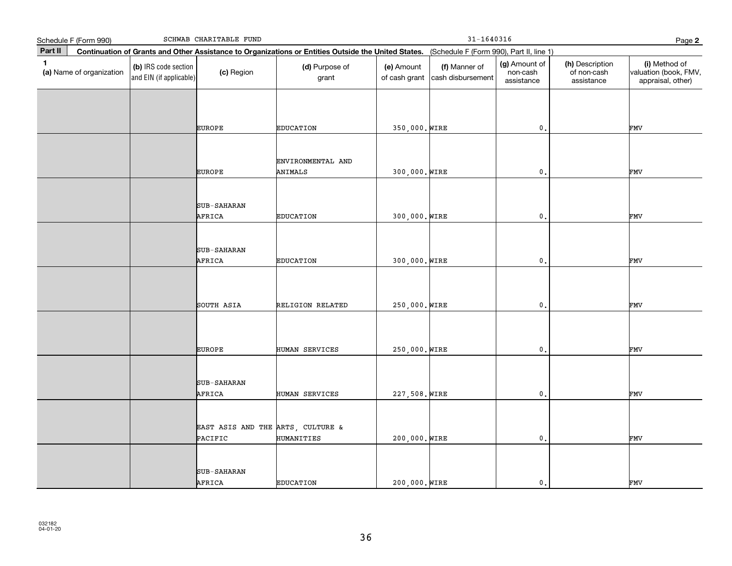Schedule F (Form 990) SCHWAB CHARITABLE FUND 31-1640316

**Part II** **Continuation of Grants and Other Assistance to Organizations or Entities Outside the United States.** (Schedule F (Form 990), Part II, line 1)

| 1 (a) Name of organization | (b) IRS code section and EIN (if applicable) | (c) Region | (d) Purpose of grant | (e) Amount of cash grant | (f) Manner of cash disbursement | (g) Amount of non-cash assistance | (h) Description of non-cash assistance | (i) Method of valuation (book, FMV, appraisal, other) |
|---|---|---|---|---|---|---|---|---|
| | | EUROPE | EDUCATION | 350,000. | WIRE | 0. | | FMV |
| | | EUROPE | ENVIRONMENTAL AND ANIMALS | 300,000. | WIRE | 0. | | FMV |
| | | SUB-SAHARAN AFRICA | EDUCATION | 300,000. | WIRE | 0. | | FMV |
| | | SUB-SAHARAN AFRICA | EDUCATION | 300,000. | WIRE | 0. | | FMV |
| | | SOUTH ASIA | RELIGION RELATED | 250,000. | WIRE | 0. | | FMV |
| | | EUROPE | HUMAN SERVICES | 250,000. | WIRE | 0. | | FMV |
| | | SUB-SAHARAN AFRICA | HUMAN SERVICES | 227,508. | WIRE | 0. | | FMV |
| | | EAST ASIS AND THE PACIFIC | ARTS, CULTURE & HUMANITIES | 200,000. | WIRE | 0. | | FMV |
| | | SUB-SAHARAN AFRICA | EDUCATION | 200,000. | WIRE | 0. | | FMV |

032182 04-01-20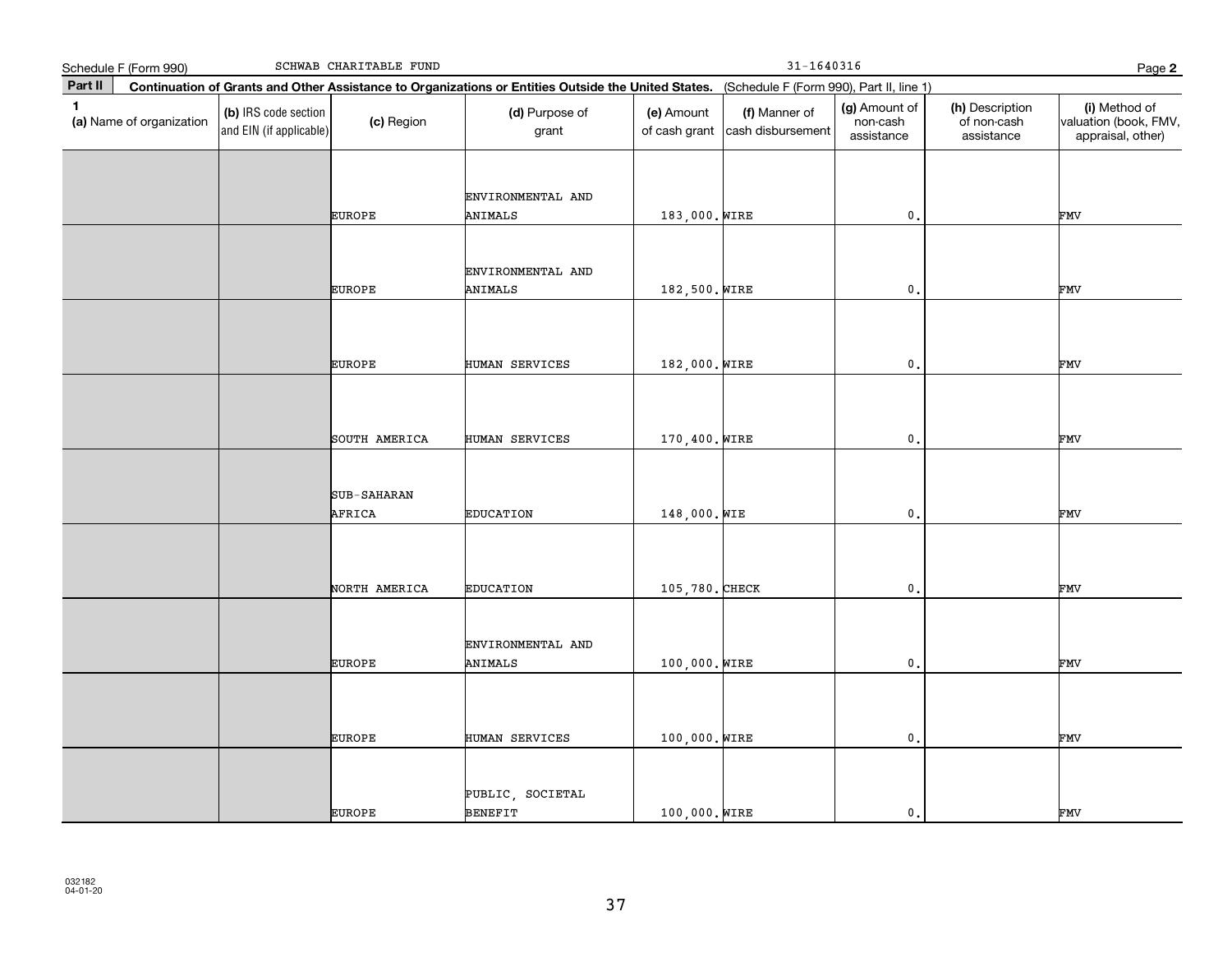Schedule F (Form 990) SCHWAB CHARITABLE FUND 31-1640316

**Part II** **Continuation of Grants and Other Assistance to Organizations or Entities Outside the United States.** (Schedule F (Form 990), Part II, line 1)

| 1 (a) Name of organization | (b) IRS code section and EIN (if applicable) | (c) Region | (d) Purpose of grant | (e) Amount of cash grant | (f) Manner of cash disbursement | (g) Amount of non-cash assistance | (h) Description of non-cash assistance | (i) Method of valuation (book, FMV, appraisal, other) |
|---|---|---|---|---|---|---|---|---|
| | | EUROPE | ENVIRONMENTAL AND ANIMALS | 183,000. | WIRE | 0. | | FMV |
| | | EUROPE | ENVIRONMENTAL AND ANIMALS | 182,500. | WIRE | 0. | | FMV |
| | | EUROPE | HUMAN SERVICES | 182,000. | WIRE | 0. | | FMV |
| | | SOUTH AMERICA | HUMAN SERVICES | 170,400. | WIRE | 0. | | FMV |
| | | SUB-SAHARAN AFRICA | EDUCATION | 148,000. | WIE | 0. | | FMV |
| | | NORTH AMERICA | EDUCATION | 105,780. | CHECK | 0. | | FMV |
| | | EUROPE | ENVIRONMENTAL AND ANIMALS | 100,000. | WIRE | 0. | | FMV |
| | | EUROPE | HUMAN SERVICES | 100,000. | WIRE | 0. | | FMV |
| | | EUROPE | PUBLIC, SOCIETAL BENEFIT | 100,000. | WIRE | 0. | | FMV |

032182 04-01-20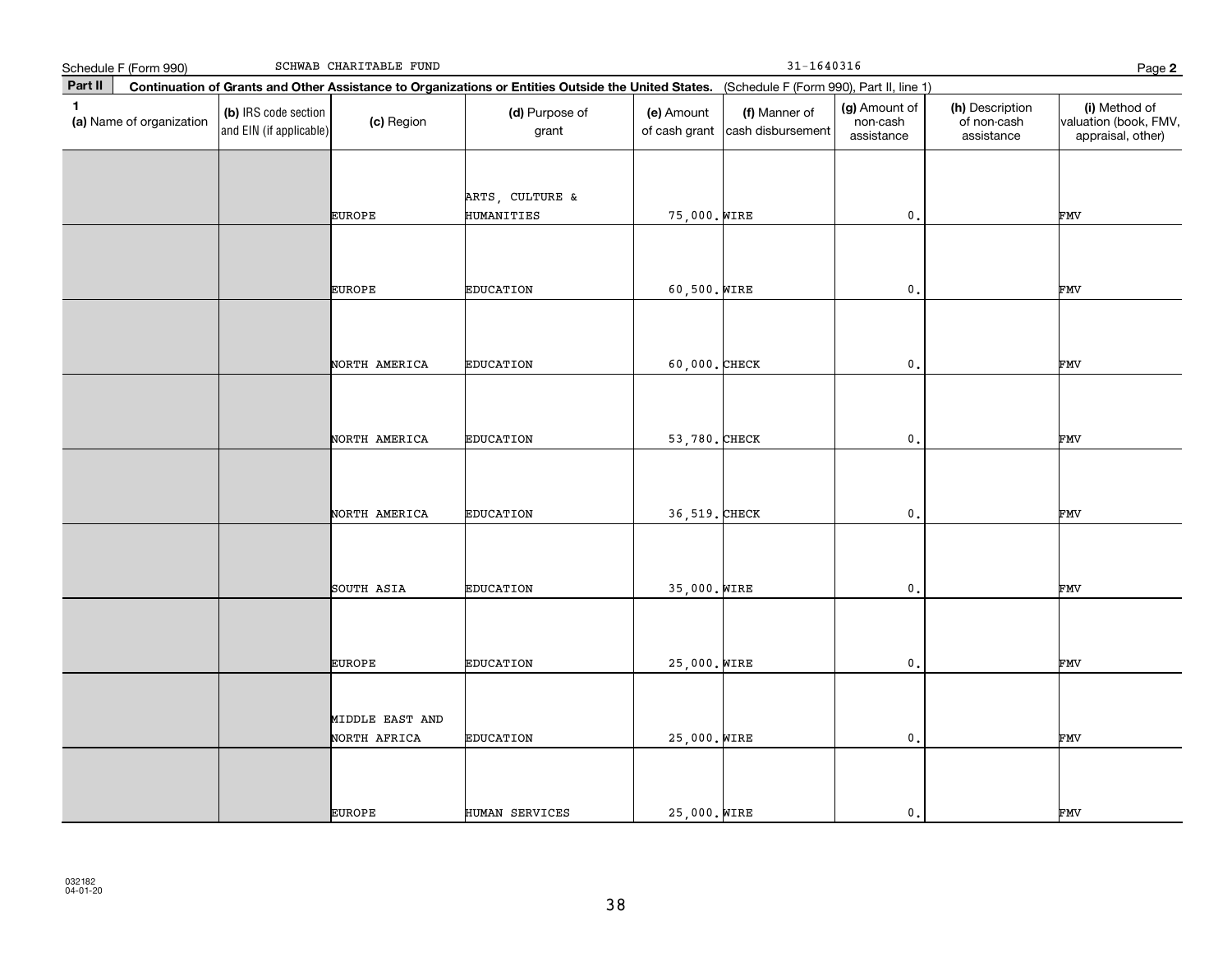Schedule F (Form 990) SCHWAB CHARITABLE FUND 31-1640316

**Part II Continuation of Grants and Other Assistance to Organizations or Entities Outside the United States.** (Schedule F (Form 990), Part II, line 1)

| 1 (a) Name of organization | (b) IRS code section and EIN (if applicable) | (c) Region | (d) Purpose of grant | (e) Amount of cash grant | (f) Manner of cash disbursement | (g) Amount of non-cash assistance | (h) Description of non-cash assistance | (i) Method of valuation (book, FMV, appraisal, other) |
|---|---|---|---|---|---|---|---|---|
| | | EUROPE | ARTS, CULTURE & HUMANITIES | 75,000. | WIRE | 0. | | FMV |
| | | EUROPE | EDUCATION | 60,500. | WIRE | 0. | | FMV |
| | | NORTH AMERICA | EDUCATION | 60,000. | CHECK | 0. | | FMV |
| | | NORTH AMERICA | EDUCATION | 53,780. | CHECK | 0. | | FMV |
| | | NORTH AMERICA | EDUCATION | 36,519. | CHECK | 0. | | FMV |
| | | SOUTH ASIA | EDUCATION | 35,000. | WIRE | 0. | | FMV |
| | | EUROPE | EDUCATION | 25,000. | WIRE | 0. | | FMV |
| | | MIDDLE EAST AND NORTH AFRICA | EDUCATION | 25,000. | WIRE | 0. | | FMV |
| | | EUROPE | HUMAN SERVICES | 25,000. | WIRE | 0. | | FMV |

032182 04-01-20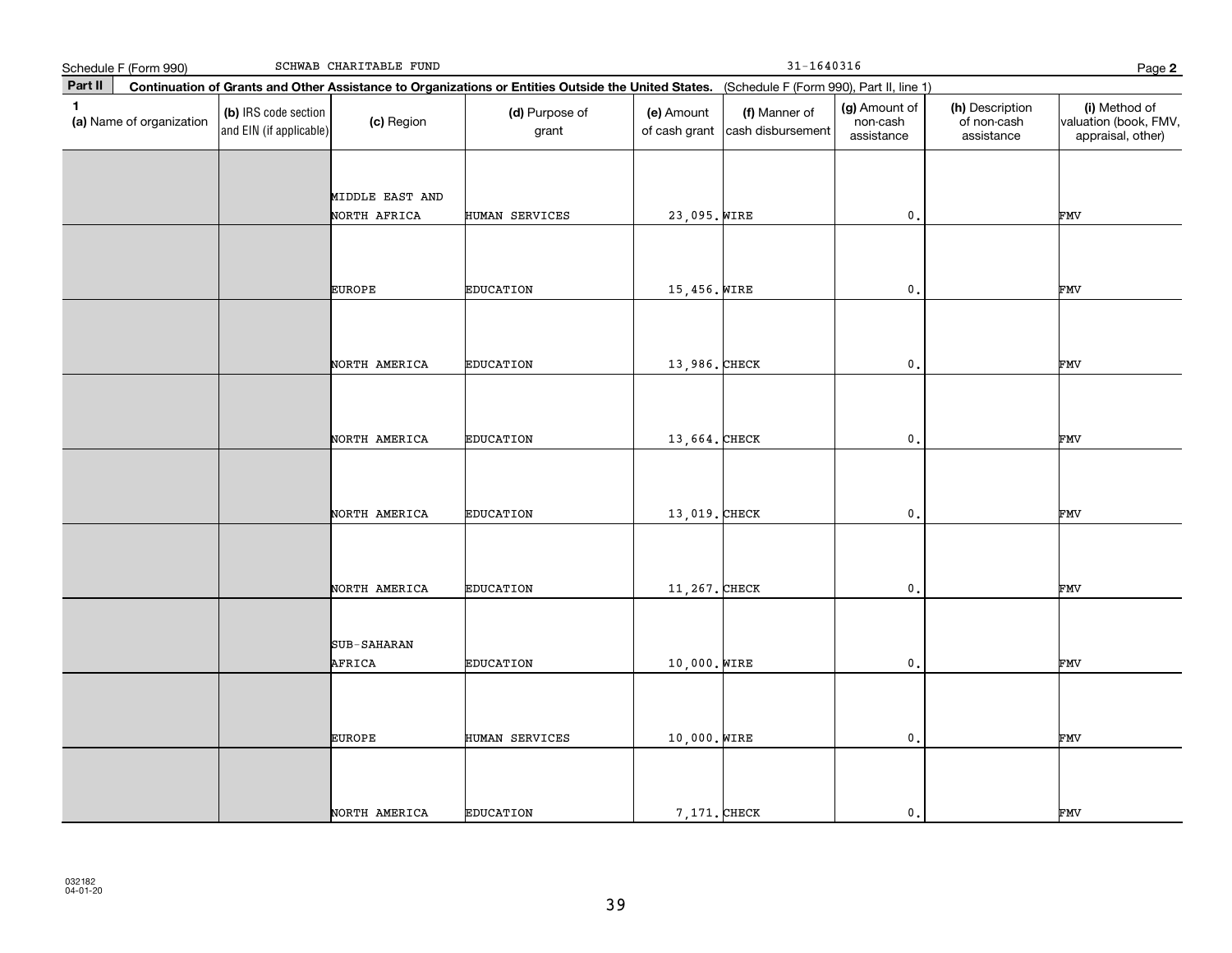Schedule F (Form 990) SCHWAB CHARITABLE FUND 31-1640316 Page **2**

**Part II** **Continuation of Grants and Other Assistance to Organizations or Entities Outside the United States.** (Schedule F (Form 990), Part II, line 1)

| 1 (a) Name of organization | (b) IRS code section and EIN (if applicable) | (c) Region | (d) Purpose of grant | (e) Amount of cash grant | (f) Manner of cash disbursement | (g) Amount of non-cash assistance | (h) Description of non-cash assistance | (i) Method of valuation (book, FMV, appraisal, other) |
|---|---|---|---|---|---|---|---|---|
| | | MIDDLE EAST AND NORTH AFRICA | HUMAN SERVICES | 23,095. | WIRE | 0. | | FMV |
| | | EUROPE | EDUCATION | 15,456. | WIRE | 0. | | FMV |
| | | NORTH AMERICA | EDUCATION | 13,986. | CHECK | 0. | | FMV |
| | | NORTH AMERICA | EDUCATION | 13,664. | CHECK | 0. | | FMV |
| | | NORTH AMERICA | EDUCATION | 13,019. | CHECK | 0. | | FMV |
| | | NORTH AMERICA | EDUCATION | 11,267. | CHECK | 0. | | FMV |
| | | SUB-SAHARAN AFRICA | EDUCATION | 10,000. | WIRE | 0. | | FMV |
| | | EUROPE | HUMAN SERVICES | 10,000. | WIRE | 0. | | FMV |
| | | NORTH AMERICA | EDUCATION | 7,171. | CHECK | 0. | | FMV |

032182 04-01-20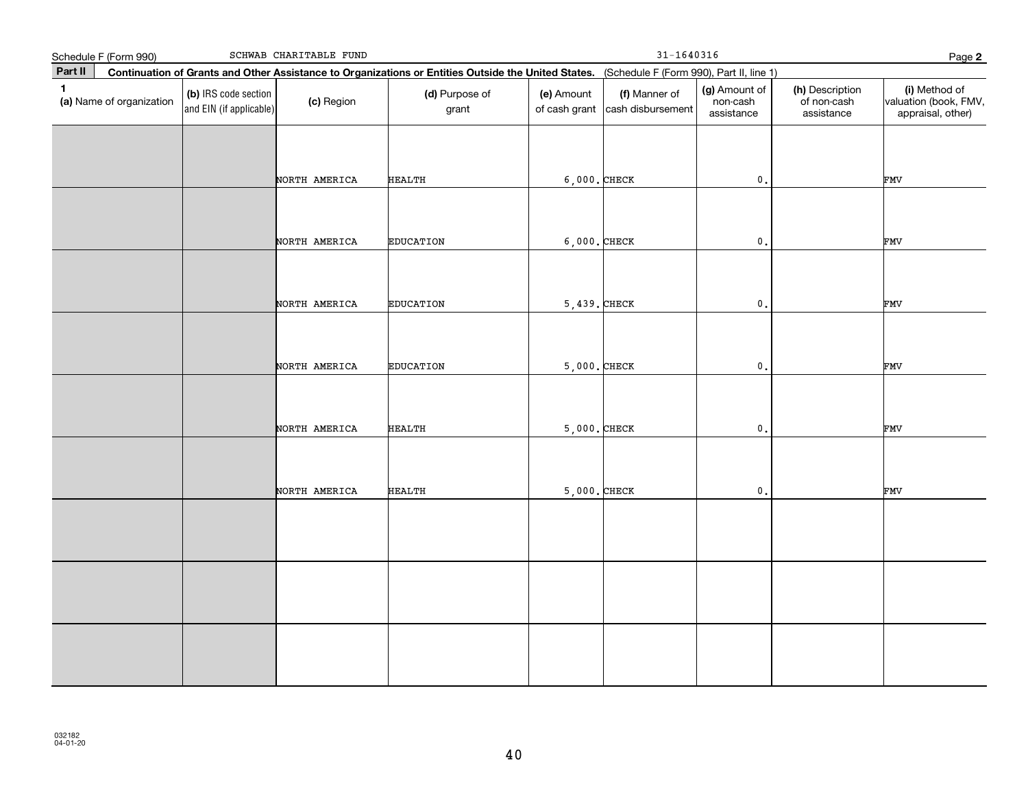Schedule F (Form 990) SCHWAB CHARITABLE FUND 31-1640316 Page **2**

**Part II** **Continuation of Grants and Other Assistance to Organizations or Entities Outside the United States.** (Schedule F (Form 990), Part II, line 1)

| 1 (a) Name of organization | (b) IRS code section and EIN (if applicable) | (c) Region | (d) Purpose of grant | (e) Amount of cash grant | (f) Manner of cash disbursement | (g) Amount of non-cash assistance | (h) Description of non-cash assistance | (i) Method of valuation (book, FMV, appraisal, other) |
|---|---|---|---|---|---|---|---|---|
| | | NORTH AMERICA | HEALTH | 6,000. | CHECK | 0. | | FMV |
| | | NORTH AMERICA | EDUCATION | 6,000. | CHECK | 0. | | FMV |
| | | NORTH AMERICA | EDUCATION | 5,439. | CHECK | 0. | | FMV |
| | | NORTH AMERICA | EDUCATION | 5,000. | CHECK | 0. | | FMV |
| | | NORTH AMERICA | HEALTH | 5,000. | CHECK | 0. | | FMV |
| | | NORTH AMERICA | HEALTH | 5,000. | CHECK | 0. | | FMV |
| | | | | | | | | |
| | | | | | | | | |
| | | | | | | | | |

032182
04-01-20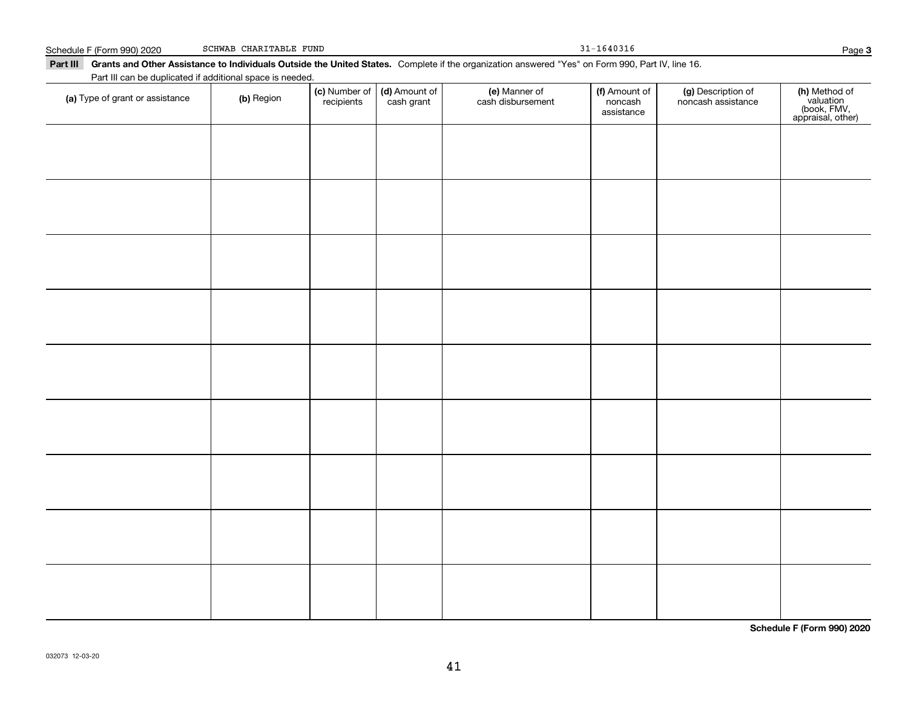Schedule F (Form 990) 2020 SCHWAB CHARITABLE FUND 31-1640316

**Part III Grants and Other Assistance to Individuals Outside the United States.** Complete if the organization answered "Yes" on Form 990, Part IV, line 16.

Part III can be duplicated if additional space is needed.

| (a) Type of grant or assistance | (b) Region | (c) Number of recipients | (d) Amount of cash grant | (e) Manner of cash disbursement | (f) Amount of noncash assistance | (g) Description of noncash assistance | (h) Method of valuation (book, FMV, appraisal, other) |
|---|---|---|---|---|---|---|---|
| | | | | | | | |
| | | | | | | | |
| | | | | | | | |
| | | | | | | | |
| | | | | | | | |
| | | | | | | | |
| | | | | | | | |
| | | | | | | | |
| | | | | | | | |

**Schedule F (Form 990) 2020**

032073 12-03-20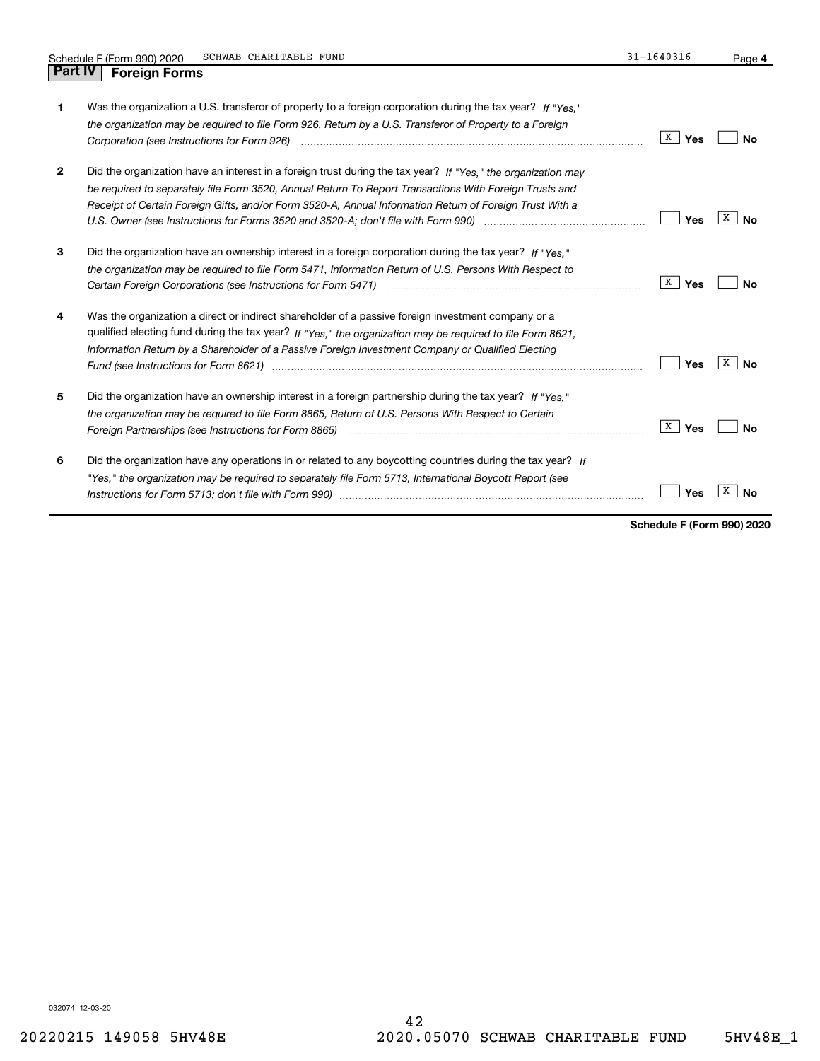Schedule F (Form 990) 2020 SCHWAB CHARITABLE FUND 31-1640316 Page **4**

## Part IV Foreign Forms

| | | Yes | No |
|---|---|---|---|
| **1** | Was the organization a U.S. transferor of property to a foreign corporation during the tax year? *If "Yes," the organization may be required to file Form 926, Return by a U.S. Transferor of Property to a Foreign Corporation (see Instructions for Form 926)* | X | |
| **2** | Did the organization have an interest in a foreign trust during the tax year? *If "Yes," the organization may be required to separately file Form 3520, Annual Return To Report Transactions With Foreign Trusts and Receipt of Certain Foreign Gifts, and/or Form 3520-A, Annual Information Return of Foreign Trust With a U.S. Owner (see Instructions for Forms 3520 and 3520-A; don't file with Form 990)* | | X |
| **3** | Did the organization have an ownership interest in a foreign corporation during the tax year? *If "Yes," the organization may be required to file Form 5471, Information Return of U.S. Persons With Respect to Certain Foreign Corporations (see Instructions for Form 5471)* | X | |
| **4** | Was the organization a direct or indirect shareholder of a passive foreign investment company or a qualified electing fund during the tax year? *If "Yes," the organization may be required to file Form 8621, Information Return by a Shareholder of a Passive Foreign Investment Company or Qualified Electing Fund (see Instructions for Form 8621)* | | X |
| **5** | Did the organization have an ownership interest in a foreign partnership during the tax year? *If "Yes," the organization may be required to file Form 8865, Return of U.S. Persons With Respect to Certain Foreign Partnerships (see Instructions for Form 8865)* | X | |
| **6** | Did the organization have any operations in or related to any boycotting countries during the tax year? *If "Yes," the organization may be required to separately file Form 5713, International Boycott Report (see Instructions for Form 5713; don't file with Form 990)* | | X |

**Schedule F (Form 990) 2020**

032074 12-03-20

20220215 149058 5HV48E 2020.05070 SCHWAB CHARITABLE FUND 5HV48E_1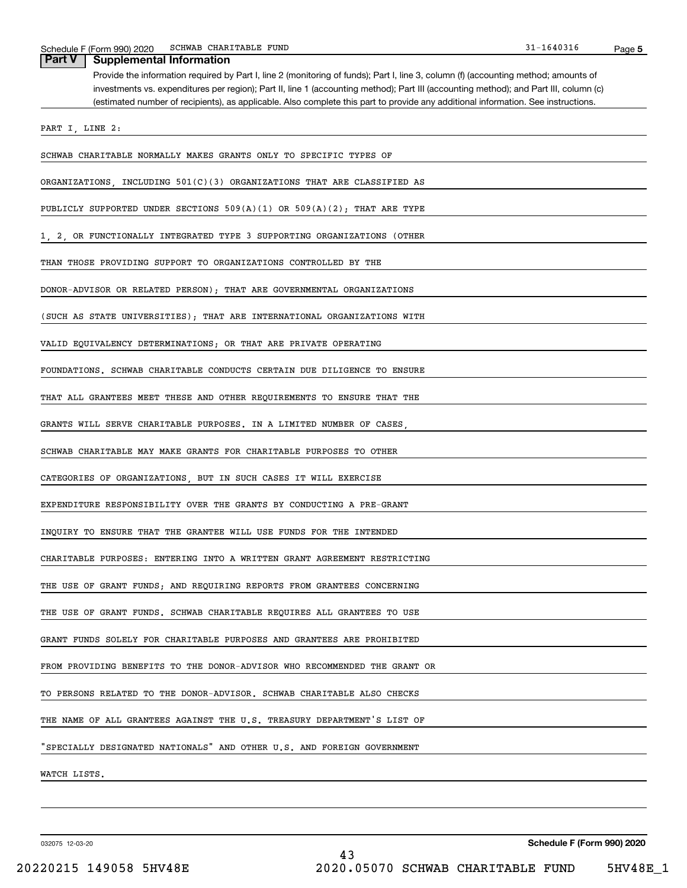## Part V Supplemental Information

Provide the information required by Part I, line 2 (monitoring of funds); Part I, line 3, column (f) (accounting method; amounts of investments vs. expenditures per region); Part II, line 1 (accounting method); Part III (accounting method); and Part III, column (c) (estimated number of recipients), as applicable. Also complete this part to provide any additional information. See instructions.

PART I, LINE 2:

SCHWAB CHARITABLE NORMALLY MAKES GRANTS ONLY TO SPECIFIC TYPES OF ORGANIZATIONS, INCLUDING 501(C)(3) ORGANIZATIONS THAT ARE CLASSIFIED AS PUBLICLY SUPPORTED UNDER SECTIONS 509(A)(1) OR 509(A)(2); THAT ARE TYPE 1, 2, OR FUNCTIONALLY INTEGRATED TYPE 3 SUPPORTING ORGANIZATIONS (OTHER THAN THOSE PROVIDING SUPPORT TO ORGANIZATIONS CONTROLLED BY THE DONOR-ADVISOR OR RELATED PERSON); THAT ARE GOVERNMENTAL ORGANIZATIONS (SUCH AS STATE UNIVERSITIES); THAT ARE INTERNATIONAL ORGANIZATIONS WITH VALID EQUIVALENCY DETERMINATIONS; OR THAT ARE PRIVATE OPERATING FOUNDATIONS. SCHWAB CHARITABLE CONDUCTS CERTAIN DUE DILIGENCE TO ENSURE THAT ALL GRANTEES MEET THESE AND OTHER REQUIREMENTS TO ENSURE THAT THE GRANTS WILL SERVE CHARITABLE PURPOSES. IN A LIMITED NUMBER OF CASES, SCHWAB CHARITABLE MAY MAKE GRANTS FOR CHARITABLE PURPOSES TO OTHER CATEGORIES OF ORGANIZATIONS, BUT IN SUCH CASES IT WILL EXERCISE EXPENDITURE RESPONSIBILITY OVER THE GRANTS BY CONDUCTING A PRE-GRANT INQUIRY TO ENSURE THAT THE GRANTEE WILL USE FUNDS FOR THE INTENDED CHARITABLE PURPOSES: ENTERING INTO A WRITTEN GRANT AGREEMENT RESTRICTING THE USE OF GRANT FUNDS; AND REQUIRING REPORTS FROM GRANTEES CONCERNING THE USE OF GRANT FUNDS. SCHWAB CHARITABLE REQUIRES ALL GRANTEES TO USE GRANT FUNDS SOLELY FOR CHARITABLE PURPOSES AND GRANTEES ARE PROHIBITED FROM PROVIDING BENEFITS TO THE DONOR-ADVISOR WHO RECOMMENDED THE GRANT OR TO PERSONS RELATED TO THE DONOR-ADVISOR. SCHWAB CHARITABLE ALSO CHECKS THE NAME OF ALL GRANTEES AGAINST THE U.S. TREASURY DEPARTMENT'S LIST OF "SPECIALLY DESIGNATED NATIONALS" AND OTHER U.S. AND FOREIGN GOVERNMENT WATCH LISTS.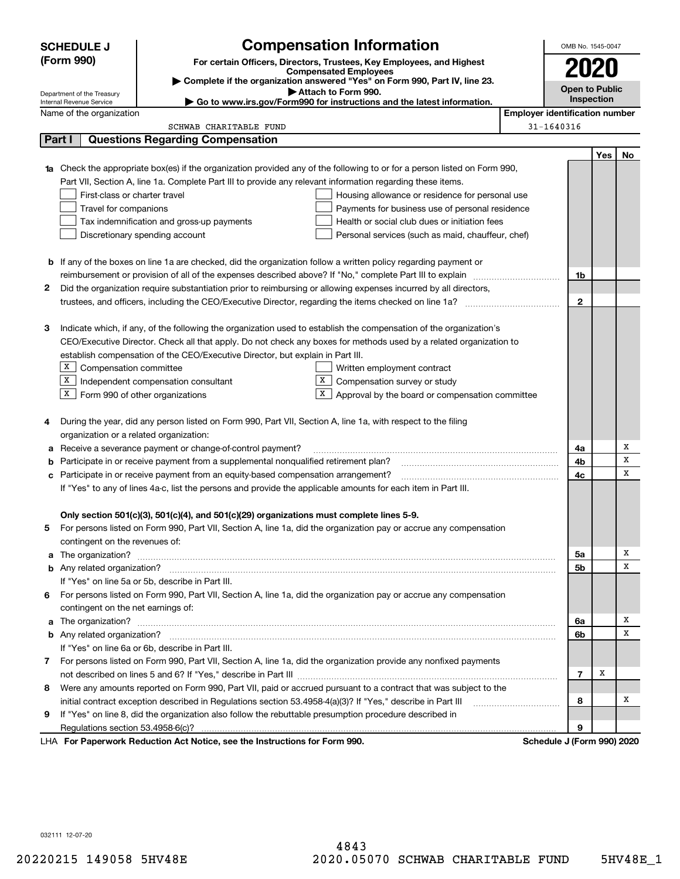# SCHEDULE J (Form 990)

# Compensation Information

**For certain Officers, Directors, Trustees, Key Employees, and Highest Compensated Employees**

▶ Complete if the organization answered "Yes" on Form 990, Part IV, line 23.

▶ Attach to Form 990.

▶ Go to www.irs.gov/Form990 for instructions and the latest information.

OMB No. 1545-0047

**2020**

**Open to Public Inspection**

Department of the Treasury
Internal Revenue Service

Name of the organization: SCHWAB CHARITABLE FUND

Employer identification number: 31-1640316

## Part I Questions Regarding Compensation

| | | | Yes | No |
|---|---|---|---|---|
| **1a** | Check the appropriate box(es) if the organization provided any of the following to or for a person listed on Form 990, Part VII, Section A, line 1a. Complete Part III to provide any relevant information regarding these items.<br>☐ First-class or charter travel ☐ Housing allowance or residence for personal use<br>☐ Travel for companions ☐ Payments for business use of personal residence<br>☐ Tax indemnification and gross-up payments ☐ Health or social club dues or initiation fees<br>☐ Discretionary spending account ☐ Personal services (such as maid, chauffeur, chef) | | | |
| **b** | If any of the boxes on line 1a are checked, did the organization follow a written policy regarding payment or reimbursement or provision of all of the expenses described above? If "No," complete Part III to explain | 1b | | |
| **2** | Did the organization require substantiation prior to reimbursing or allowing expenses incurred by all directors, trustees, and officers, including the CEO/Executive Director, regarding the items checked on line 1a? | 2 | | |
| **3** | Indicate which, if any, of the following the organization used to establish the compensation of the organization's CEO/Executive Director. Check all that apply. Do not check any boxes for methods used by a related organization to establish compensation of the CEO/Executive Director, but explain in Part III.<br>☒ Compensation committee ☐ Written employment contract<br>☒ Independent compensation consultant ☒ Compensation survey or study<br>☒ Form 990 of other organizations ☒ Approval by the board or compensation committee | | | |
| **4** | During the year, did any person listed on Form 990, Part VII, Section A, line 1a, with respect to the filing organization or a related organization: | | | |
| **a** | Receive a severance payment or change-of-control payment? | 4a | | X |
| **b** | Participate in or receive payment from a supplemental nonqualified retirement plan? | 4b | | X |
| **c** | Participate in or receive payment from an equity-based compensation arrangement? | 4c | | X |
| | If "Yes" to any of lines 4a-c, list the persons and provide the applicable amounts for each item in Part III. | | | |
| | **Only section 501(c)(3), 501(c)(4), and 501(c)(29) organizations must complete lines 5-9.** | | | |
| **5** | For persons listed on Form 990, Part VII, Section A, line 1a, did the organization pay or accrue any compensation contingent on the revenues of: | | | |
| **a** | The organization? | 5a | | X |
| **b** | Any related organization? | 5b | | X |
| | If "Yes" on line 5a or 5b, describe in Part III. | | | |
| **6** | For persons listed on Form 990, Part VII, Section A, line 1a, did the organization pay or accrue any compensation contingent on the net earnings of: | | | |
| **a** | The organization? | 6a | | X |
| **b** | Any related organization? | 6b | | X |
| | If "Yes" on line 6a or 6b, describe in Part III. | | | |
| **7** | For persons listed on Form 990, Part VII, Section A, line 1a, did the organization provide any nonfixed payments not described on lines 5 and 6? If "Yes," describe in Part III | 7 | X | |
| **8** | Were any amounts reported on Form 990, Part VII, paid or accrued pursuant to a contract that was subject to the initial contract exception described in Regulations section 53.4958-4(a)(3)? If "Yes," describe in Part III | 8 | | X |
| **9** | If "Yes" on line 8, did the organization also follow the rebuttable presumption procedure described in Regulations section 53.4958-6(c)? | 9 | | |

LHA **For Paperwork Reduction Act Notice, see the Instructions for Form 990.** **Schedule J (Form 990) 2020**

032111 12-07-20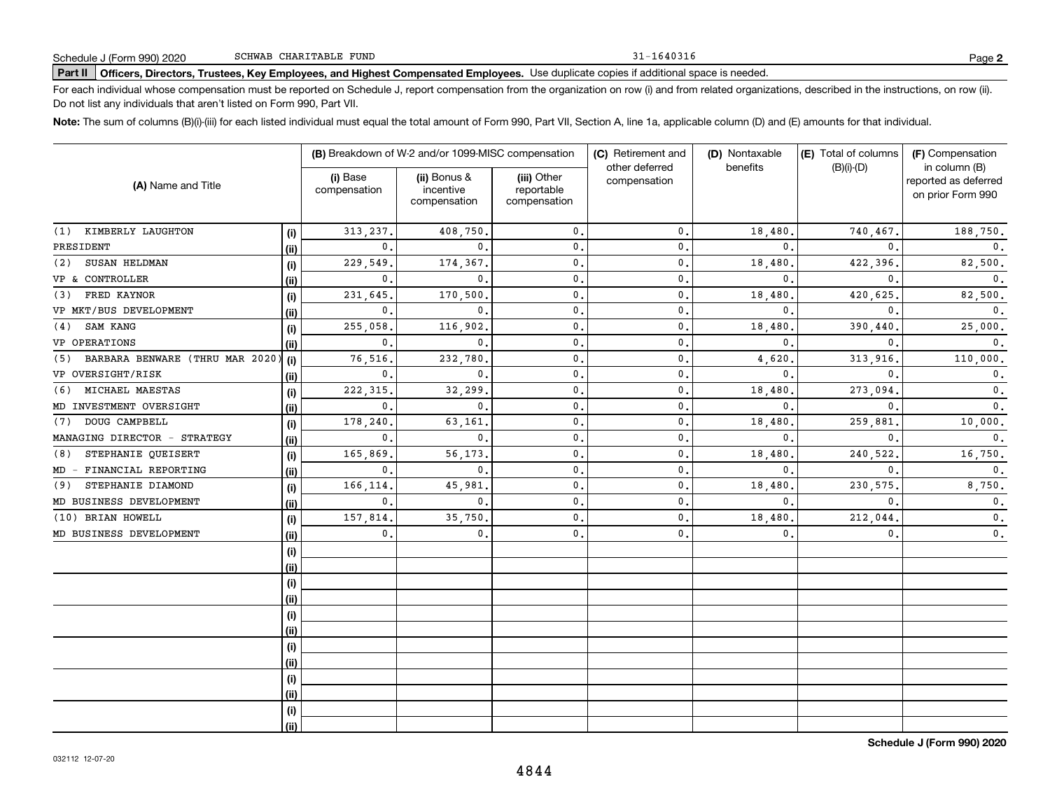Schedule J (Form 990) 2020 SCHWAB CHARITABLE FUND 31-1640316

**Part II Officers, Directors, Trustees, Key Employees, and Highest Compensated Employees.** Use duplicate copies if additional space is needed.

For each individual whose compensation must be reported on Schedule J, report compensation from the organization on row (i) and from related organizations, described in the instructions, on row (ii). Do not list any individuals that aren't listed on Form 990, Part VII.

**Note:** The sum of columns (B)(i)-(iii) for each listed individual must equal the total amount of Form 990, Part VII, Section A, line 1a, applicable column (D) and (E) amounts for that individual.

| (A) Name and Title | | (B) Breakdown of W-2 and/or 1099-MISC compensation | | | (C) Retirement and other deferred compensation | (D) Nontaxable benefits | (E) Total of columns (B)(i)-(D) | (F) Compensation in column (B) reported as deferred on prior Form 990 |
|---|---|---|---|---|---|---|---|---|
| | | (i) Base compensation | (ii) Bonus & incentive compensation | (iii) Other reportable compensation | | | | |
| (1) KIMBERLY LAUGHTON | (i) | 313,237. | 408,750. | 0. | 0. | 18,480. | 740,467. | 188,750. |
| PRESIDENT | (ii) | 0. | 0. | 0. | 0. | 0. | 0. | 0. |
| (2) SUSAN HELDMAN | (i) | 229,549. | 174,367. | 0. | 0. | 18,480. | 422,396. | 82,500. |
| VP & CONTROLLER | (ii) | 0. | 0. | 0. | 0. | 0. | 0. | 0. |
| (3) FRED KAYNOR | (i) | 231,645. | 170,500. | 0. | 0. | 18,480. | 420,625. | 82,500. |
| VP MKT/BUS DEVELOPMENT | (ii) | 0. | 0. | 0. | 0. | 0. | 0. | 0. |
| (4) SAM KANG | (i) | 255,058. | 116,902. | 0. | 0. | 18,480. | 390,440. | 25,000. |
| VP OPERATIONS | (ii) | 0. | 0. | 0. | 0. | 0. | 0. | 0. |
| (5) BARBARA BENWARE (THRU MAR 2020) | (i) | 76,516. | 232,780. | 0. | 0. | 4,620. | 313,916. | 110,000. |
| VP OVERSIGHT/RISK | (ii) | 0. | 0. | 0. | 0. | 0. | 0. | 0. |
| (6) MICHAEL MAESTAS | (i) | 222,315. | 32,299. | 0. | 0. | 18,480. | 273,094. | 0. |
| MD INVESTMENT OVERSIGHT | (ii) | 0. | 0. | 0. | 0. | 0. | 0. | 0. |
| (7) DOUG CAMPBELL | (i) | 178,240. | 63,161. | 0. | 0. | 18,480. | 259,881. | 10,000. |
| MANAGING DIRECTOR - STRATEGY | (ii) | 0. | 0. | 0. | 0. | 0. | 0. | 0. |
| (8) STEPHANIE QUEISERT | (i) | 165,869. | 56,173. | 0. | 0. | 18,480. | 240,522. | 16,750. |
| MD - FINANCIAL REPORTING | (ii) | 0. | 0. | 0. | 0. | 0. | 0. | 0. |
| (9) STEPHANIE DIAMOND | (i) | 166,114. | 45,981. | 0. | 0. | 18,480. | 230,575. | 8,750. |
| MD BUSINESS DEVELOPMENT | (ii) | 0. | 0. | 0. | 0. | 0. | 0. | 0. |
| (10) BRIAN HOWELL | (i) | 157,814. | 35,750. | 0. | 0. | 18,480. | 212,044. | 0. |
| MD BUSINESS DEVELOPMENT | (ii) | 0. | 0. | 0. | 0. | 0. | 0. | 0. |
| | (i) | | | | | | | |
| | (ii) | | | | | | | |
| | (i) | | | | | | | |
| | (ii) | | | | | | | |
| | (i) | | | | | | | |
| | (ii) | | | | | | | |
| | (i) | | | | | | | |
| | (ii) | | | | | | | |
| | (i) | | | | | | | |
| | (ii) | | | | | | | |
| | (i) | | | | | | | |
| | (ii) | | | | | | | |

032112 12-07-20

**Schedule J (Form 990) 2020**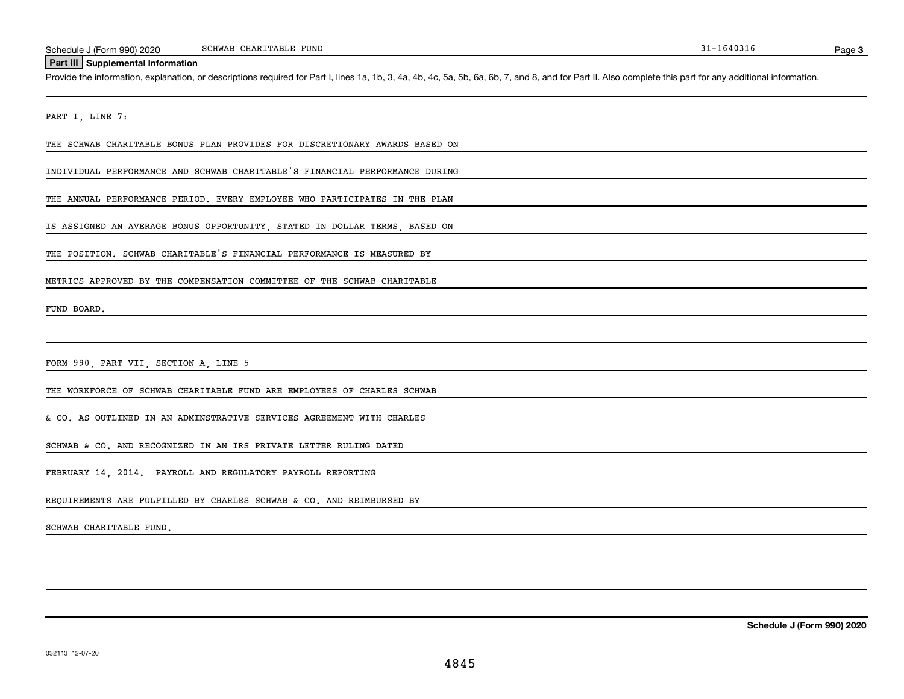Schedule J (Form 990) 2020 SCHWAB CHARITABLE FUND 31-1640316

## Part III Supplemental Information

Provide the information, explanation, or descriptions required for Part I, lines 1a, 1b, 3, 4a, 4b, 4c, 5a, 5b, 6a, 6b, 7, and 8, and for Part II. Also complete this part for any additional information.

PART I, LINE 7:

THE SCHWAB CHARITABLE BONUS PLAN PROVIDES FOR DISCRETIONARY AWARDS BASED ON INDIVIDUAL PERFORMANCE AND SCHWAB CHARITABLE'S FINANCIAL PERFORMANCE DURING THE ANNUAL PERFORMANCE PERIOD. EVERY EMPLOYEE WHO PARTICIPATES IN THE PLAN IS ASSIGNED AN AVERAGE BONUS OPPORTUNITY, STATED IN DOLLAR TERMS, BASED ON THE POSITION. SCHWAB CHARITABLE'S FINANCIAL PERFORMANCE IS MEASURED BY METRICS APPROVED BY THE COMPENSATION COMMITTEE OF THE SCHWAB CHARITABLE FUND BOARD.

FORM 990, PART VII, SECTION A, LINE 5

THE WORKFORCE OF SCHWAB CHARITABLE FUND ARE EMPLOYEES OF CHARLES SCHWAB & CO. AS OUTLINED IN AN ADMINSTRATIVE SERVICES AGREEMENT WITH CHARLES SCHWAB & CO. AND RECOGNIZED IN AN IRS PRIVATE LETTER RULING DATED FEBRUARY 14, 2014. PAYROLL AND REGULATORY PAYROLL REPORTING REQUIREMENTS ARE FULFILLED BY CHARLES SCHWAB & CO. AND REIMBURSED BY SCHWAB CHARITABLE FUND.

**Schedule J (Form 990) 2020**

032113 12-07-20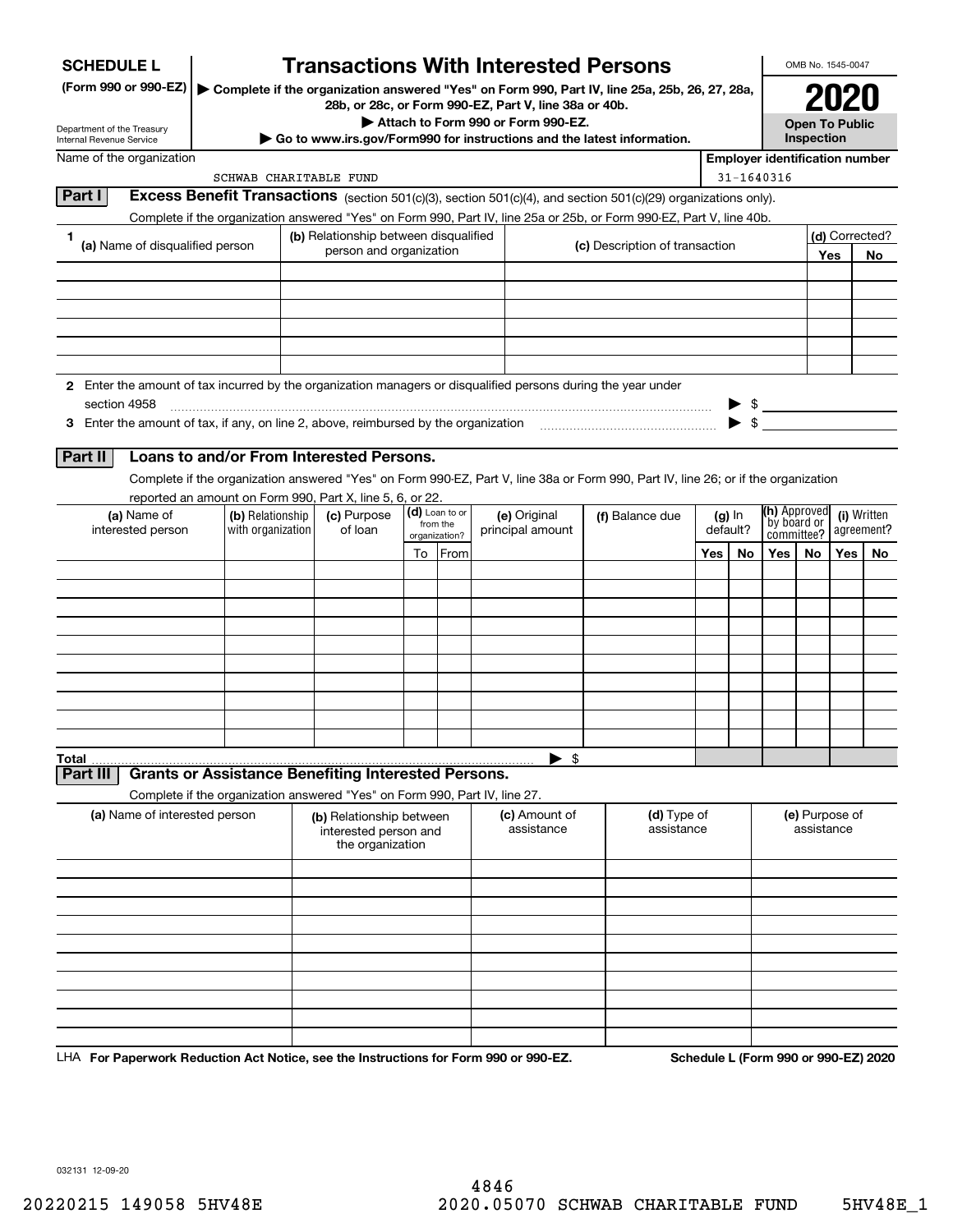**SCHEDULE L** (Form 990 or 990-EZ)

Department of the Treasury
Internal Revenue Service

# Transactions With Interested Persons

▶ Complete if the organization answered "Yes" on Form 990, Part IV, line 25a, 25b, 26, 27, 28a, 28b, or 28c, or Form 990-EZ, Part V, line 38a or 40b.
▶ Attach to Form 990 or Form 990-EZ.
▶ Go to www.irs.gov/Form990 for instructions and the latest information.

OMB No. 1545-0047

**2020**

**Open To Public Inspection**

Name of the organization: SCHWAB CHARITABLE FUND

Employer identification number: 31-1640316

## Part I Excess Benefit Transactions (section 501(c)(3), section 501(c)(4), and section 501(c)(29) organizations only).

Complete if the organization answered "Yes" on Form 990, Part IV, line 25a or 25b, or Form 990-EZ, Part V, line 40b.

| 1 (a) Name of disqualified person | (b) Relationship between disqualified person and organization | (c) Description of transaction | (d) Corrected? Yes | No |
|---|---|---|---|---|
| | | | | |
| | | | | |
| | | | | |
| | | | | |
| | | | | |
| | | | | |

**2** Enter the amount of tax incurred by the organization managers or disqualified persons during the year under section 4958 ▶ $

**3** Enter the amount of tax, if any, on line 2, above, reimbursed by the organization ▶ $

## Part II Loans to and/or From Interested Persons.

Complete if the organization answered "Yes" on Form 990-EZ, Part V, line 38a or Form 990, Part IV, line 26; or if the organization reported an amount on Form 990, Part X, line 5, 6, or 22.

| (a) Name of interested person | (b) Relationship with organization | (c) Purpose of loan | (d) Loan to or from the organization? To | From | (e) Original principal amount | (f) Balance due | (g) In default? Yes | No | (h) Approved by board or committee? Yes | No | (i) Written agreement? Yes | No |
|---|---|---|---|---|---|---|---|---|---|---|---|---|
| | | | | | | | | | | | | |
| | | | | | | | | | | | | |
| | | | | | | | | | | | | |
| | | | | | | | | | | | | |
| | | | | | | | | | | | | |
| | | | | | | | | | | | | |
| | | | | | | | | | | | | |
| | | | | | | | | | | | | |
| | | | | | | | | | | | | |
| | | | | | | | | | | | | |
| Total | | | | | | ▶ $ | | | | | | |

## Part III Grants or Assistance Benefiting Interested Persons.

Complete if the organization answered "Yes" on Form 990, Part IV, line 27.

| (a) Name of interested person | (b) Relationship between interested person and the organization | (c) Amount of assistance | (d) Type of assistance | (e) Purpose of assistance |
|---|---|---|---|---|
| | | | | |
| | | | | |
| | | | | |
| | | | | |
| | | | | |
| | | | | |
| | | | | |
| | | | | |
| | | | | |
| | | | | |

LHA For Paperwork Reduction Act Notice, see the Instructions for Form 990 or 990-EZ. Schedule L (Form 990 or 990-EZ) 2020

032131 12-09-20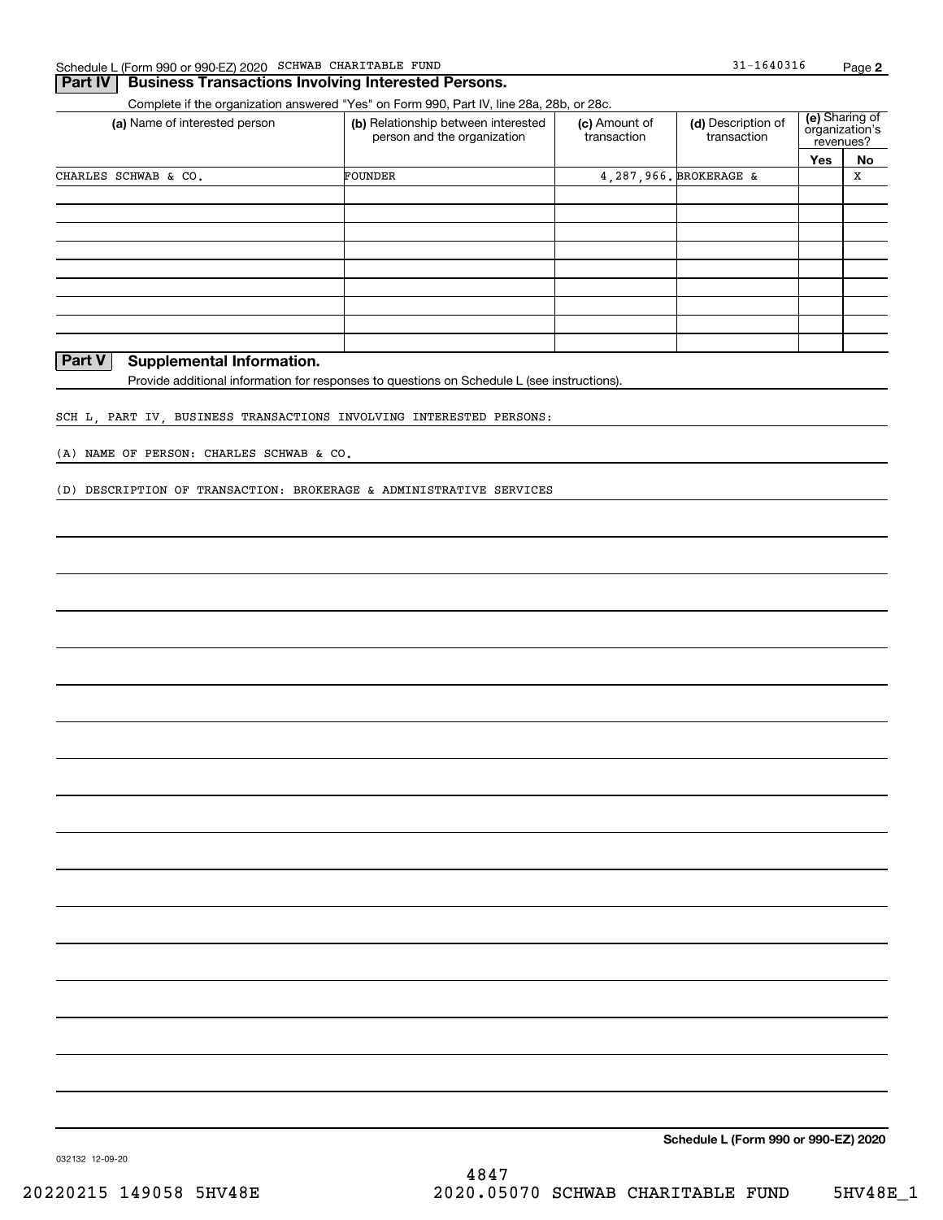Schedule L (Form 990 or 990-EZ) 2020 SCHWAB CHARITABLE FUND 31-1640316

## Part IV Business Transactions Involving Interested Persons.

Complete if the organization answered "Yes" on Form 990, Part IV, line 28a, 28b, or 28c.

| (a) Name of interested person | (b) Relationship between interested person and the organization | (c) Amount of transaction | (d) Description of transaction | (e) Sharing of organization's revenues? | |
|---|---|---|---|---|---|
| | | | | Yes | No |
| CHARLES SCHWAB & CO. | FOUNDER | 4,287,966. | BROKERAGE & | | X |
| | | | | | |
| | | | | | |
| | | | | | |
| | | | | | |
| | | | | | |
| | | | | | |
| | | | | | |
| | | | | | |

## Part V Supplemental Information.

Provide additional information for responses to questions on Schedule L (see instructions).

SCH L, PART IV, BUSINESS TRANSACTIONS INVOLVING INTERESTED PERSONS:

(A) NAME OF PERSON: CHARLES SCHWAB & CO.

(D) DESCRIPTION OF TRANSACTION: BROKERAGE & ADMINISTRATIVE SERVICES

Schedule L (Form 990 or 990-EZ) 2020

032132 12-09-20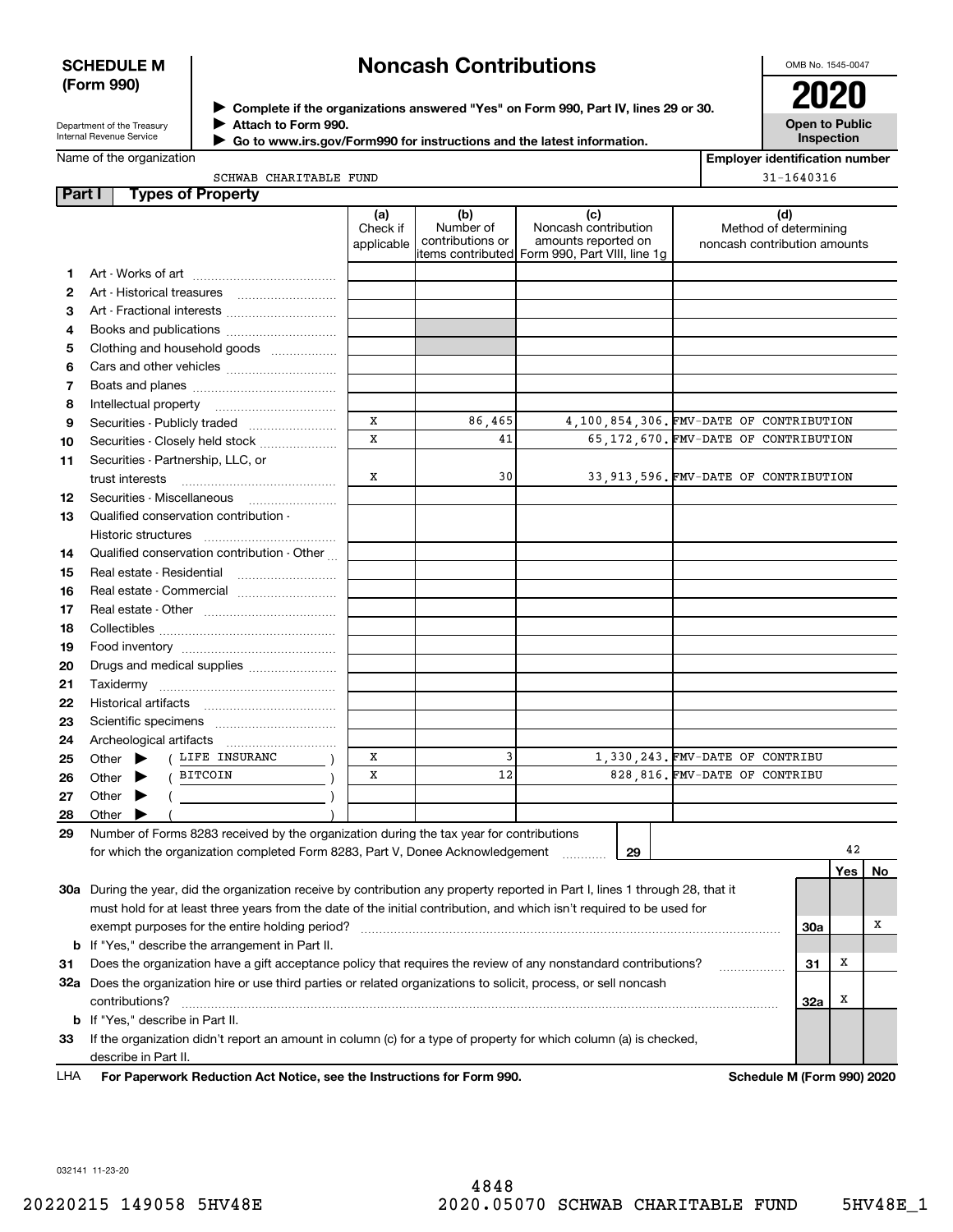**SCHEDULE M (Form 990)**

Department of the Treasury
Internal Revenue Service

# Noncash Contributions

▶ Complete if the organizations answered "Yes" on Form 990, Part IV, lines 29 or 30.
▶ Attach to Form 990.
▶ Go to www.irs.gov/Form990 for instructions and the latest information.

OMB No. 1545-0047

**2020**

**Open to Public Inspection**

Name of the organization: SCHWAB CHARITABLE FUND

Employer identification number: 31-1640316

## Part I Types of Property

| | | (a) Check if applicable | (b) Number of contributions or items contributed | (c) Noncash contribution amounts reported on Form 990, Part VIII, line 1g | (d) Method of determining noncash contribution amounts |
|---|---|---|---|---|---|
| 1 | Art - Works of art | | | | |
| 2 | Art - Historical treasures | | | | |
| 3 | Art - Fractional interests | | | | |
| 4 | Books and publications | | | | |
| 5 | Clothing and household goods | | | | |
| 6 | Cars and other vehicles | | | | |
| 7 | Boats and planes | | | | |
| 8 | Intellectual property | | | | |
| 9 | Securities - Publicly traded | X | 86,465 | 4,100,854,306. | FMV-DATE OF CONTRIBUTION |
| 10 | Securities - Closely held stock | X | 41 | 65,172,670. | FMV-DATE OF CONTRIBUTION |
| 11 | Securities - Partnership, LLC, or trust interests | X | 30 | 33,913,596. | FMV-DATE OF CONTRIBUTION |
| 12 | Securities - Miscellaneous | | | | |
| 13 | Qualified conservation contribution - Historic structures | | | | |
| 14 | Qualified conservation contribution - Other | | | | |
| 15 | Real estate - Residential | | | | |
| 16 | Real estate - Commercial | | | | |
| 17 | Real estate - Other | | | | |
| 18 | Collectibles | | | | |
| 19 | Food inventory | | | | |
| 20 | Drugs and medical supplies | | | | |
| 21 | Taxidermy | | | | |
| 22 | Historical artifacts | | | | |
| 23 | Scientific specimens | | | | |
| 24 | Archeological artifacts | | | | |
| 25 | Other ▶ ( LIFE INSURANC ) | X | 3 | 1,330,243. | FMV-DATE OF CONTRIBU |
| 26 | Other ▶ ( BITCOIN ) | X | 12 | 828,816. | FMV-DATE OF CONTRIBU |
| 27 | Other ▶ ( ) | | | | |
| 28 | Other ▶ ( ) | | | | |

**29** Number of Forms 8283 received by the organization during the tax year for contributions for which the organization completed Form 8283, Part V, Donee Acknowledgement ..... **29** 42

| | | | Yes | No |
|---|---|---|---|---|
| **30a** | During the year, did the organization receive by contribution any property reported in Part I, lines 1 through 28, that it must hold for at least three years from the date of the initial contribution, and which isn't required to be used for exempt purposes for the entire holding period? | 30a | | X |
| **b** | If "Yes," describe the arrangement in Part II. | | | |
| **31** | Does the organization have a gift acceptance policy that requires the review of any nonstandard contributions? | 31 | X | |
| **32a** | Does the organization hire or use third parties or related organizations to solicit, process, or sell noncash contributions? | 32a | X | |
| **b** | If "Yes," describe in Part II. | | | |
| **33** | If the organization didn't report an amount in column (c) for a type of property for which column (a) is checked, describe in Part II. | | | |

LHA **For Paperwork Reduction Act Notice, see the Instructions for Form 990.** **Schedule M (Form 990) 2020**

032141 11-23-20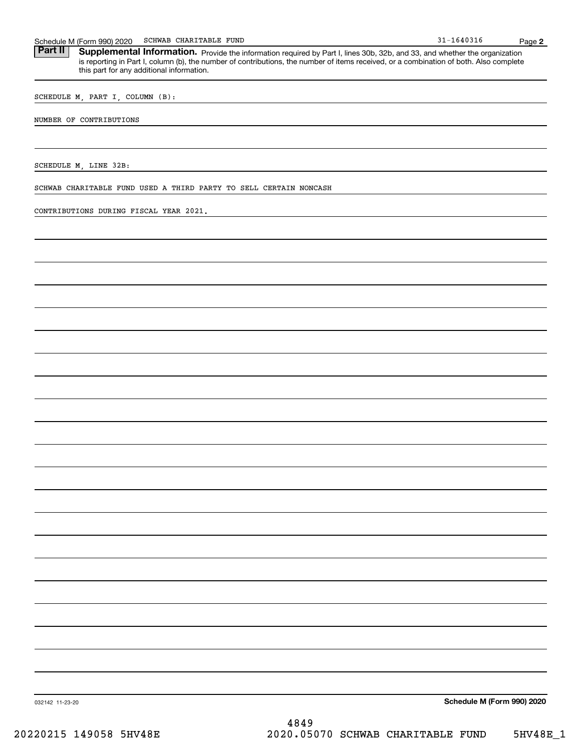Schedule M (Form 990) 2020 SCHWAB CHARITABLE FUND 31-1640316

**Part II** **Supplemental Information.** Provide the information required by Part I, lines 30b, 32b, and 33, and whether the organization is reporting in Part I, column (b), the number of contributions, the number of items received, or a combination of both. Also complete this part for any additional information.

SCHEDULE M, PART I, COLUMN (B):

NUMBER OF CONTRIBUTIONS

SCHEDULE M, LINE 32B:

SCHWAB CHARITABLE FUND USED A THIRD PARTY TO SELL CERTAIN NONCASH

CONTRIBUTIONS DURING FISCAL YEAR 2021.

032142 11-23-20 **Schedule M (Form 990) 2020**

4849

20220215 149058 5HV48E 2020.05070 SCHWAB CHARITABLE FUND 5HV48E_1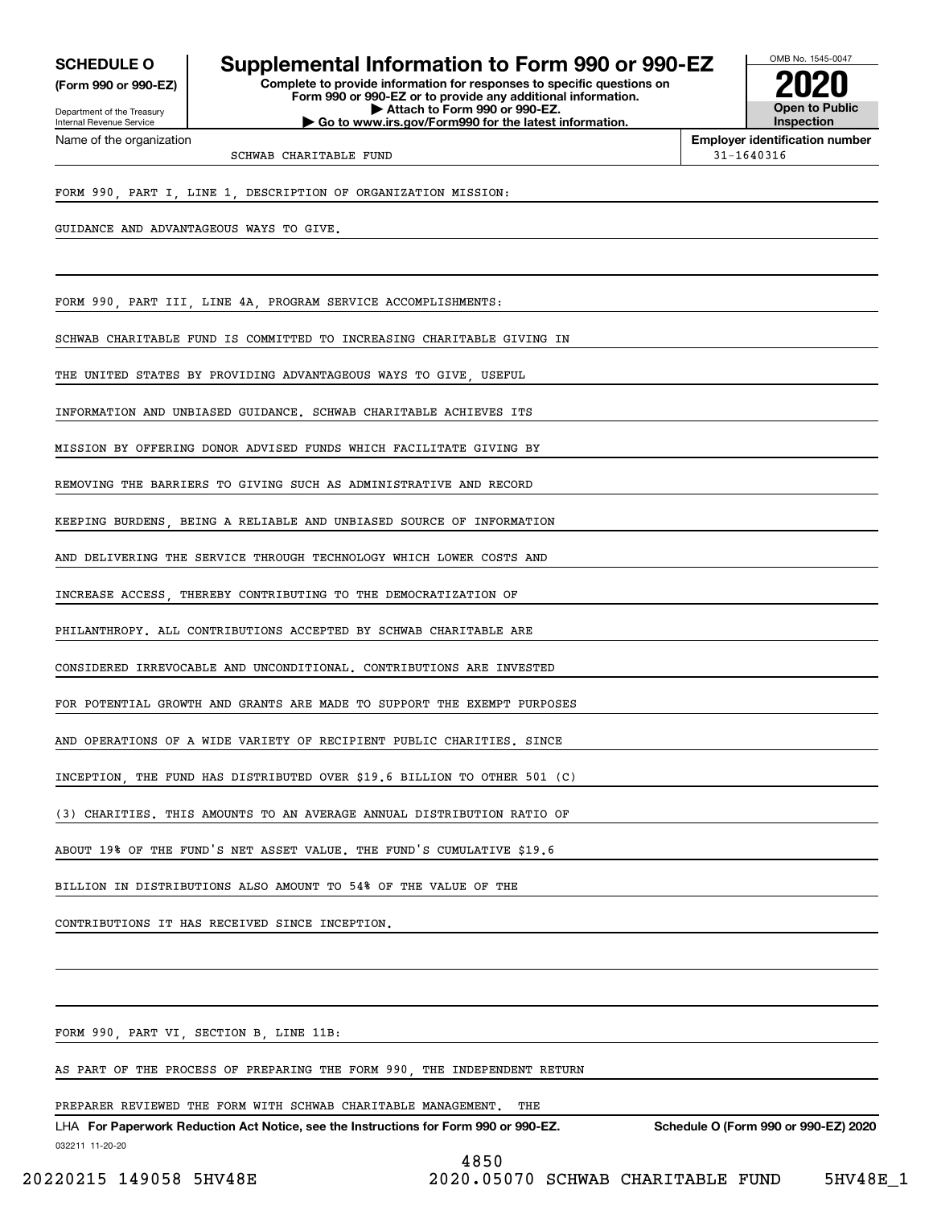**SCHEDULE O**
**(Form 990 or 990-EZ)**

Department of the Treasury
Internal Revenue Service

# Supplemental Information to Form 990 or 990-EZ

**Complete to provide information for responses to specific questions on Form 990 or 990-EZ or to provide any additional information.**
**▶ Attach to Form 990 or 990-EZ.**
**▶ Go to www.irs.gov/Form990 for the latest information.**

OMB No. 1545-0047

**2020**

**Open to Public Inspection**

Name of the organization: SCHWAB CHARITABLE FUND

**Employer identification number:** 31-1640316

FORM 990, PART I, LINE 1, DESCRIPTION OF ORGANIZATION MISSION:

GUIDANCE AND ADVANTAGEOUS WAYS TO GIVE.

FORM 990, PART III, LINE 4A, PROGRAM SERVICE ACCOMPLISHMENTS:

SCHWAB CHARITABLE FUND IS COMMITTED TO INCREASING CHARITABLE GIVING IN THE UNITED STATES BY PROVIDING ADVANTAGEOUS WAYS TO GIVE, USEFUL INFORMATION AND UNBIASED GUIDANCE. SCHWAB CHARITABLE ACHIEVES ITS MISSION BY OFFERING DONOR ADVISED FUNDS WHICH FACILITATE GIVING BY REMOVING THE BARRIERS TO GIVING SUCH AS ADMINISTRATIVE AND RECORD KEEPING BURDENS, BEING A RELIABLE AND UNBIASED SOURCE OF INFORMATION AND DELIVERING THE SERVICE THROUGH TECHNOLOGY WHICH LOWER COSTS AND INCREASE ACCESS, THEREBY CONTRIBUTING TO THE DEMOCRATIZATION OF PHILANTHROPY. ALL CONTRIBUTIONS ACCEPTED BY SCHWAB CHARITABLE ARE CONSIDERED IRREVOCABLE AND UNCONDITIONAL. CONTRIBUTIONS ARE INVESTED FOR POTENTIAL GROWTH AND GRANTS ARE MADE TO SUPPORT THE EXEMPT PURPOSES AND OPERATIONS OF A WIDE VARIETY OF RECIPIENT PUBLIC CHARITIES. SINCE INCEPTION, THE FUND HAS DISTRIBUTED OVER $19.6 BILLION TO OTHER 501 (C) (3) CHARITIES. THIS AMOUNTS TO AN AVERAGE ANNUAL DISTRIBUTION RATIO OF ABOUT 19% OF THE FUND'S NET ASSET VALUE. THE FUND'S CUMULATIVE $19.6 BILLION IN DISTRIBUTIONS ALSO AMOUNT TO 54% OF THE VALUE OF THE CONTRIBUTIONS IT HAS RECEIVED SINCE INCEPTION.

FORM 990, PART VI, SECTION B, LINE 11B:

AS PART OF THE PROCESS OF PREPARING THE FORM 990, THE INDEPENDENT RETURN PREPARER REVIEWED THE FORM WITH SCHWAB CHARITABLE MANAGEMENT. THE

LHA **For Paperwork Reduction Act Notice, see the Instructions for Form 990 or 990-EZ.** **Schedule O (Form 990 or 990-EZ) 2020**

032211 11-20-20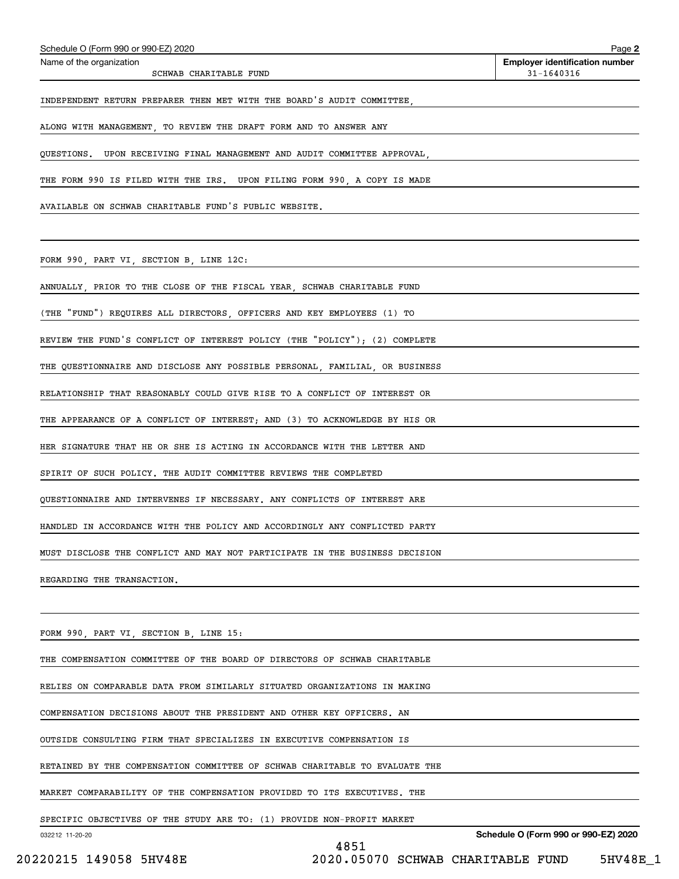Schedule O (Form 990 or 990-EZ) 2020

Name of the organization: SCHWAB CHARITABLE FUND

Employer identification number: 31-1640316

INDEPENDENT RETURN PREPARER THEN MET WITH THE BOARD'S AUDIT COMMITTEE, ALONG WITH MANAGEMENT, TO REVIEW THE DRAFT FORM AND TO ANSWER ANY QUESTIONS. UPON RECEIVING FINAL MANAGEMENT AND AUDIT COMMITTEE APPROVAL, THE FORM 990 IS FILED WITH THE IRS. UPON FILING FORM 990, A COPY IS MADE AVAILABLE ON SCHWAB CHARITABLE FUND'S PUBLIC WEBSITE.

FORM 990, PART VI, SECTION B, LINE 12C:

ANNUALLY, PRIOR TO THE CLOSE OF THE FISCAL YEAR, SCHWAB CHARITABLE FUND (THE "FUND") REQUIRES ALL DIRECTORS, OFFICERS AND KEY EMPLOYEES (1) TO REVIEW THE FUND'S CONFLICT OF INTEREST POLICY (THE "POLICY"); (2) COMPLETE THE QUESTIONNAIRE AND DISCLOSE ANY POSSIBLE PERSONAL, FAMILIAL, OR BUSINESS RELATIONSHIP THAT REASONABLY COULD GIVE RISE TO A CONFLICT OF INTEREST OR THE APPEARANCE OF A CONFLICT OF INTEREST; AND (3) TO ACKNOWLEDGE BY HIS OR HER SIGNATURE THAT HE OR SHE IS ACTING IN ACCORDANCE WITH THE LETTER AND SPIRIT OF SUCH POLICY. THE AUDIT COMMITTEE REVIEWS THE COMPLETED QUESTIONNAIRE AND INTERVENES IF NECESSARY. ANY CONFLICTS OF INTEREST ARE HANDLED IN ACCORDANCE WITH THE POLICY AND ACCORDINGLY ANY CONFLICTED PARTY MUST DISCLOSE THE CONFLICT AND MAY NOT PARTICIPATE IN THE BUSINESS DECISION REGARDING THE TRANSACTION.

FORM 990, PART VI, SECTION B, LINE 15:

THE COMPENSATION COMMITTEE OF THE BOARD OF DIRECTORS OF SCHWAB CHARITABLE RELIES ON COMPARABLE DATA FROM SIMILARLY SITUATED ORGANIZATIONS IN MAKING COMPENSATION DECISIONS ABOUT THE PRESIDENT AND OTHER KEY OFFICERS. AN OUTSIDE CONSULTING FIRM THAT SPECIALIZES IN EXECUTIVE COMPENSATION IS RETAINED BY THE COMPENSATION COMMITTEE OF SCHWAB CHARITABLE TO EVALUATE THE MARKET COMPARABILITY OF THE COMPENSATION PROVIDED TO ITS EXECUTIVES. THE SPECIFIC OBJECTIVES OF THE STUDY ARE TO: (1) PROVIDE NON-PROFIT MARKET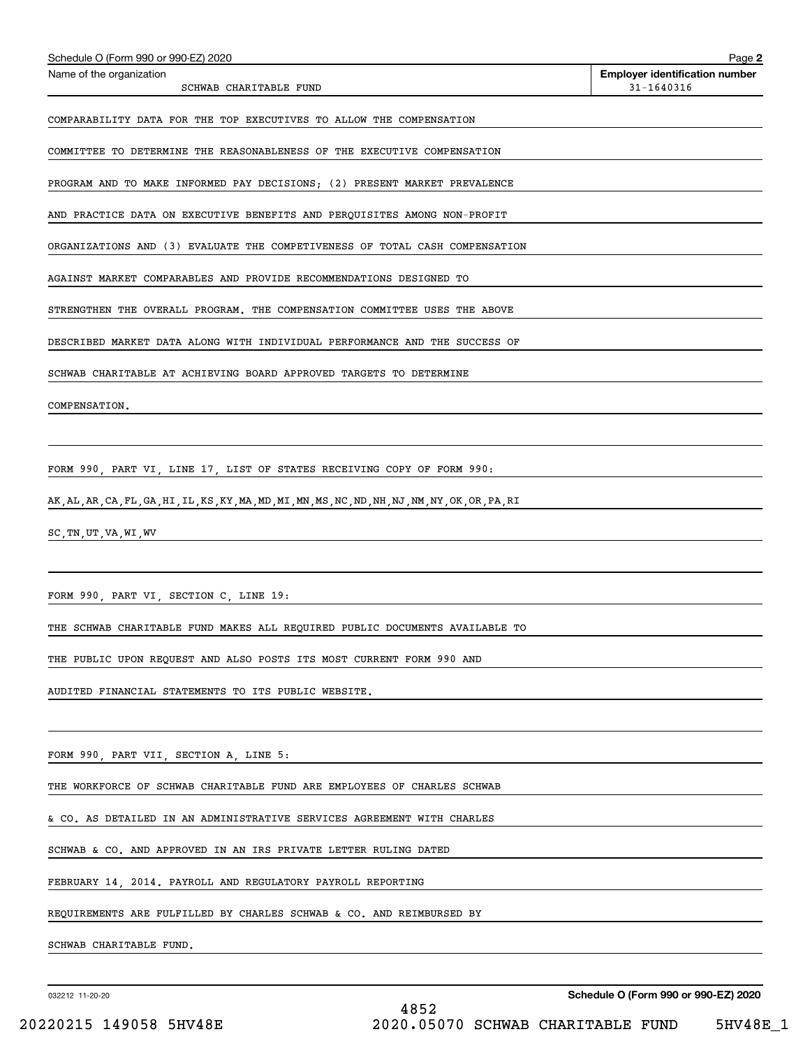Name of the organization: SCHWAB CHARITABLE FUND

Employer identification number: 31-1640316

COMPARABILITY DATA FOR THE TOP EXECUTIVES TO ALLOW THE COMPENSATION COMMITTEE TO DETERMINE THE REASONABLENESS OF THE EXECUTIVE COMPENSATION PROGRAM AND TO MAKE INFORMED PAY DECISIONS; (2) PRESENT MARKET PREVALENCE AND PRACTICE DATA ON EXECUTIVE BENEFITS AND PERQUISITES AMONG NON-PROFIT ORGANIZATIONS AND (3) EVALUATE THE COMPETITIVENESS OF TOTAL CASH COMPENSATION AGAINST MARKET COMPARABLES AND PROVIDE RECOMMENDATIONS DESIGNED TO STRENGTHEN THE OVERALL PROGRAM. THE COMPENSATION COMMITTEE USES THE ABOVE DESCRIBED MARKET DATA ALONG WITH INDIVIDUAL PERFORMANCE AND THE SUCCESS OF SCHWAB CHARITABLE AT ACHIEVING BOARD APPROVED TARGETS TO DETERMINE COMPENSATION.

FORM 990, PART VI, LINE 17, LIST OF STATES RECEIVING COPY OF FORM 990:

AK,AL,AR,CA,FL,GA,HI,IL,KS,KY,MA,MD,MI,MN,MS,NC,ND,NH,NJ,NM,NY,OK,OR,PA,RI SC,TN,UT,VA,WI,WV

FORM 990, PART VI, SECTION C, LINE 19:

THE SCHWAB CHARITABLE FUND MAKES ALL REQUIRED PUBLIC DOCUMENTS AVAILABLE TO THE PUBLIC UPON REQUEST AND ALSO POSTS ITS MOST CURRENT FORM 990 AND AUDITED FINANCIAL STATEMENTS TO ITS PUBLIC WEBSITE.

FORM 990, PART VII, SECTION A, LINE 5:

THE WORKFORCE OF SCHWAB CHARITABLE FUND ARE EMPLOYEES OF CHARLES SCHWAB & CO. AS DETAILED IN AN ADMINISTRATIVE SERVICES AGREEMENT WITH CHARLES SCHWAB & CO. AND APPROVED IN AN IRS PRIVATE LETTER RULING DATED FEBRUARY 14, 2014. PAYROLL AND REGULATORY PAYROLL REPORTING REQUIREMENTS ARE FULFILLED BY CHARLES SCHWAB & CO. AND REIMBURSED BY SCHWAB CHARITABLE FUND.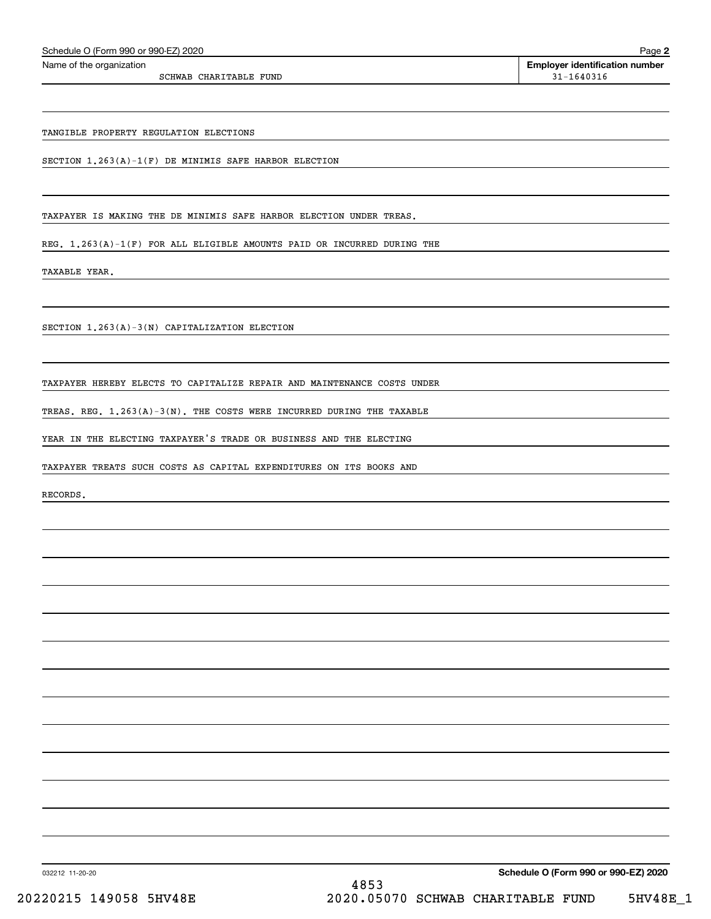Name of the organization: SCHWAB CHARITABLE FUND

Employer identification number: 31-1640316

TANGIBLE PROPERTY REGULATION ELECTIONS

SECTION 1.263(A)-1(F) DE MINIMIS SAFE HARBOR ELECTION

TAXPAYER IS MAKING THE DE MINIMIS SAFE HARBOR ELECTION UNDER TREAS. REG. 1.263(A)-1(F) FOR ALL ELIGIBLE AMOUNTS PAID OR INCURRED DURING THE TAXABLE YEAR.

SECTION 1.263(A)-3(N) CAPITALIZATION ELECTION

TAXPAYER HEREBY ELECTS TO CAPITALIZE REPAIR AND MAINTENANCE COSTS UNDER TREAS. REG. 1.263(A)-3(N). THE COSTS WERE INCURRED DURING THE TAXABLE YEAR IN THE ELECTING TAXPAYER'S TRADE OR BUSINESS AND THE ELECTING TAXPAYER TREATS SUCH COSTS AS CAPITAL EXPENDITURES ON ITS BOOKS AND RECORDS.